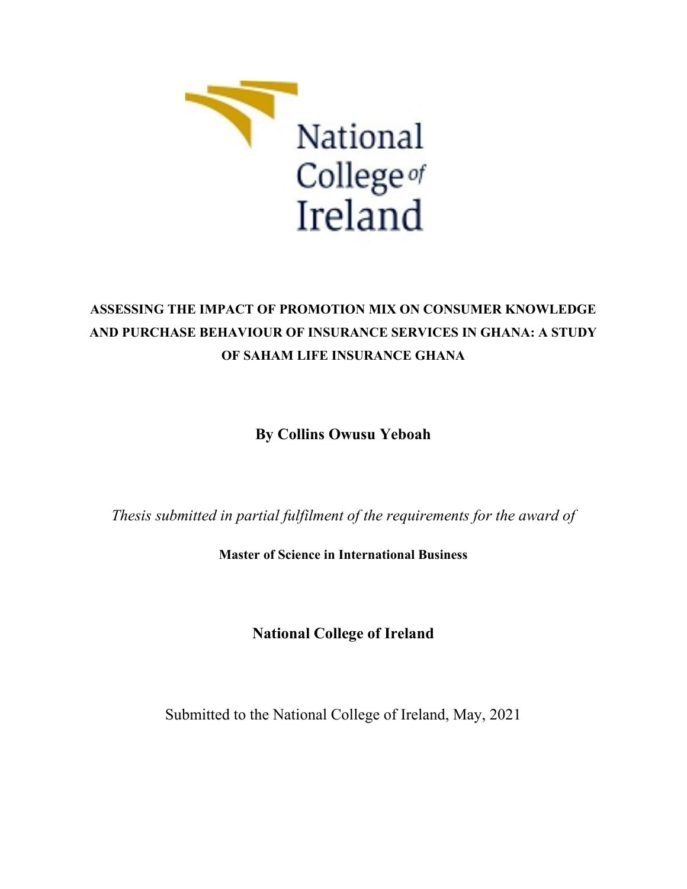National College of Ireland

**ASSESSING THE IMPACT OF PROMOTION MIX ON CONSUMER KNOWLEDGE AND PURCHASE BEHAVIOUR OF INSURANCE SERVICES IN GHANA: A STUDY OF SAHAM LIFE INSURANCE GHANA**

**By Collins Owusu Yeboah**

*Thesis submitted in partial fulfilment of the requirements for the award of*

**Master of Science in International Business**

**National College of Ireland**

Submitted to the National College of Ireland, May, 2021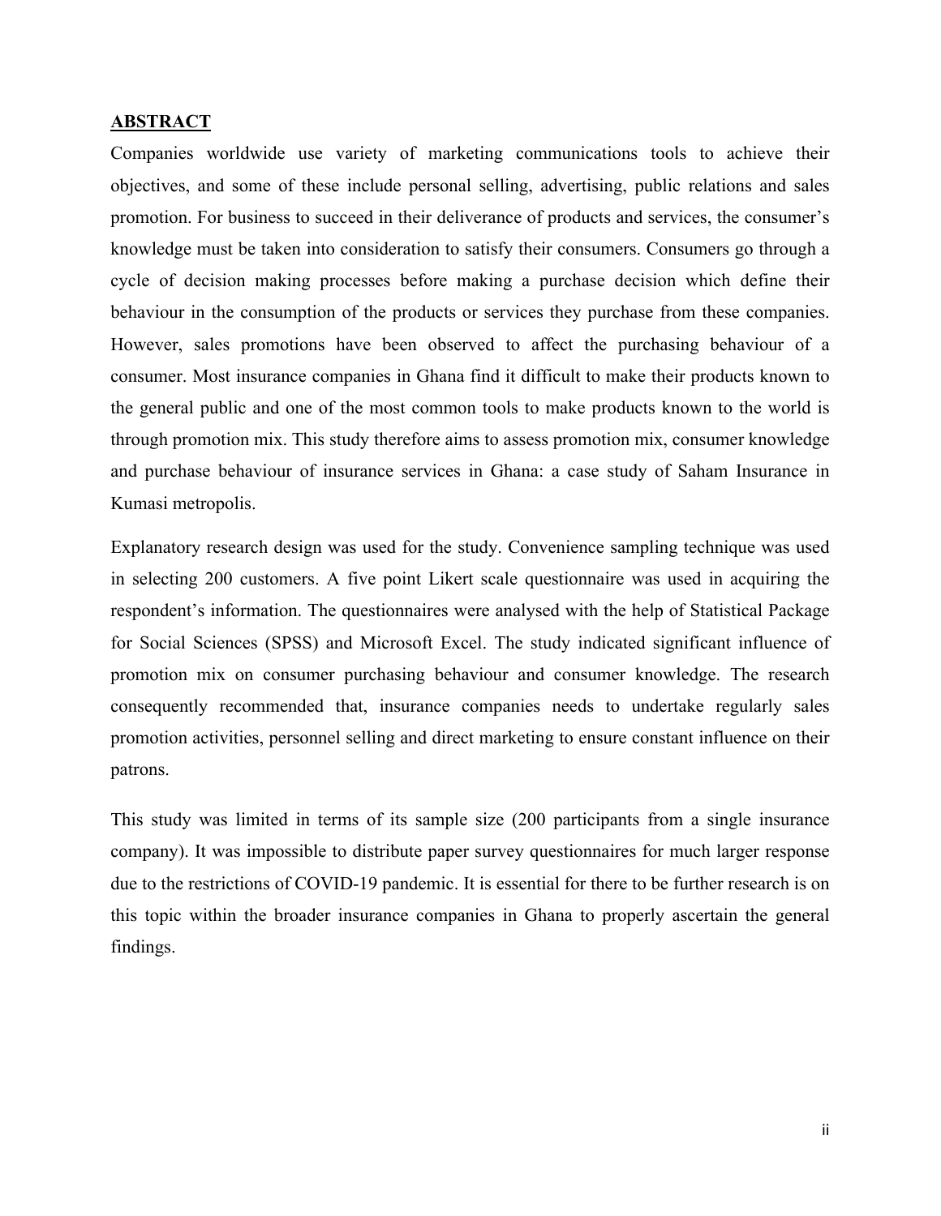## ABSTRACT

Companies worldwide use variety of marketing communications tools to achieve their objectives, and some of these include personal selling, advertising, public relations and sales promotion. For business to succeed in their deliverance of products and services, the consumer's knowledge must be taken into consideration to satisfy their consumers. Consumers go through a cycle of decision making processes before making a purchase decision which define their behaviour in the consumption of the products or services they purchase from these companies. However, sales promotions have been observed to affect the purchasing behaviour of a consumer. Most insurance companies in Ghana find it difficult to make their products known to the general public and one of the most common tools to make products known to the world is through promotion mix. This study therefore aims to assess promotion mix, consumer knowledge and purchase behaviour of insurance services in Ghana: a case study of Saham Insurance in Kumasi metropolis.

Explanatory research design was used for the study. Convenience sampling technique was used in selecting 200 customers. A five point Likert scale questionnaire was used in acquiring the respondent's information. The questionnaires were analysed with the help of Statistical Package for Social Sciences (SPSS) and Microsoft Excel. The study indicated significant influence of promotion mix on consumer purchasing behaviour and consumer knowledge. The research consequently recommended that, insurance companies needs to undertake regularly sales promotion activities, personnel selling and direct marketing to ensure constant influence on their patrons.

This study was limited in terms of its sample size (200 participants from a single insurance company). It was impossible to distribute paper survey questionnaires for much larger response due to the restrictions of COVID-19 pandemic. It is essential for there to be further research is on this topic within the broader insurance companies in Ghana to properly ascertain the general findings.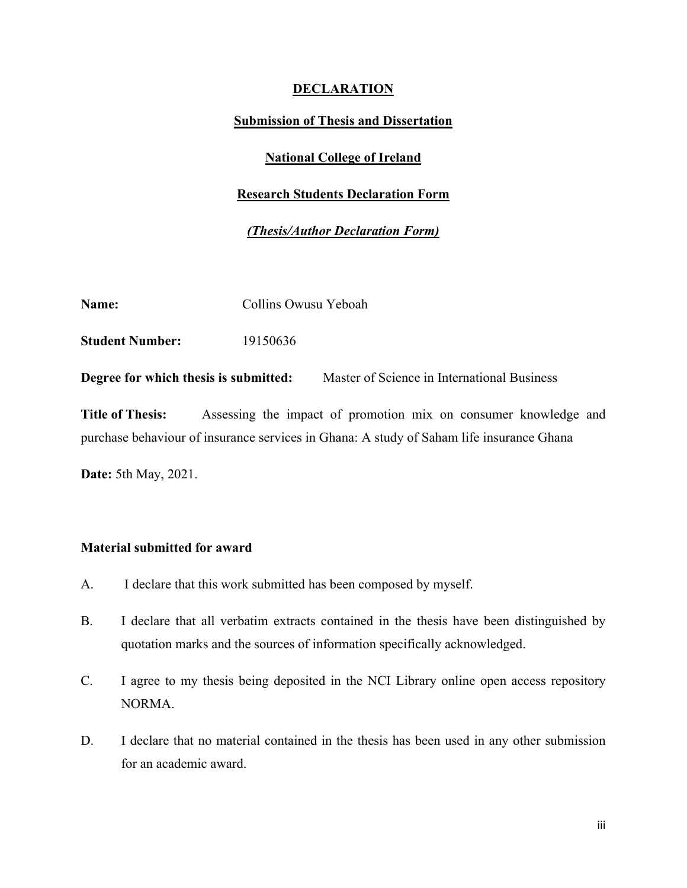# **DECLARATION**

## **Submission of Thesis and Dissertation**

## **National College of Ireland**

## **Research Students Declaration Form**

### ***(Thesis/Author Declaration Form)***

**Name:** Collins Owusu Yeboah

**Student Number:** 19150636

**Degree for which thesis is submitted:** Master of Science in International Business

**Title of Thesis:** Assessing the impact of promotion mix on consumer knowledge and purchase behaviour of insurance services in Ghana: A study of Saham life insurance Ghana

**Date:** 5th May, 2021.

**Material submitted for award**

A. I declare that this work submitted has been composed by myself.

B. I declare that all verbatim extracts contained in the thesis have been distinguished by quotation marks and the sources of information specifically acknowledged.

C. I agree to my thesis being deposited in the NCI Library online open access repository NORMA.

D. I declare that no material contained in the thesis has been used in any other submission for an academic award.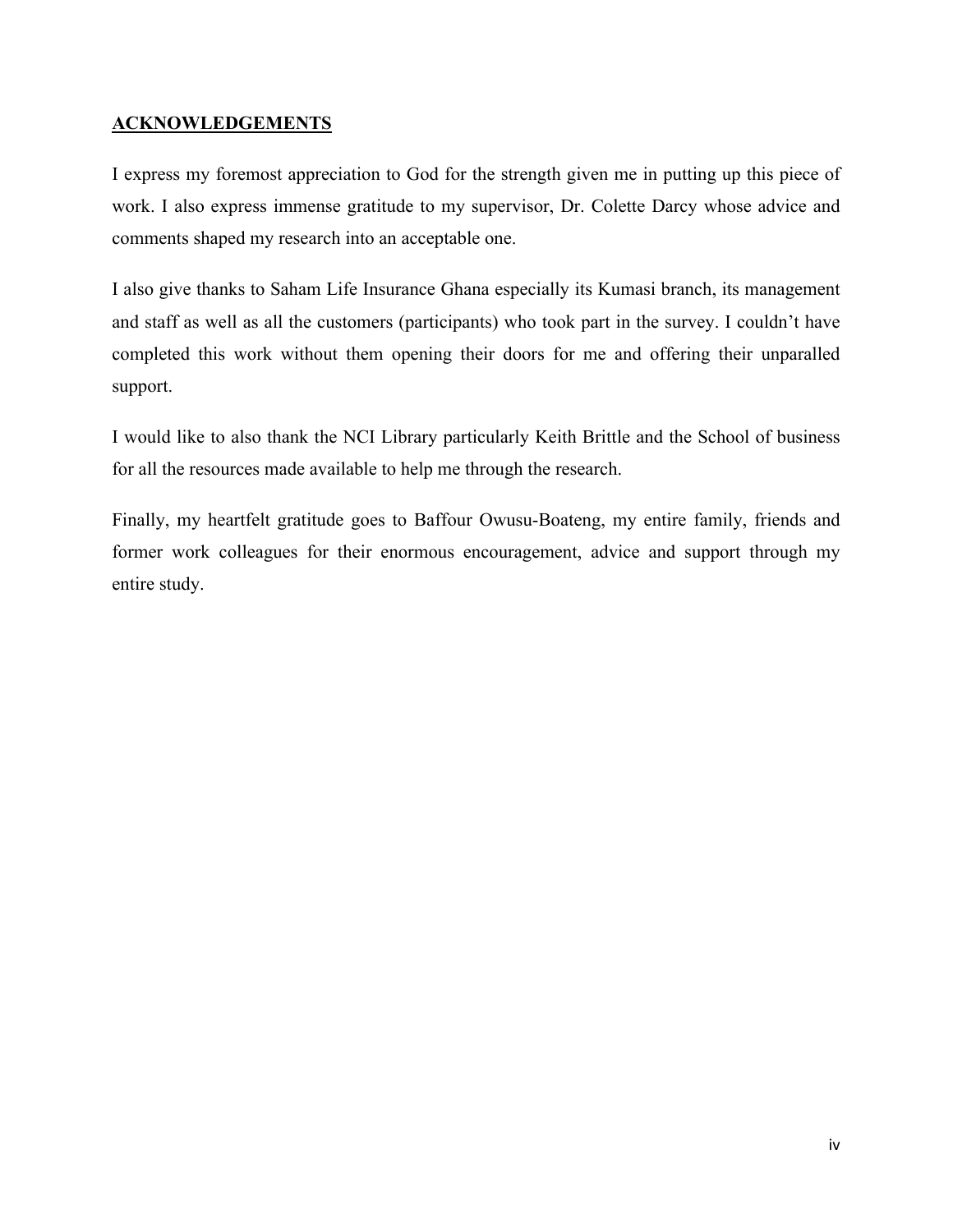## ACKNOWLEDGEMENTS

I express my foremost appreciation to God for the strength given me in putting up this piece of work. I also express immense gratitude to my supervisor, Dr. Colette Darcy whose advice and comments shaped my research into an acceptable one.

I also give thanks to Saham Life Insurance Ghana especially its Kumasi branch, its management and staff as well as all the customers (participants) who took part in the survey. I couldn't have completed this work without them opening their doors for me and offering their unparalled support.

I would like to also thank the NCI Library particularly Keith Brittle and the School of business for all the resources made available to help me through the research.

Finally, my heartfelt gratitude goes to Baffour Owusu-Boateng, my entire family, friends and former work colleagues for their enormous encouragement, advice and support through my entire study.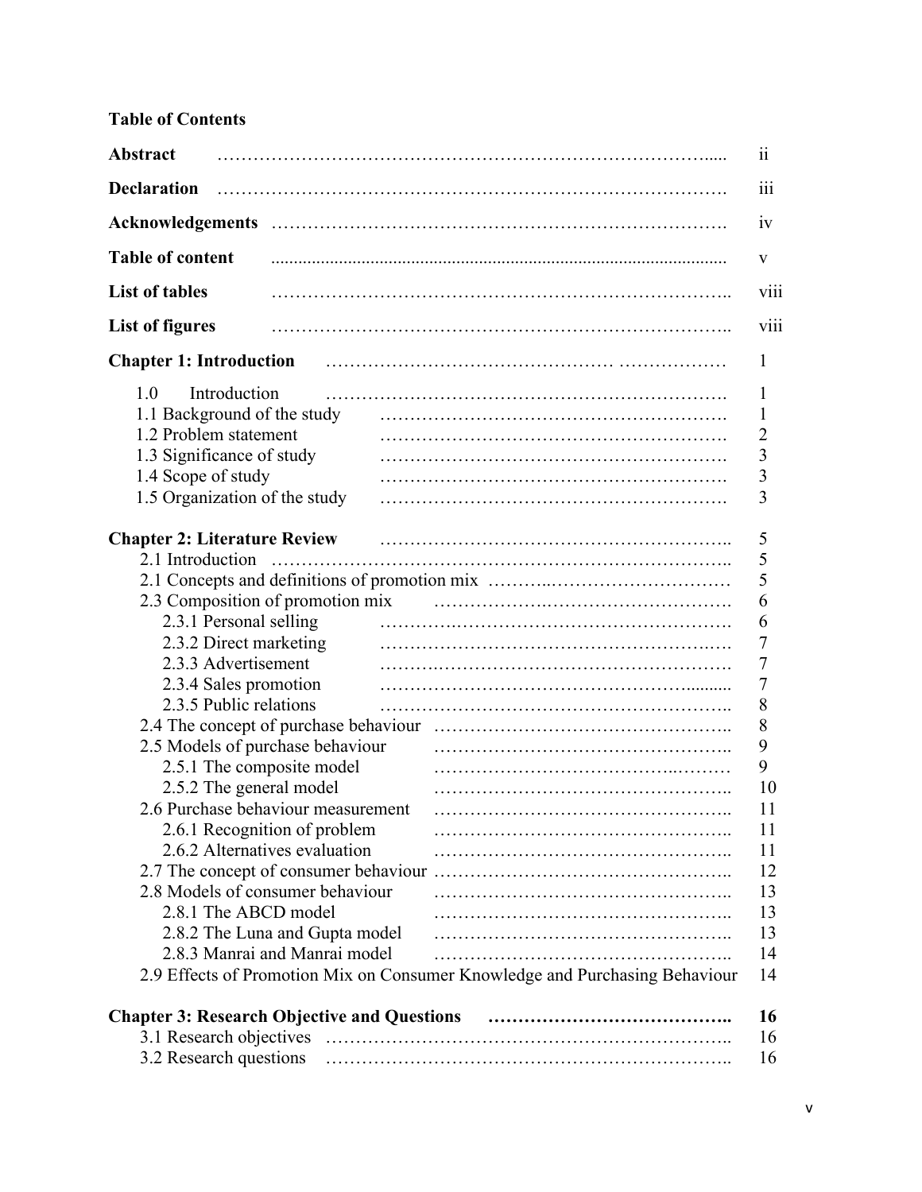**Table of Contents**

| | |
|---|---|
| **Abstract** | ii |
| **Declaration** | iii |
| **Acknowledgements** | iv |
| **Table of content** | v |
| **List of tables** | viii |
| **List of figures** | viii |
| **Chapter 1: Introduction** | 1 |
| 1.0 Introduction | 1 |
| 1.1 Background of the study | 1 |
| 1.2 Problem statement | 2 |
| 1.3 Significance of study | 3 |
| 1.4 Scope of study | 3 |
| 1.5 Organization of the study | 3 |
| **Chapter 2: Literature Review** | 5 |
| 2.1 Introduction | 5 |
| 2.1 Concepts and definitions of promotion mix | 5 |
| 2.3 Composition of promotion mix | 6 |
| 2.3.1 Personal selling | 6 |
| 2.3.2 Direct marketing | 7 |
| 2.3.3 Advertisement | 7 |
| 2.3.4 Sales promotion | 7 |
| 2.3.5 Public relations | 8 |
| 2.4 The concept of purchase behaviour | 8 |
| 2.5 Models of purchase behaviour | 9 |
| 2.5.1 The composite model | 9 |
| 2.5.2 The general model | 10 |
| 2.6 Purchase behaviour measurement | 11 |
| 2.6.1 Recognition of problem | 11 |
| 2.6.2 Alternatives evaluation | 11 |
| 2.7 The concept of consumer behaviour | 12 |
| 2.8 Models of consumer behaviour | 13 |
| 2.8.1 The ABCD model | 13 |
| 2.8.2 The Luna and Gupta model | 13 |
| 2.8.3 Manrai and Manrai model | 14 |
| 2.9 Effects of Promotion Mix on Consumer Knowledge and Purchasing Behaviour | 14 |
| **Chapter 3: Research Objective and Questions** | **16** |
| 3.1 Research objectives | 16 |
| 3.2 Research questions | 16 |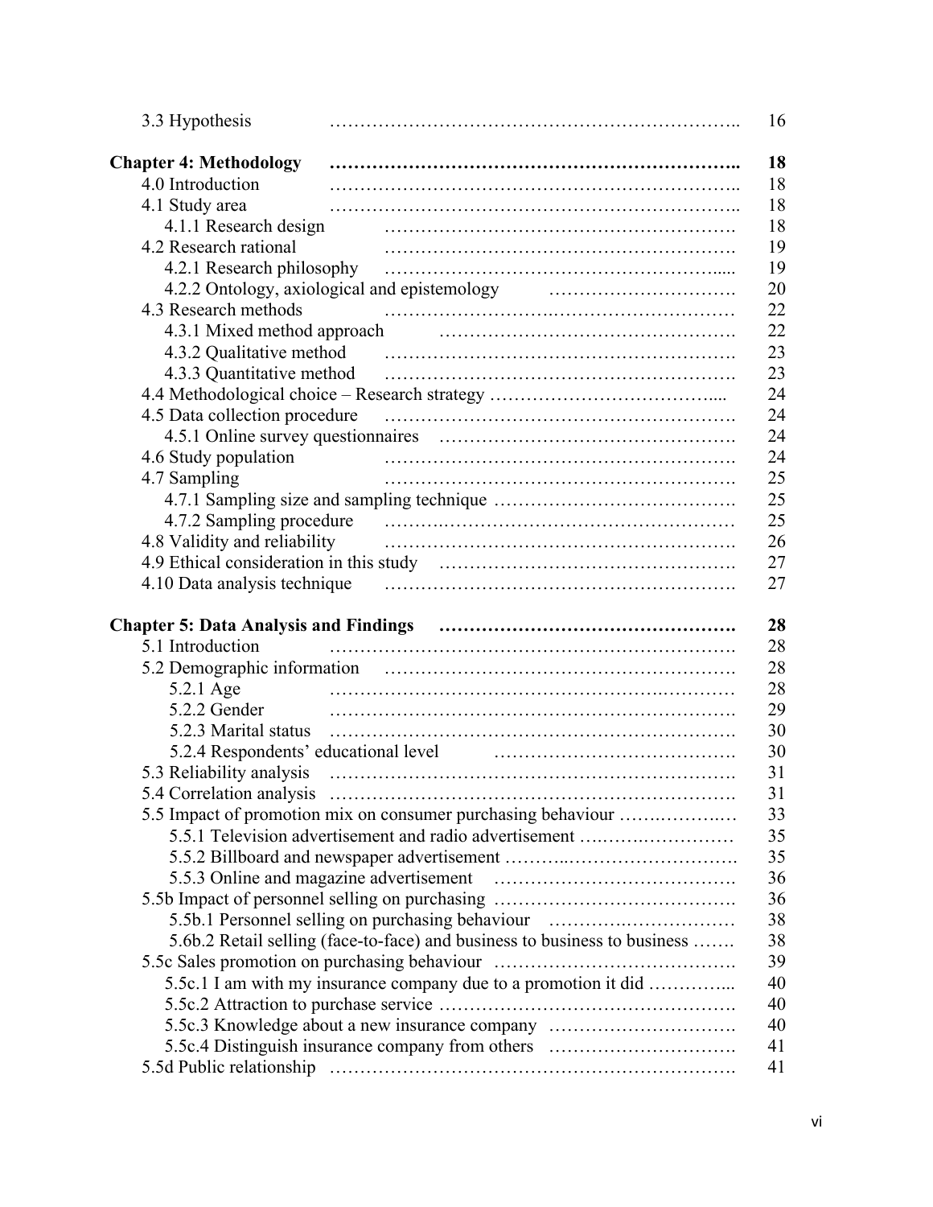| | |
|---|---|
| 3.3 Hypothesis | 16 |
| **Chapter 4: Methodology** | **18** |
| 4.0 Introduction | 18 |
| 4.1 Study area | 18 |
| 4.1.1 Research design | 18 |
| 4.2 Research rational | 19 |
| 4.2.1 Research philosophy | 19 |
| 4.2.2 Ontology, axiological and epistemology | 20 |
| 4.3 Research methods | 22 |
| 4.3.1 Mixed method approach | 22 |
| 4.3.2 Qualitative method | 23 |
| 4.3.3 Quantitative method | 23 |
| 4.4 Methodological choice – Research strategy | 24 |
| 4.5 Data collection procedure | 24 |
| 4.5.1 Online survey questionnaires | 24 |
| 4.6 Study population | 24 |
| 4.7 Sampling | 25 |
| 4.7.1 Sampling size and sampling technique | 25 |
| 4.7.2 Sampling procedure | 25 |
| 4.8 Validity and reliability | 26 |
| 4.9 Ethical consideration in this study | 27 |
| 4.10 Data analysis technique | 27 |
| **Chapter 5: Data Analysis and Findings** | **28** |
| 5.1 Introduction | 28 |
| 5.2 Demographic information | 28 |
| 5.2.1 Age | 28 |
| 5.2.2 Gender | 29 |
| 5.2.3 Marital status | 30 |
| 5.2.4 Respondents' educational level | 30 |
| 5.3 Reliability analysis | 31 |
| 5.4 Correlation analysis | 31 |
| 5.5 Impact of promotion mix on consumer purchasing behaviour | 33 |
| 5.5.1 Television advertisement and radio advertisement | 35 |
| 5.5.2 Billboard and newspaper advertisement | 35 |
| 5.5.3 Online and magazine advertisement | 36 |
| 5.5b Impact of personnel selling on purchasing | 36 |
| 5.5b.1 Personnel selling on purchasing behaviour | 38 |
| 5.6b.2 Retail selling (face-to-face) and business to business to business | 38 |
| 5.5c Sales promotion on purchasing behaviour | 39 |
| 5.5c.1 I am with my insurance company due to a promotion it did | 40 |
| 5.5c.2 Attraction to purchase service | 40 |
| 5.5c.3 Knowledge about a new insurance company | 40 |
| 5.5c.4 Distinguish insurance company from others | 41 |
| 5.5d Public relationship | 41 |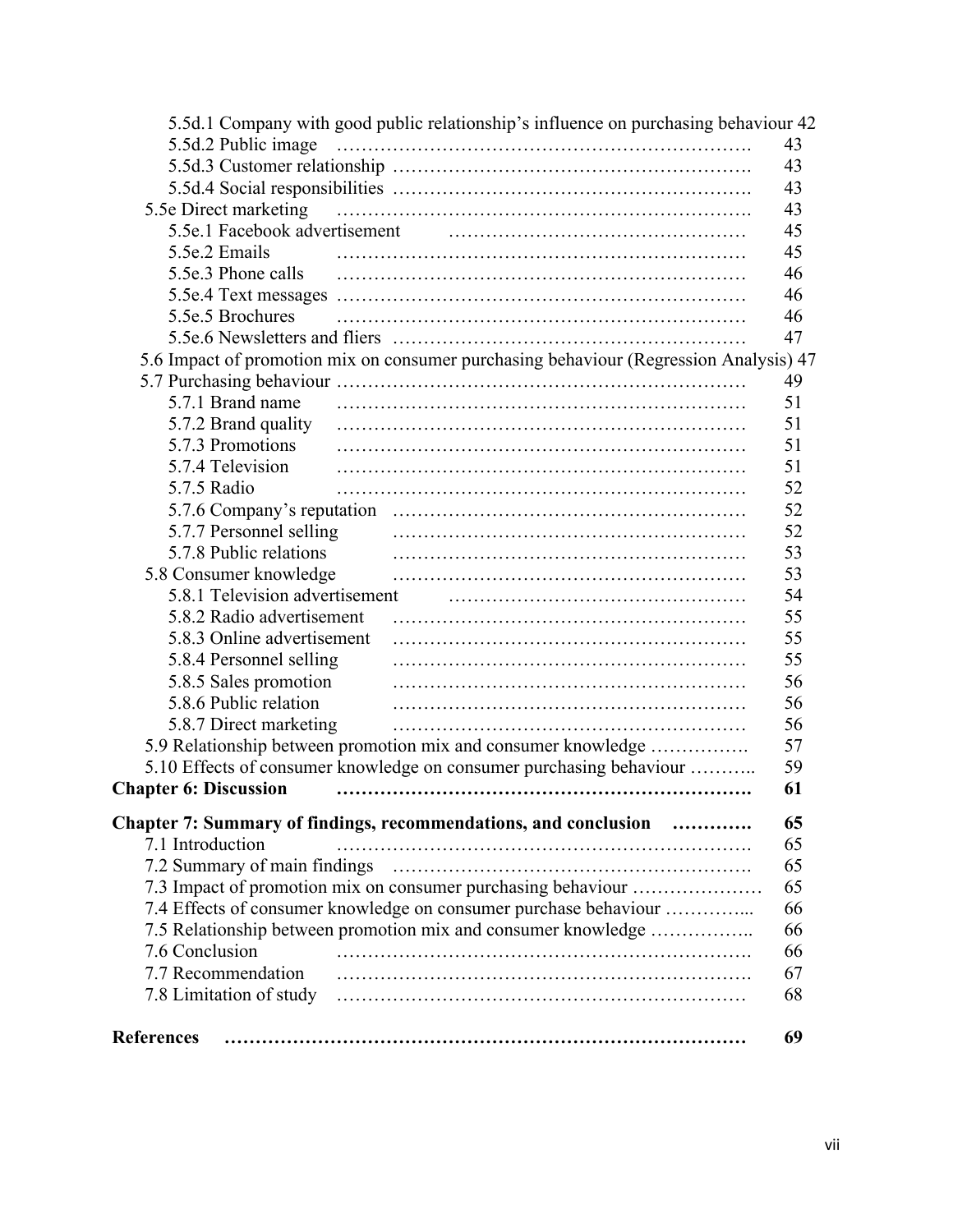5.5d.1 Company with good public relationship's influence on purchasing behaviour 42
5.5d.2 Public image ………………………………………………………. 43
5.5d.3 Customer relationship ………………………………………………. 43
5.5d.4 Social responsibilities ………………………………………………. 43
5.5e Direct marketing ………………………………………………………. 43
5.5e.1 Facebook advertisement ………………………………………… 45
5.5e.2 Emails ……………………………………………………… 45
5.5e.3 Phone calls ……………………………………………………… 46
5.5e.4 Text messages ……………………………………………………… 46
5.5e.5 Brochures ……………………………………………………… 46
5.5e.6 Newsletters and fliers ……………………………………………… 47
5.6 Impact of promotion mix on consumer purchasing behaviour (Regression Analysis) 47
5.7 Purchasing behaviour ……………………………………………………… 49
5.7.1 Brand name ……………………………………………………… 51
5.7.2 Brand quality ……………………………………………………… 51
5.7.3 Promotions ……………………………………………………… 51
5.7.4 Television ……………………………………………………… 51
5.7.5 Radio ……………………………………………………… 52
5.7.6 Company's reputation ……………………………………………… 52
5.7.7 Personnel selling ……………………………………………… 52
5.7.8 Public relations ……………………………………………… 53
5.8 Consumer knowledge ……………………………………………… 53
5.8.1 Television advertisement ………………………………………… 54
5.8.2 Radio advertisement ……………………………………………… 55
5.8.3 Online advertisement ……………………………………………… 55
5.8.4 Personnel selling ……………………………………………… 55
5.8.5 Sales promotion ……………………………………………… 56
5.8.6 Public relation ……………………………………………… 56
5.8.7 Direct marketing ……………………………………………… 56
5.9 Relationship between promotion mix and consumer knowledge ……………. 57
5.10 Effects of consumer knowledge on consumer purchasing behaviour ……….. 59

**Chapter 6: Discussion ………………………………………………………. 61**

**Chapter 7: Summary of findings, recommendations, and conclusion …………. 65**

7.1 Introduction ………………………………………………………. 65
7.2 Summary of main findings ………………………………………………. 65
7.3 Impact of promotion mix on consumer purchasing behaviour ………………… 65
7.4 Effects of consumer knowledge on consumer purchase behaviour …………... 66
7.5 Relationship between promotion mix and consumer knowledge …………….. 66
7.6 Conclusion ………………………………………………………. 66
7.7 Recommendation ………………………………………………………. 67
7.8 Limitation of study ……………………………………………………… 68

**References ……………………………………………………………………… 69**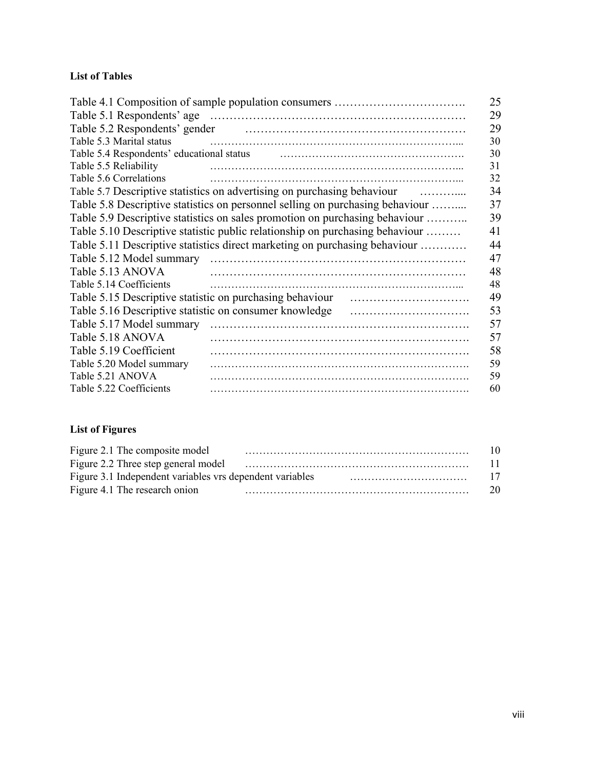**List of Tables**

| | |
|---|---|
| Table 4.1 Composition of sample population consumers ……………………………. | 25 |
| Table 5.1 Respondents' age ………………………………………………………… | 29 |
| Table 5.2 Respondents' gender ………………………………………………… | 29 |
| Table 5.3 Marital status ……………………………………………………………... | 30 |
| Table 5.4 Respondents' educational status …………………………………………. | 30 |
| Table 5.5 Reliability ……………………………………………………………... | 31 |
| Table 5.6 Correlations ……………………………………………………………... | 32 |
| Table 5.7 Descriptive statistics on advertising on purchasing behaviour ……….... | 34 |
| Table 5.8 Descriptive statistics on personnel selling on purchasing behaviour ……... | 37 |
| Table 5.9 Descriptive statistics on sales promotion on purchasing behaviour ……….. | 39 |
| Table 5.10 Descriptive statistic public relationship on purchasing behaviour ……… | 41 |
| Table 5.11 Descriptive statistics direct marketing on purchasing behaviour ………… | 44 |
| Table 5.12 Model summary ………………………………………………………… | 47 |
| Table 5.13 ANOVA ………………………………………………………… | 48 |
| Table 5.14 Coefficients ……………………………………………………………... | 48 |
| Table 5.15 Descriptive statistic on purchasing behaviour …………………………. | 49 |
| Table 5.16 Descriptive statistic on consumer knowledge …………………………. | 53 |
| Table 5.17 Model summary ……………………………………………………………. | 57 |
| Table 5.18 ANOVA ……………………………………………………………. | 57 |
| Table 5.19 Coefficient ……………………………………………………………. | 58 |
| Table 5.20 Model summary ……………………………………………………………. | 59 |
| Table 5.21 ANOVA ……………………………………………………………. | 59 |
| Table 5.22 Coefficients ……………………………………………………………. | 60 |

**List of Figures**

| | |
|---|---|
| Figure 2.1 The composite model ……………………………………………………… | 10 |
| Figure 2.2 Three step general model ……………………………………………………… | 11 |
| Figure 3.1 Independent variables vrs dependent variables …………………………… | 17 |
| Figure 4.1 The research onion ……………………………………………………… | 20 |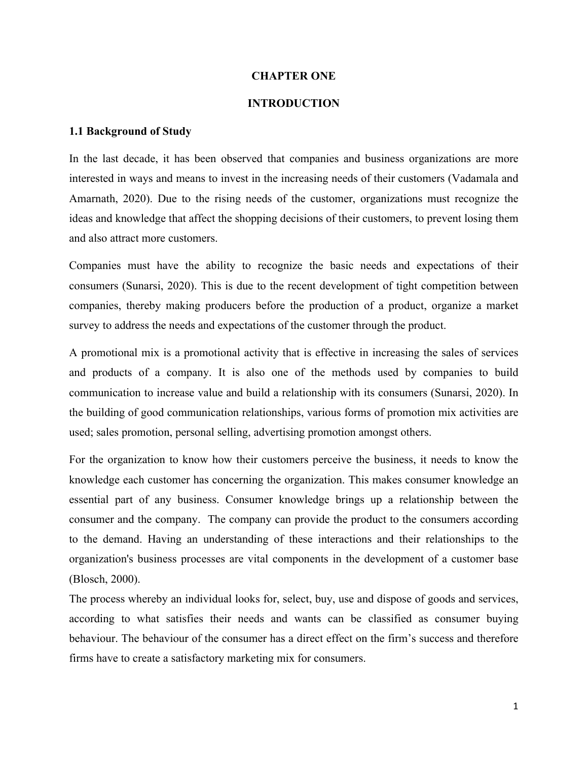# CHAPTER ONE

# INTRODUCTION

## 1.1 Background of Study

In the last decade, it has been observed that companies and business organizations are more interested in ways and means to invest in the increasing needs of their customers (Vadamala and Amarnath, 2020). Due to the rising needs of the customer, organizations must recognize the ideas and knowledge that affect the shopping decisions of their customers, to prevent losing them and also attract more customers.

Companies must have the ability to recognize the basic needs and expectations of their consumers (Sunarsi, 2020). This is due to the recent development of tight competition between companies, thereby making producers before the production of a product, organize a market survey to address the needs and expectations of the customer through the product.

A promotional mix is a promotional activity that is effective in increasing the sales of services and products of a company. It is also one of the methods used by companies to build communication to increase value and build a relationship with its consumers (Sunarsi, 2020). In the building of good communication relationships, various forms of promotion mix activities are used; sales promotion, personal selling, advertising promotion amongst others.

For the organization to know how their customers perceive the business, it needs to know the knowledge each customer has concerning the organization. This makes consumer knowledge an essential part of any business. Consumer knowledge brings up a relationship between the consumer and the company. The company can provide the product to the consumers according to the demand. Having an understanding of these interactions and their relationships to the organization's business processes are vital components in the development of a customer base (Blosch, 2000).

The process whereby an individual looks for, select, buy, use and dispose of goods and services, according to what satisfies their needs and wants can be classified as consumer buying behaviour. The behaviour of the consumer has a direct effect on the firm's success and therefore firms have to create a satisfactory marketing mix for consumers.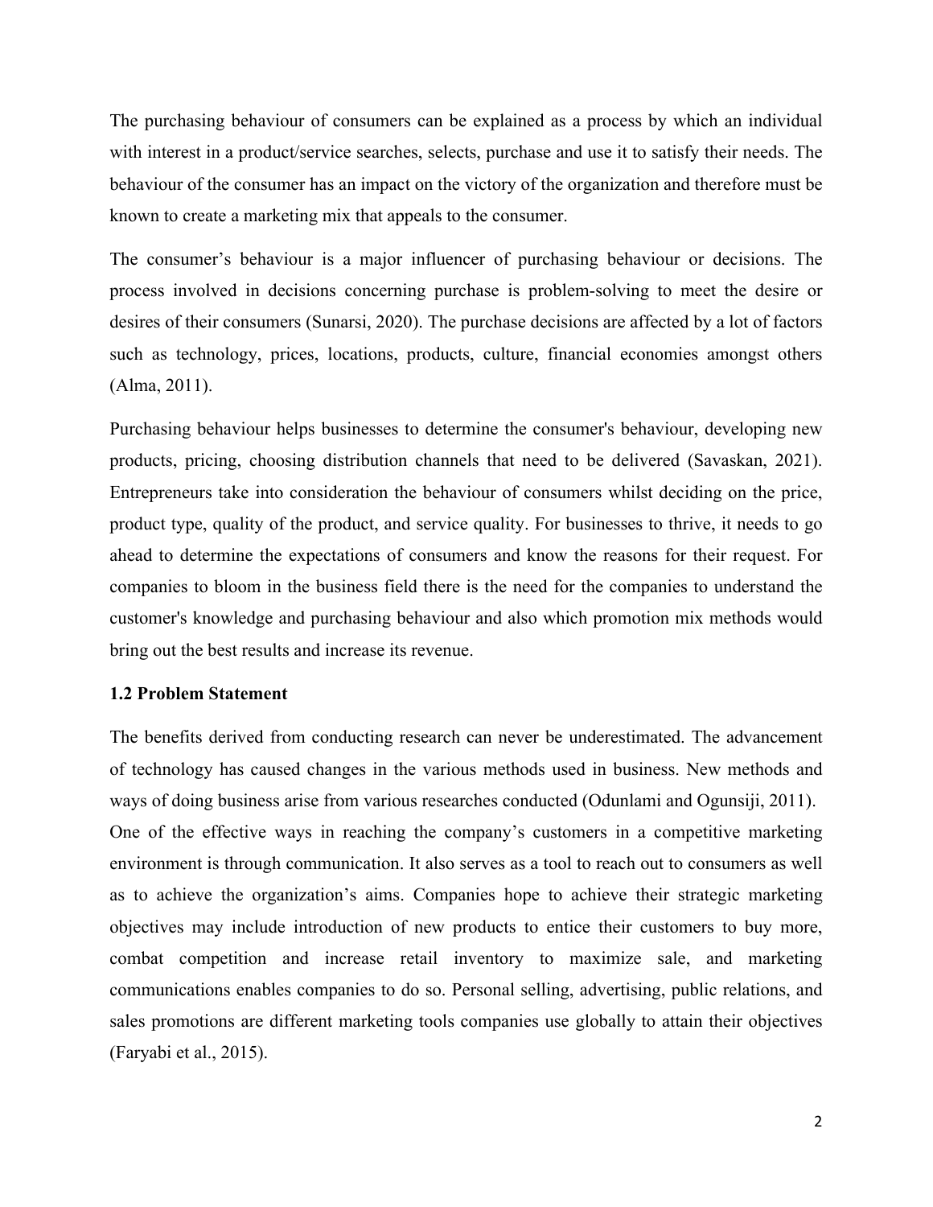The purchasing behaviour of consumers can be explained as a process by which an individual with interest in a product/service searches, selects, purchase and use it to satisfy their needs. The behaviour of the consumer has an impact on the victory of the organization and therefore must be known to create a marketing mix that appeals to the consumer.

The consumer's behaviour is a major influencer of purchasing behaviour or decisions. The process involved in decisions concerning purchase is problem-solving to meet the desire or desires of their consumers (Sunarsi, 2020). The purchase decisions are affected by a lot of factors such as technology, prices, locations, products, culture, financial economies amongst others (Alma, 2011).

Purchasing behaviour helps businesses to determine the consumer's behaviour, developing new products, pricing, choosing distribution channels that need to be delivered (Savaskan, 2021). Entrepreneurs take into consideration the behaviour of consumers whilst deciding on the price, product type, quality of the product, and service quality. For businesses to thrive, it needs to go ahead to determine the expectations of consumers and know the reasons for their request. For companies to bloom in the business field there is the need for the companies to understand the customer's knowledge and purchasing behaviour and also which promotion mix methods would bring out the best results and increase its revenue.

### 1.2 Problem Statement

The benefits derived from conducting research can never be underestimated. The advancement of technology has caused changes in the various methods used in business. New methods and ways of doing business arise from various researches conducted (Odunlami and Ogunsiji, 2011).
One of the effective ways in reaching the company's customers in a competitive marketing environment is through communication. It also serves as a tool to reach out to consumers as well as to achieve the organization's aims. Companies hope to achieve their strategic marketing objectives may include introduction of new products to entice their customers to buy more, combat competition and increase retail inventory to maximize sale, and marketing communications enables companies to do so. Personal selling, advertising, public relations, and sales promotions are different marketing tools companies use globally to attain their objectives (Faryabi et al., 2015).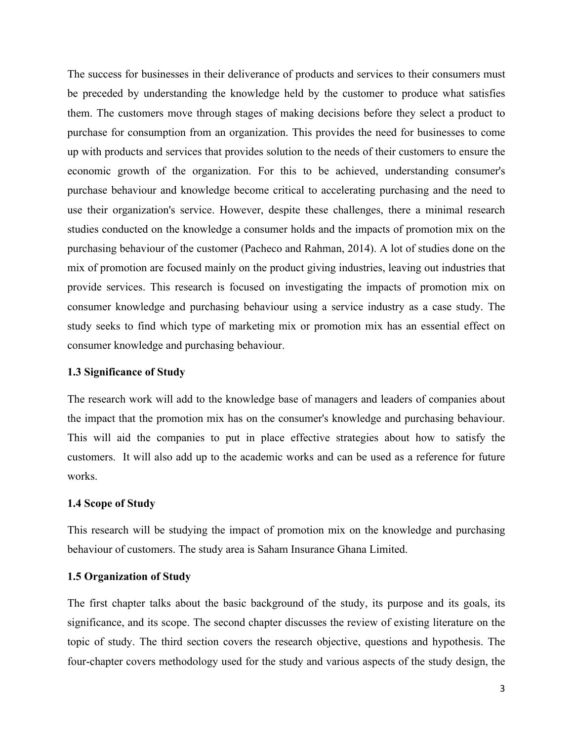The success for businesses in their deliverance of products and services to their consumers must be preceded by understanding the knowledge held by the customer to produce what satisfies them. The customers move through stages of making decisions before they select a product to purchase for consumption from an organization. This provides the need for businesses to come up with products and services that provides solution to the needs of their customers to ensure the economic growth of the organization. For this to be achieved, understanding consumer's purchase behaviour and knowledge become critical to accelerating purchasing and the need to use their organization's service. However, despite these challenges, there a minimal research studies conducted on the knowledge a consumer holds and the impacts of promotion mix on the purchasing behaviour of the customer (Pacheco and Rahman, 2014). A lot of studies done on the mix of promotion are focused mainly on the product giving industries, leaving out industries that provide services. This research is focused on investigating the impacts of promotion mix on consumer knowledge and purchasing behaviour using a service industry as a case study. The study seeks to find which type of marketing mix or promotion mix has an essential effect on consumer knowledge and purchasing behaviour.

### 1.3 Significance of Study

The research work will add to the knowledge base of managers and leaders of companies about the impact that the promotion mix has on the consumer's knowledge and purchasing behaviour. This will aid the companies to put in place effective strategies about how to satisfy the customers. It will also add up to the academic works and can be used as a reference for future works.

### 1.4 Scope of Study

This research will be studying the impact of promotion mix on the knowledge and purchasing behaviour of customers. The study area is Saham Insurance Ghana Limited.

### 1.5 Organization of Study

The first chapter talks about the basic background of the study, its purpose and its goals, its significance, and its scope. The second chapter discusses the review of existing literature on the topic of study. The third section covers the research objective, questions and hypothesis. The four-chapter covers methodology used for the study and various aspects of the study design, the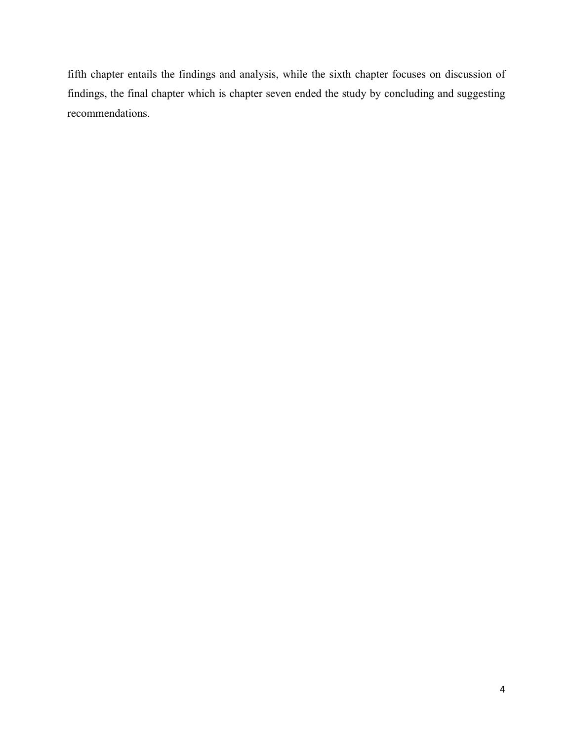fifth chapter entails the findings and analysis, while the sixth chapter focuses on discussion of findings, the final chapter which is chapter seven ended the study by concluding and suggesting recommendations.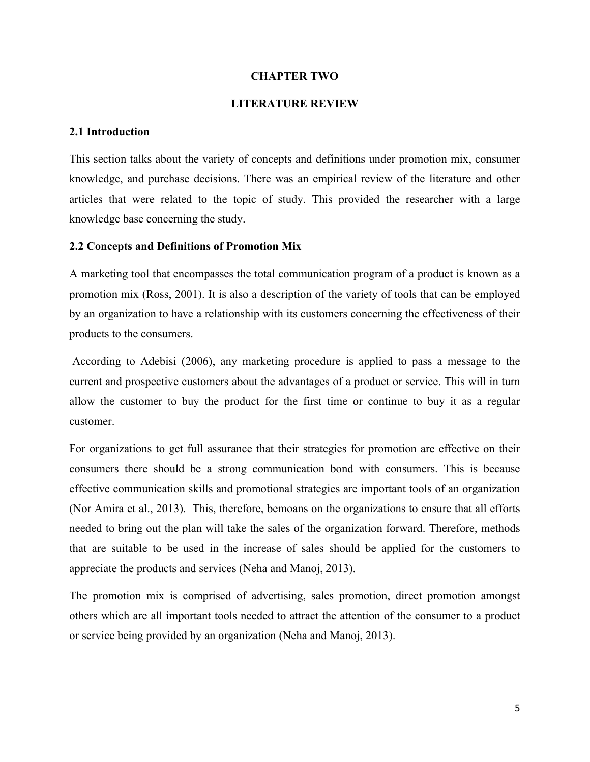# CHAPTER TWO

# LITERATURE REVIEW

## 2.1 Introduction

This section talks about the variety of concepts and definitions under promotion mix, consumer knowledge, and purchase decisions. There was an empirical review of the literature and other articles that were related to the topic of study. This provided the researcher with a large knowledge base concerning the study.

## 2.2 Concepts and Definitions of Promotion Mix

A marketing tool that encompasses the total communication program of a product is known as a promotion mix (Ross, 2001). It is also a description of the variety of tools that can be employed by an organization to have a relationship with its customers concerning the effectiveness of their products to the consumers.

According to Adebisi (2006), any marketing procedure is applied to pass a message to the current and prospective customers about the advantages of a product or service. This will in turn allow the customer to buy the product for the first time or continue to buy it as a regular customer.

For organizations to get full assurance that their strategies for promotion are effective on their consumers there should be a strong communication bond with consumers. This is because effective communication skills and promotional strategies are important tools of an organization (Nor Amira et al., 2013). This, therefore, bemoans on the organizations to ensure that all efforts needed to bring out the plan will take the sales of the organization forward. Therefore, methods that are suitable to be used in the increase of sales should be applied for the customers to appreciate the products and services (Neha and Manoj, 2013).

The promotion mix is comprised of advertising, sales promotion, direct promotion amongst others which are all important tools needed to attract the attention of the consumer to a product or service being provided by an organization (Neha and Manoj, 2013).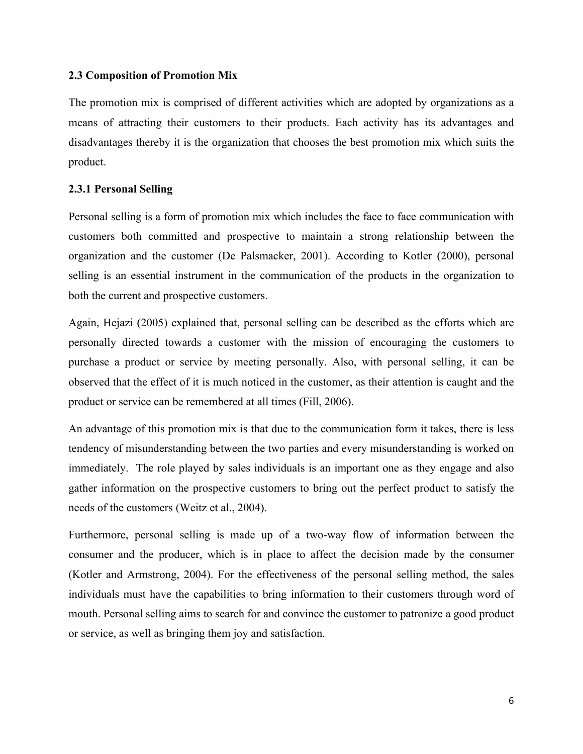### 2.3 Composition of Promotion Mix

The promotion mix is comprised of different activities which are adopted by organizations as a means of attracting their customers to their products. Each activity has its advantages and disadvantages thereby it is the organization that chooses the best promotion mix which suits the product.

### 2.3.1 Personal Selling

Personal selling is a form of promotion mix which includes the face to face communication with customers both committed and prospective to maintain a strong relationship between the organization and the customer (De Palsmacker, 2001). According to Kotler (2000), personal selling is an essential instrument in the communication of the products in the organization to both the current and prospective customers.

Again, Hejazi (2005) explained that, personal selling can be described as the efforts which are personally directed towards a customer with the mission of encouraging the customers to purchase a product or service by meeting personally. Also, with personal selling, it can be observed that the effect of it is much noticed in the customer, as their attention is caught and the product or service can be remembered at all times (Fill, 2006).

An advantage of this promotion mix is that due to the communication form it takes, there is less tendency of misunderstanding between the two parties and every misunderstanding is worked on immediately. The role played by sales individuals is an important one as they engage and also gather information on the prospective customers to bring out the perfect product to satisfy the needs of the customers (Weitz et al., 2004).

Furthermore, personal selling is made up of a two-way flow of information between the consumer and the producer, which is in place to affect the decision made by the consumer (Kotler and Armstrong, 2004). For the effectiveness of the personal selling method, the sales individuals must have the capabilities to bring information to their customers through word of mouth. Personal selling aims to search for and convince the customer to patronize a good product or service, as well as bringing them joy and satisfaction.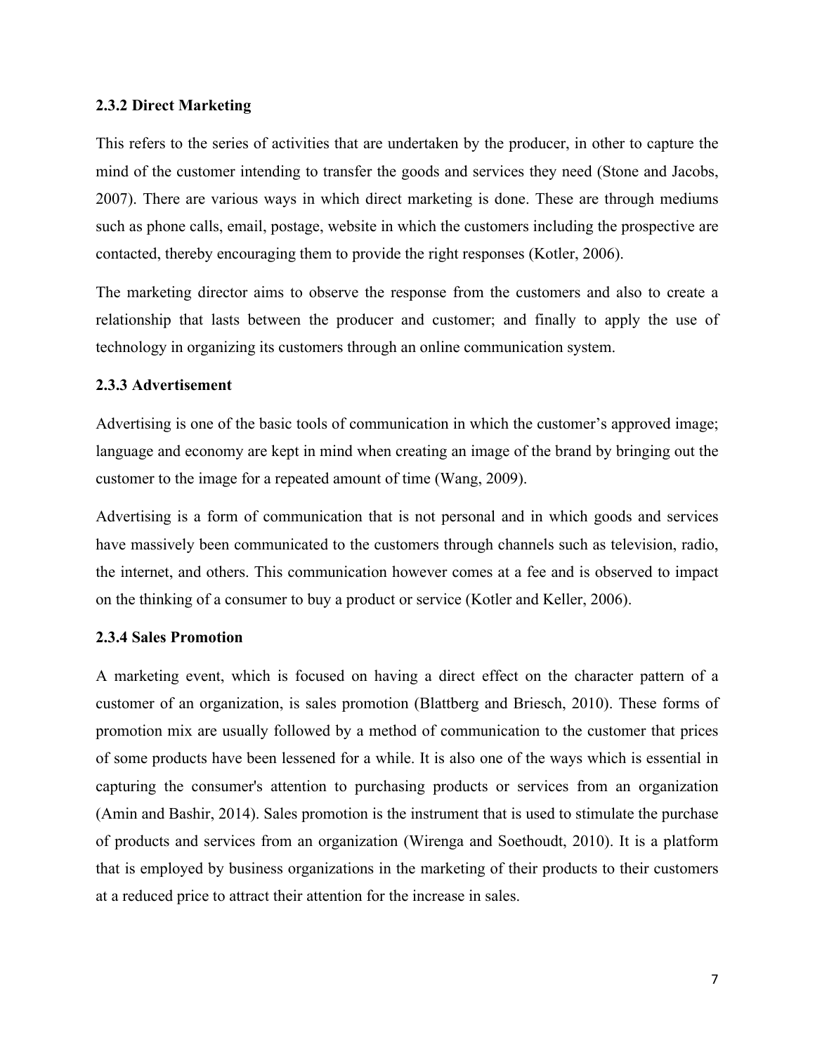### 2.3.2 Direct Marketing

This refers to the series of activities that are undertaken by the producer, in other to capture the mind of the customer intending to transfer the goods and services they need (Stone and Jacobs, 2007). There are various ways in which direct marketing is done. These are through mediums such as phone calls, email, postage, website in which the customers including the prospective are contacted, thereby encouraging them to provide the right responses (Kotler, 2006).

The marketing director aims to observe the response from the customers and also to create a relationship that lasts between the producer and customer; and finally to apply the use of technology in organizing its customers through an online communication system.

### 2.3.3 Advertisement

Advertising is one of the basic tools of communication in which the customer's approved image; language and economy are kept in mind when creating an image of the brand by bringing out the customer to the image for a repeated amount of time (Wang, 2009).

Advertising is a form of communication that is not personal and in which goods and services have massively been communicated to the customers through channels such as television, radio, the internet, and others. This communication however comes at a fee and is observed to impact on the thinking of a consumer to buy a product or service (Kotler and Keller, 2006).

### 2.3.4 Sales Promotion

A marketing event, which is focused on having a direct effect on the character pattern of a customer of an organization, is sales promotion (Blattberg and Briesch, 2010). These forms of promotion mix are usually followed by a method of communication to the customer that prices of some products have been lessened for a while. It is also one of the ways which is essential in capturing the consumer's attention to purchasing products or services from an organization (Amin and Bashir, 2014). Sales promotion is the instrument that is used to stimulate the purchase of products and services from an organization (Wirenga and Soethoudt, 2010). It is a platform that is employed by business organizations in the marketing of their products to their customers at a reduced price to attract their attention for the increase in sales.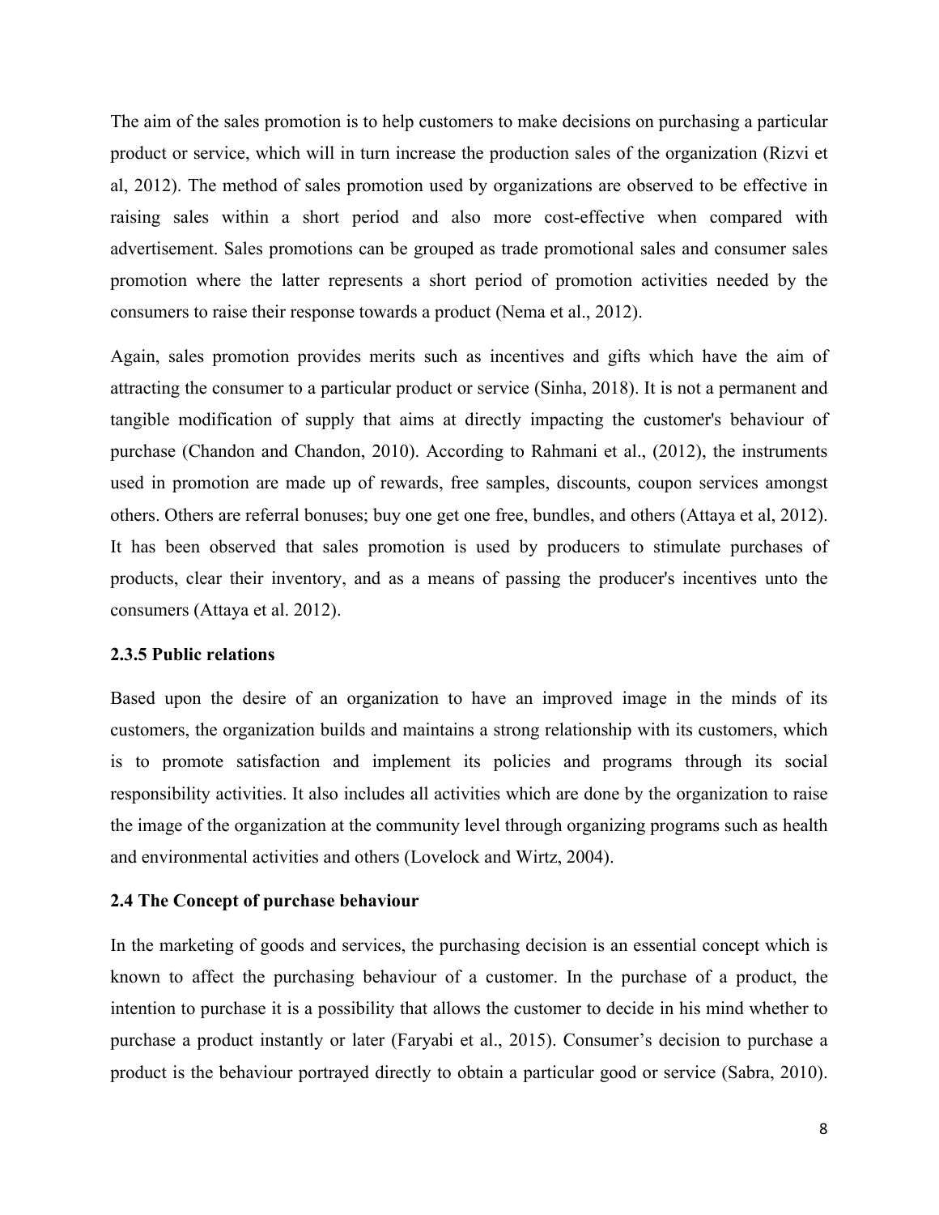The aim of the sales promotion is to help customers to make decisions on purchasing a particular product or service, which will in turn increase the production sales of the organization (Rizvi et al, 2012). The method of sales promotion used by organizations are observed to be effective in raising sales within a short period and also more cost-effective when compared with advertisement. Sales promotions can be grouped as trade promotional sales and consumer sales promotion where the latter represents a short period of promotion activities needed by the consumers to raise their response towards a product (Nema et al., 2012).

Again, sales promotion provides merits such as incentives and gifts which have the aim of attracting the consumer to a particular product or service (Sinha, 2018). It is not a permanent and tangible modification of supply that aims at directly impacting the customer's behaviour of purchase (Chandon and Chandon, 2010). According to Rahmani et al., (2012), the instruments used in promotion are made up of rewards, free samples, discounts, coupon services amongst others. Others are referral bonuses; buy one get one free, bundles, and others (Attaya et al, 2012). It has been observed that sales promotion is used by producers to stimulate purchases of products, clear their inventory, and as a means of passing the producer's incentives unto the consumers (Attaya et al. 2012).

#### 2.3.5 Public relations

Based upon the desire of an organization to have an improved image in the minds of its customers, the organization builds and maintains a strong relationship with its customers, which is to promote satisfaction and implement its policies and programs through its social responsibility activities. It also includes all activities which are done by the organization to raise the image of the organization at the community level through organizing programs such as health and environmental activities and others (Lovelock and Wirtz, 2004).

### 2.4 The Concept of purchase behaviour

In the marketing of goods and services, the purchasing decision is an essential concept which is known to affect the purchasing behaviour of a customer. In the purchase of a product, the intention to purchase it is a possibility that allows the customer to decide in his mind whether to purchase a product instantly or later (Faryabi et al., 2015). Consumer's decision to purchase a product is the behaviour portrayed directly to obtain a particular good or service (Sabra, 2010).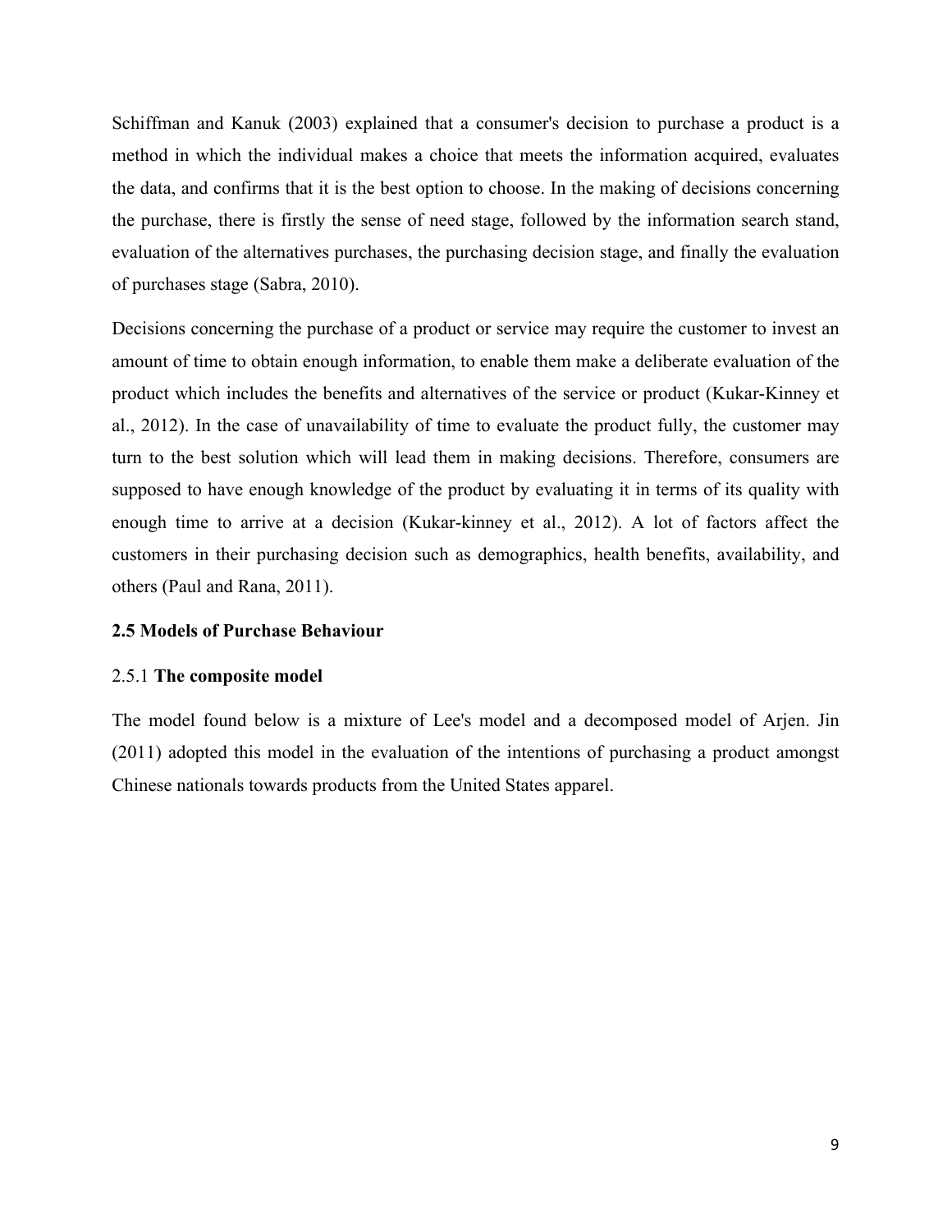Schiffman and Kanuk (2003) explained that a consumer's decision to purchase a product is a method in which the individual makes a choice that meets the information acquired, evaluates the data, and confirms that it is the best option to choose. In the making of decisions concerning the purchase, there is firstly the sense of need stage, followed by the information search stand, evaluation of the alternatives purchases, the purchasing decision stage, and finally the evaluation of purchases stage (Sabra, 2010).

Decisions concerning the purchase of a product or service may require the customer to invest an amount of time to obtain enough information, to enable them make a deliberate evaluation of the product which includes the benefits and alternatives of the service or product (Kukar-Kinney et al., 2012). In the case of unavailability of time to evaluate the product fully, the customer may turn to the best solution which will lead them in making decisions. Therefore, consumers are supposed to have enough knowledge of the product by evaluating it in terms of its quality with enough time to arrive at a decision (Kukar-kinney et al., 2012). A lot of factors affect the customers in their purchasing decision such as demographics, health benefits, availability, and others (Paul and Rana, 2011).

## 2.5 Models of Purchase Behaviour

### 2.5.1 **The composite model**

The model found below is a mixture of Lee's model and a decomposed model of Arjen. Jin (2011) adopted this model in the evaluation of the intentions of purchasing a product amongst Chinese nationals towards products from the United States apparel.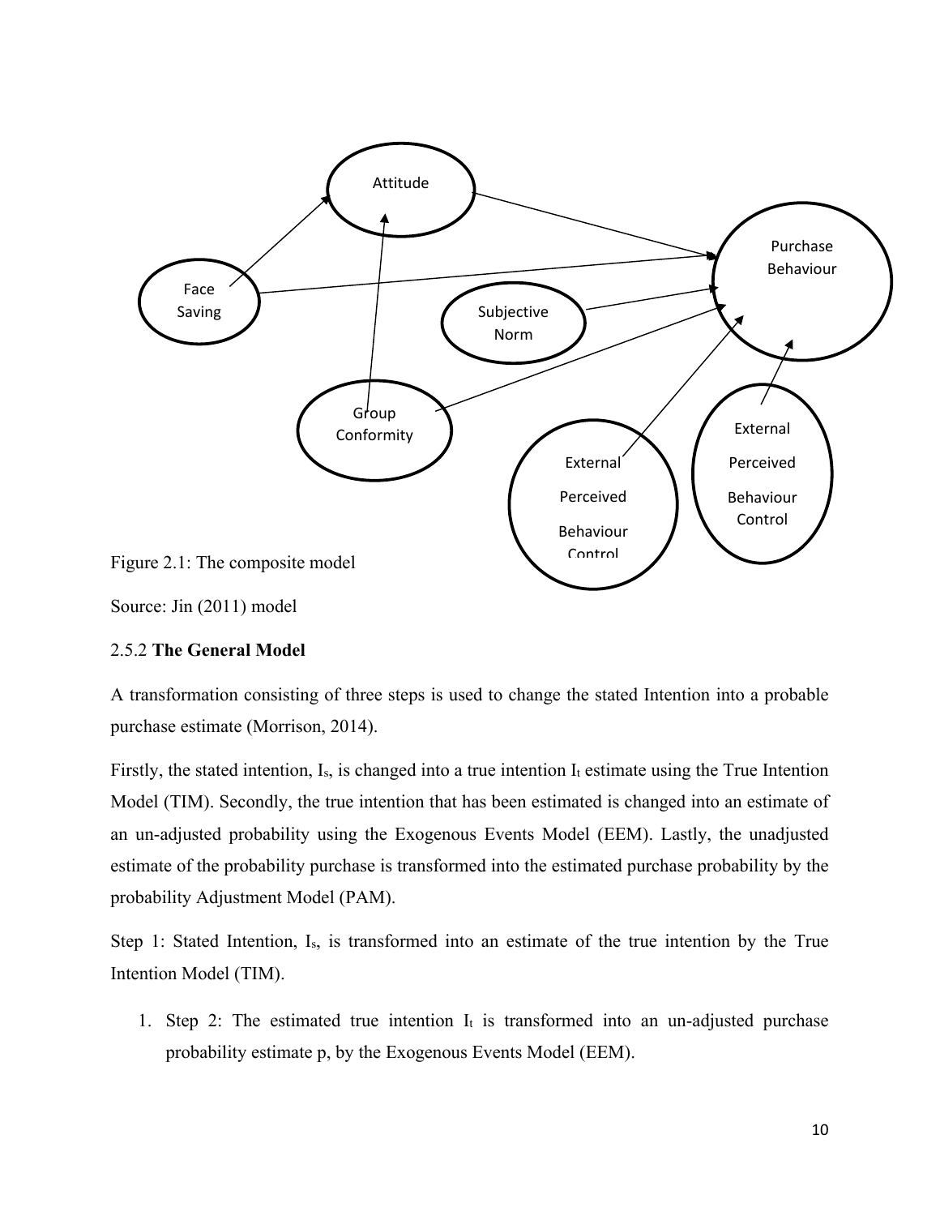Figure 2.1: The composite model

Source: Jin (2011) model

2.5.2 **The General Model**

A transformation consisting of three steps is used to change the stated Intention into a probable purchase estimate (Morrison, 2014).

Firstly, the stated intention, $I_s$, is changed into a true intention $I_t$ estimate using the True Intention Model (TIM). Secondly, the true intention that has been estimated is changed into an estimate of an un-adjusted probability using the Exogenous Events Model (EEM). Lastly, the unadjusted estimate of the probability purchase is transformed into the estimated purchase probability by the probability Adjustment Model (PAM).

Step 1: Stated Intention, $I_s$, is transformed into an estimate of the true intention by the True Intention Model (TIM).

1. Step 2: The estimated true intention $I_t$ is transformed into an un-adjusted purchase probability estimate p, by the Exogenous Events Model (EEM).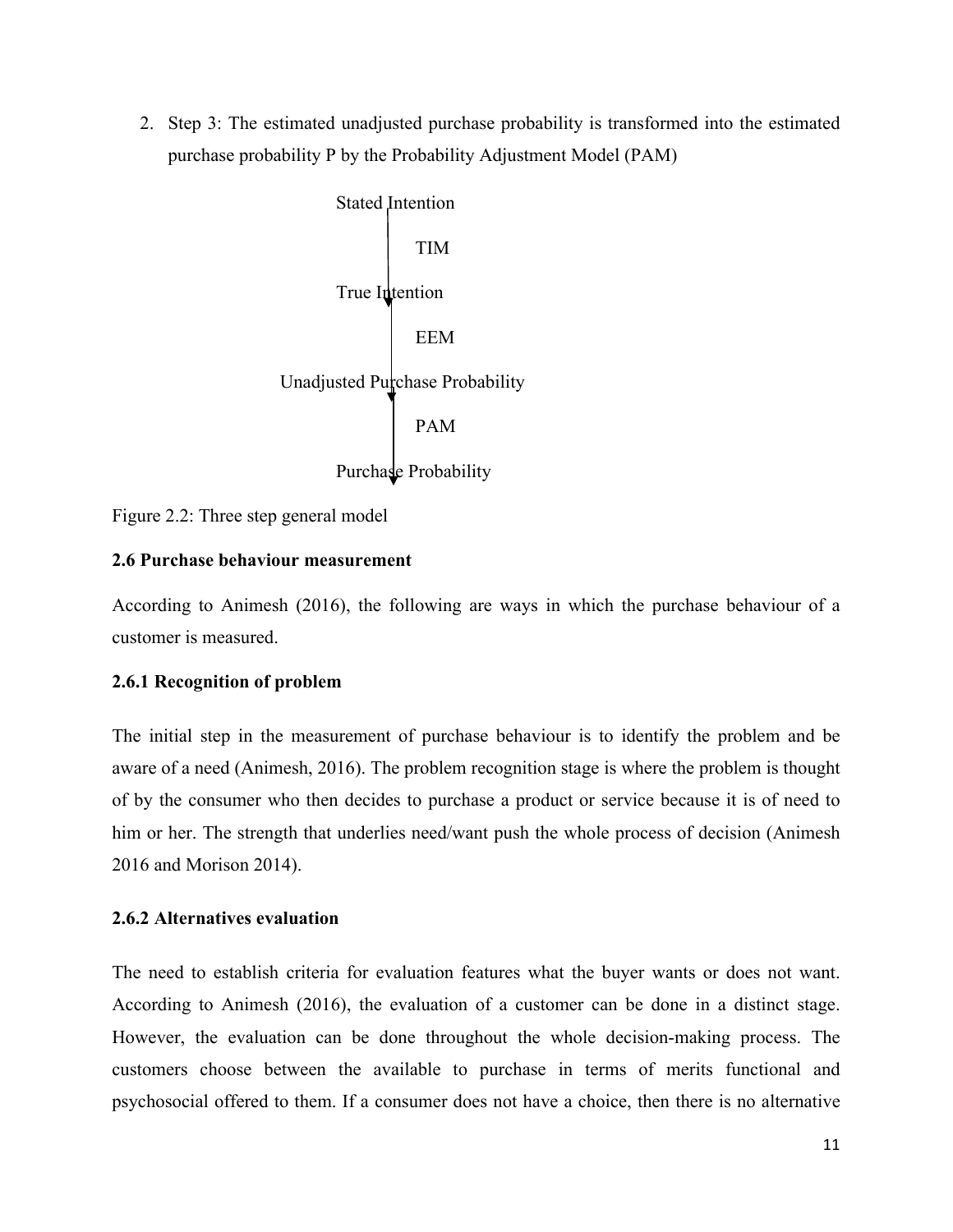2. Step 3: The estimated unadjusted purchase probability is transformed into the estimated purchase probability P by the Probability Adjustment Model (PAM)

```
Stated Intention
      |
      |  TIM
      v
True Intention
      |
      |  EEM
      v
Unadjusted Purchase Probability
      |
      |  PAM
      v
Purchase Probability
```

Figure 2.2: Three step general model

### 2.6 Purchase behaviour measurement

According to Animesh (2016), the following are ways in which the purchase behaviour of a customer is measured.

#### 2.6.1 Recognition of problem

The initial step in the measurement of purchase behaviour is to identify the problem and be aware of a need (Animesh, 2016). The problem recognition stage is where the problem is thought of by the consumer who then decides to purchase a product or service because it is of need to him or her. The strength that underlies need/want push the whole process of decision (Animesh 2016 and Morison 2014).

#### 2.6.2 Alternatives evaluation

The need to establish criteria for evaluation features what the buyer wants or does not want. According to Animesh (2016), the evaluation of a customer can be done in a distinct stage. However, the evaluation can be done throughout the whole decision-making process. The customers choose between the available to purchase in terms of merits functional and psychosocial offered to them. If a consumer does not have a choice, then there is no alternative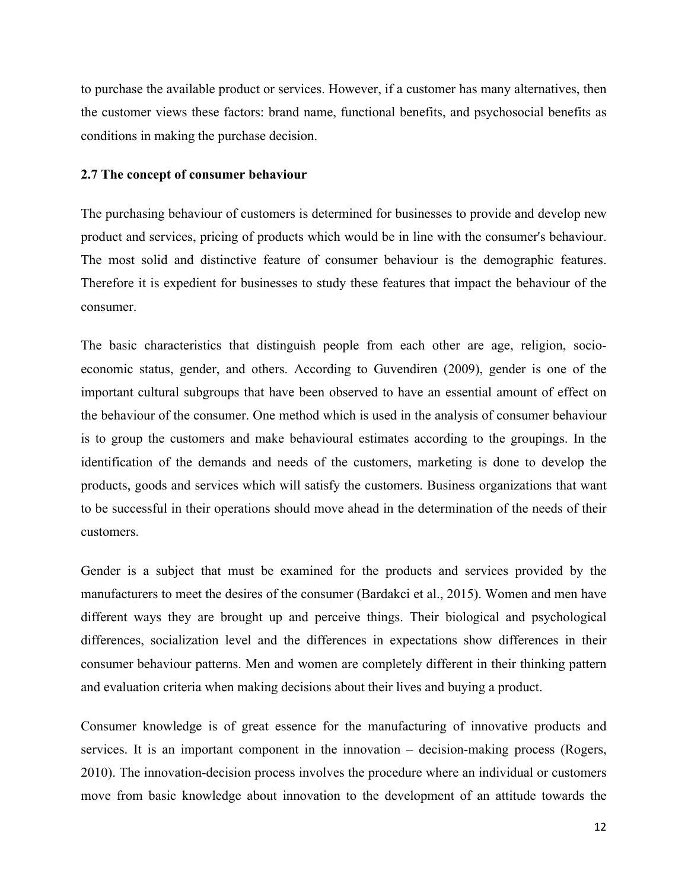to purchase the available product or services. However, if a customer has many alternatives, then the customer views these factors: brand name, functional benefits, and psychosocial benefits as conditions in making the purchase decision.

### 2.7 The concept of consumer behaviour

The purchasing behaviour of customers is determined for businesses to provide and develop new product and services, pricing of products which would be in line with the consumer's behaviour. The most solid and distinctive feature of consumer behaviour is the demographic features. Therefore it is expedient for businesses to study these features that impact the behaviour of the consumer.

The basic characteristics that distinguish people from each other are age, religion, socio-economic status, gender, and others. According to Guvendiren (2009), gender is one of the important cultural subgroups that have been observed to have an essential amount of effect on the behaviour of the consumer. One method which is used in the analysis of consumer behaviour is to group the customers and make behavioural estimates according to the groupings. In the identification of the demands and needs of the customers, marketing is done to develop the products, goods and services which will satisfy the customers. Business organizations that want to be successful in their operations should move ahead in the determination of the needs of their customers.

Gender is a subject that must be examined for the products and services provided by the manufacturers to meet the desires of the consumer (Bardakci et al., 2015). Women and men have different ways they are brought up and perceive things. Their biological and psychological differences, socialization level and the differences in expectations show differences in their consumer behaviour patterns. Men and women are completely different in their thinking pattern and evaluation criteria when making decisions about their lives and buying a product.

Consumer knowledge is of great essence for the manufacturing of innovative products and services. It is an important component in the innovation – decision-making process (Rogers, 2010). The innovation-decision process involves the procedure where an individual or customers move from basic knowledge about innovation to the development of an attitude towards the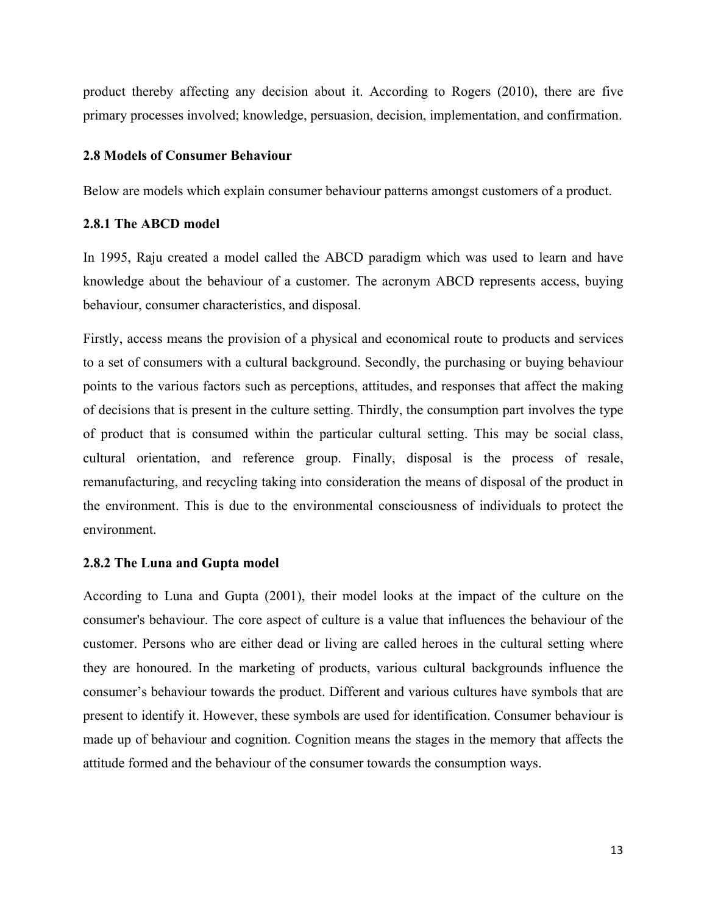product thereby affecting any decision about it. According to Rogers (2010), there are five primary processes involved; knowledge, persuasion, decision, implementation, and confirmation.

### 2.8 Models of Consumer Behaviour

Below are models which explain consumer behaviour patterns amongst customers of a product.

#### 2.8.1 The ABCD model

In 1995, Raju created a model called the ABCD paradigm which was used to learn and have knowledge about the behaviour of a customer. The acronym ABCD represents access, buying behaviour, consumer characteristics, and disposal.

Firstly, access means the provision of a physical and economical route to products and services to a set of consumers with a cultural background. Secondly, the purchasing or buying behaviour points to the various factors such as perceptions, attitudes, and responses that affect the making of decisions that is present in the culture setting. Thirdly, the consumption part involves the type of product that is consumed within the particular cultural setting. This may be social class, cultural orientation, and reference group. Finally, disposal is the process of resale, remanufacturing, and recycling taking into consideration the means of disposal of the product in the environment. This is due to the environmental consciousness of individuals to protect the environment.

#### 2.8.2 The Luna and Gupta model

According to Luna and Gupta (2001), their model looks at the impact of the culture on the consumer's behaviour. The core aspect of culture is a value that influences the behaviour of the customer. Persons who are either dead or living are called heroes in the cultural setting where they are honoured. In the marketing of products, various cultural backgrounds influence the consumer's behaviour towards the product. Different and various cultures have symbols that are present to identify it. However, these symbols are used for identification. Consumer behaviour is made up of behaviour and cognition. Cognition means the stages in the memory that affects the attitude formed and the behaviour of the consumer towards the consumption ways.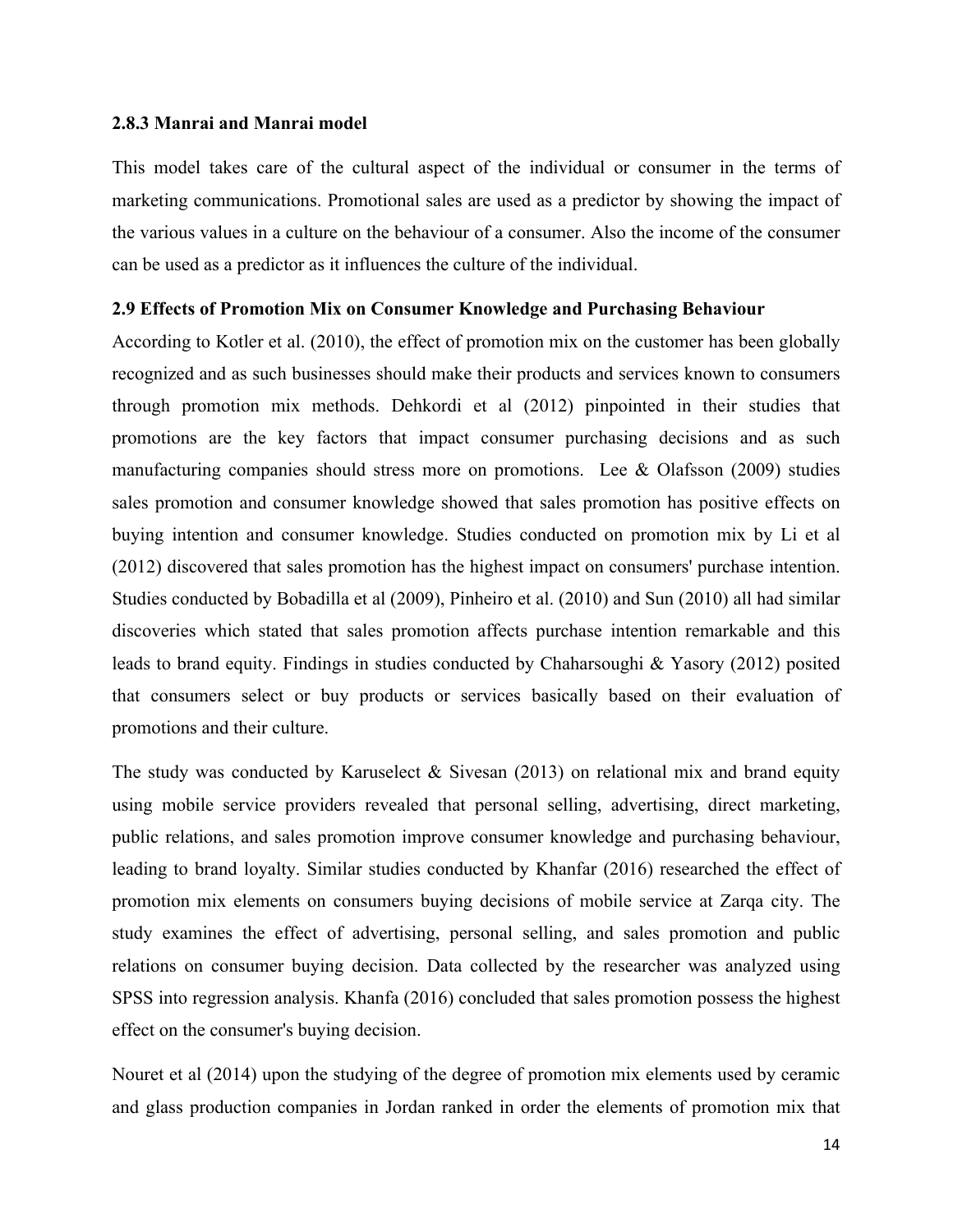### 2.8.3 Manrai and Manrai model

This model takes care of the cultural aspect of the individual or consumer in the terms of marketing communications. Promotional sales are used as a predictor by showing the impact of the various values in a culture on the behaviour of a consumer. Also the income of the consumer can be used as a predictor as it influences the culture of the individual.

## 2.9 Effects of Promotion Mix on Consumer Knowledge and Purchasing Behaviour

According to Kotler et al. (2010), the effect of promotion mix on the customer has been globally recognized and as such businesses should make their products and services known to consumers through promotion mix methods. Dehkordi et al (2012) pinpointed in their studies that promotions are the key factors that impact consumer purchasing decisions and as such manufacturing companies should stress more on promotions. Lee & Olafsson (2009) studies sales promotion and consumer knowledge showed that sales promotion has positive effects on buying intention and consumer knowledge. Studies conducted on promotion mix by Li et al (2012) discovered that sales promotion has the highest impact on consumers' purchase intention. Studies conducted by Bobadilla et al (2009), Pinheiro et al. (2010) and Sun (2010) all had similar discoveries which stated that sales promotion affects purchase intention remarkable and this leads to brand equity. Findings in studies conducted by Chaharsoughi & Yasory (2012) posited that consumers select or buy products or services basically based on their evaluation of promotions and their culture.

The study was conducted by Karuselect & Sivesan (2013) on relational mix and brand equity using mobile service providers revealed that personal selling, advertising, direct marketing, public relations, and sales promotion improve consumer knowledge and purchasing behaviour, leading to brand loyalty. Similar studies conducted by Khanfar (2016) researched the effect of promotion mix elements on consumers buying decisions of mobile service at Zarqa city. The study examines the effect of advertising, personal selling, and sales promotion and public relations on consumer buying decision. Data collected by the researcher was analyzed using SPSS into regression analysis. Khanfa (2016) concluded that sales promotion possess the highest effect on the consumer's buying decision.

Nouret et al (2014) upon the studying of the degree of promotion mix elements used by ceramic and glass production companies in Jordan ranked in order the elements of promotion mix that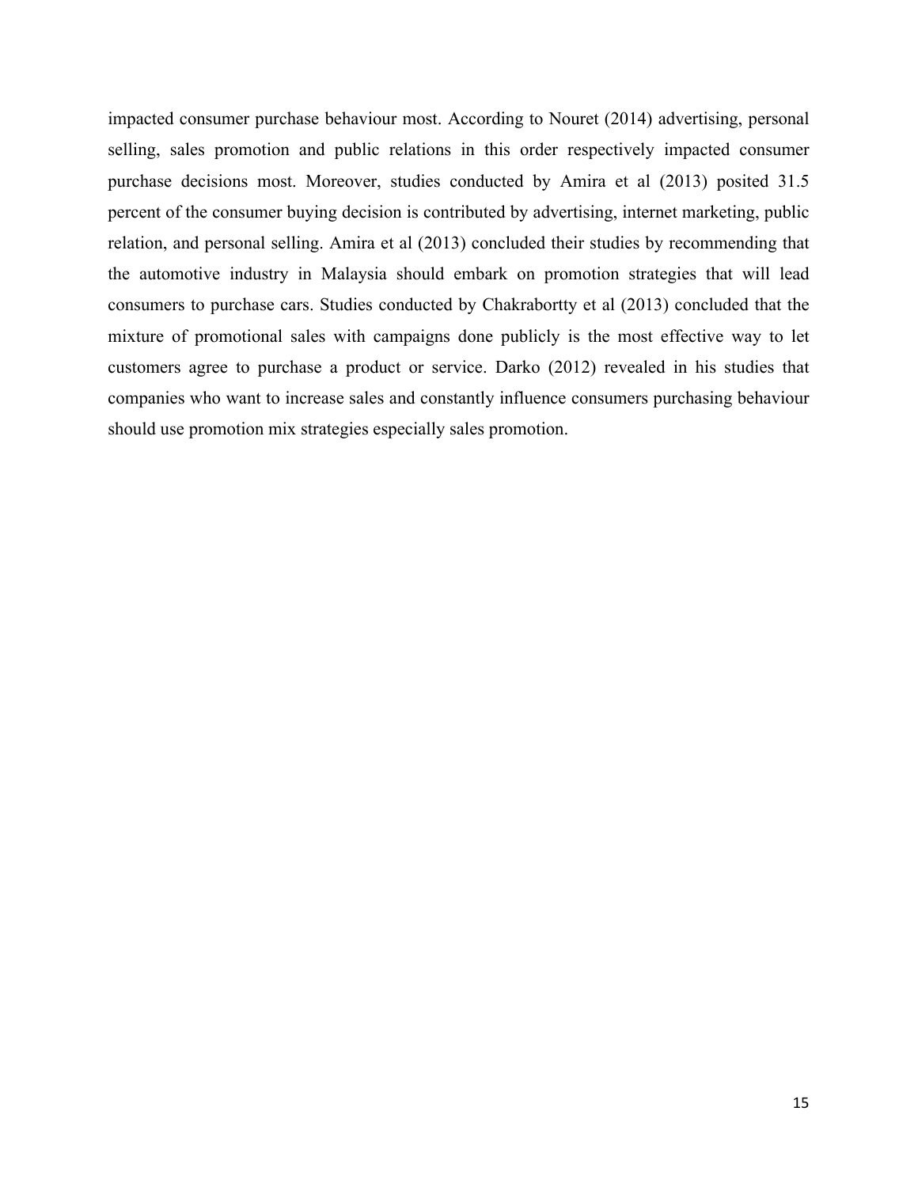impacted consumer purchase behaviour most. According to Nouret (2014) advertising, personal selling, sales promotion and public relations in this order respectively impacted consumer purchase decisions most. Moreover, studies conducted by Amira et al (2013) posited 31.5 percent of the consumer buying decision is contributed by advertising, internet marketing, public relation, and personal selling. Amira et al (2013) concluded their studies by recommending that the automotive industry in Malaysia should embark on promotion strategies that will lead consumers to purchase cars. Studies conducted by Chakrabortty et al (2013) concluded that the mixture of promotional sales with campaigns done publicly is the most effective way to let customers agree to purchase a product or service. Darko (2012) revealed in his studies that companies who want to increase sales and constantly influence consumers purchasing behaviour should use promotion mix strategies especially sales promotion.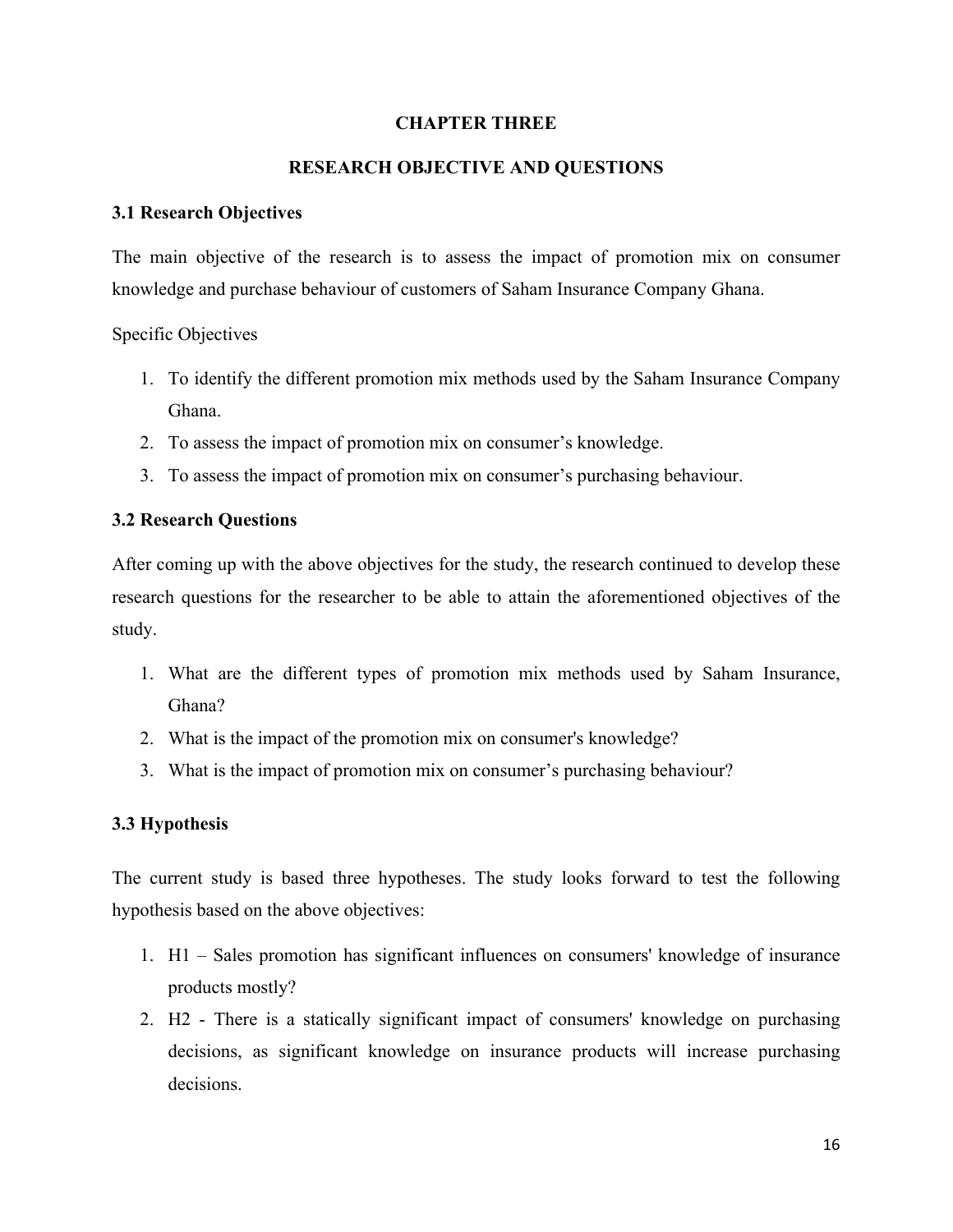# CHAPTER THREE

# RESEARCH OBJECTIVE AND QUESTIONS

## 3.1 Research Objectives

The main objective of the research is to assess the impact of promotion mix on consumer knowledge and purchase behaviour of customers of Saham Insurance Company Ghana.

Specific Objectives

1. To identify the different promotion mix methods used by the Saham Insurance Company Ghana.
2. To assess the impact of promotion mix on consumer's knowledge.
3. To assess the impact of promotion mix on consumer's purchasing behaviour.

## 3.2 Research Questions

After coming up with the above objectives for the study, the research continued to develop these research questions for the researcher to be able to attain the aforementioned objectives of the study.

1. What are the different types of promotion mix methods used by Saham Insurance, Ghana?
2. What is the impact of the promotion mix on consumer's knowledge?
3. What is the impact of promotion mix on consumer's purchasing behaviour?

## 3.3 Hypothesis

The current study is based three hypotheses. The study looks forward to test the following hypothesis based on the above objectives:

1. H1 – Sales promotion has significant influences on consumers' knowledge of insurance products mostly?
2. H2 - There is a statically significant impact of consumers' knowledge on purchasing decisions, as significant knowledge on insurance products will increase purchasing decisions.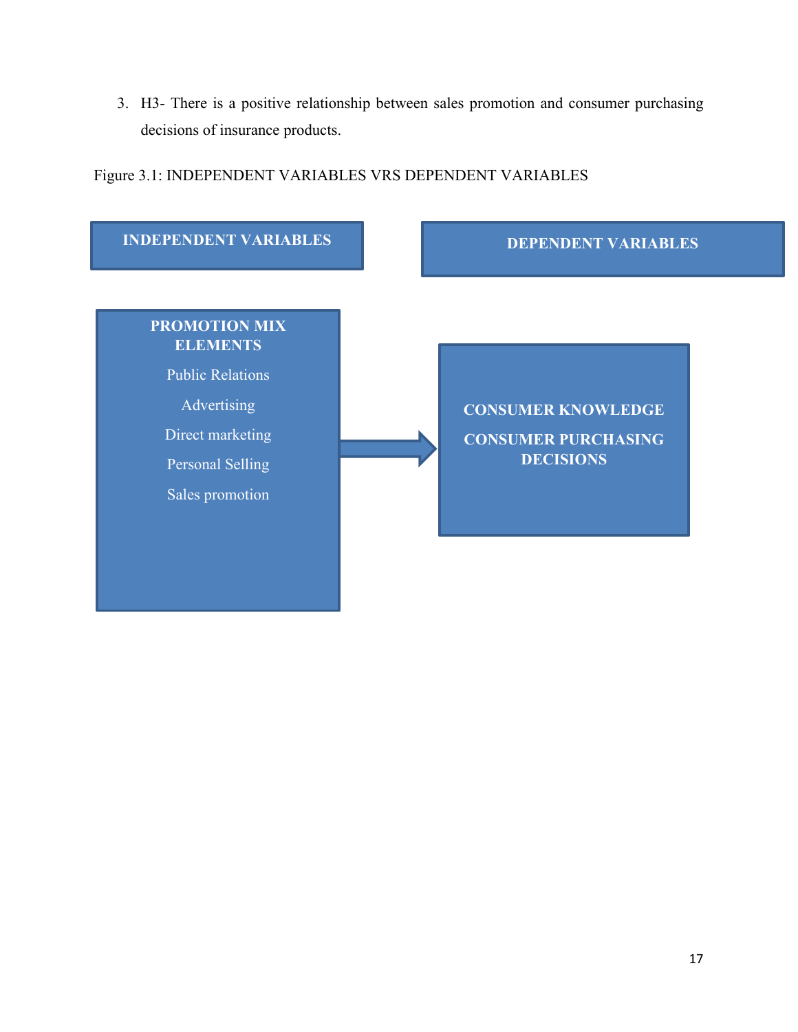3. H3- There is a positive relationship between sales promotion and consumer purchasing decisions of insurance products.

Figure 3.1: INDEPENDENT VARIABLES VRS DEPENDENT VARIABLES

**INDEPENDENT VARIABLES**

**PROMOTION MIX ELEMENTS**

- Public Relations
- Advertising
- Direct marketing
- Personal Selling
- Sales promotion

→

**DEPENDENT VARIABLES**

**CONSUMER KNOWLEDGE**

**CONSUMER PURCHASING DECISIONS**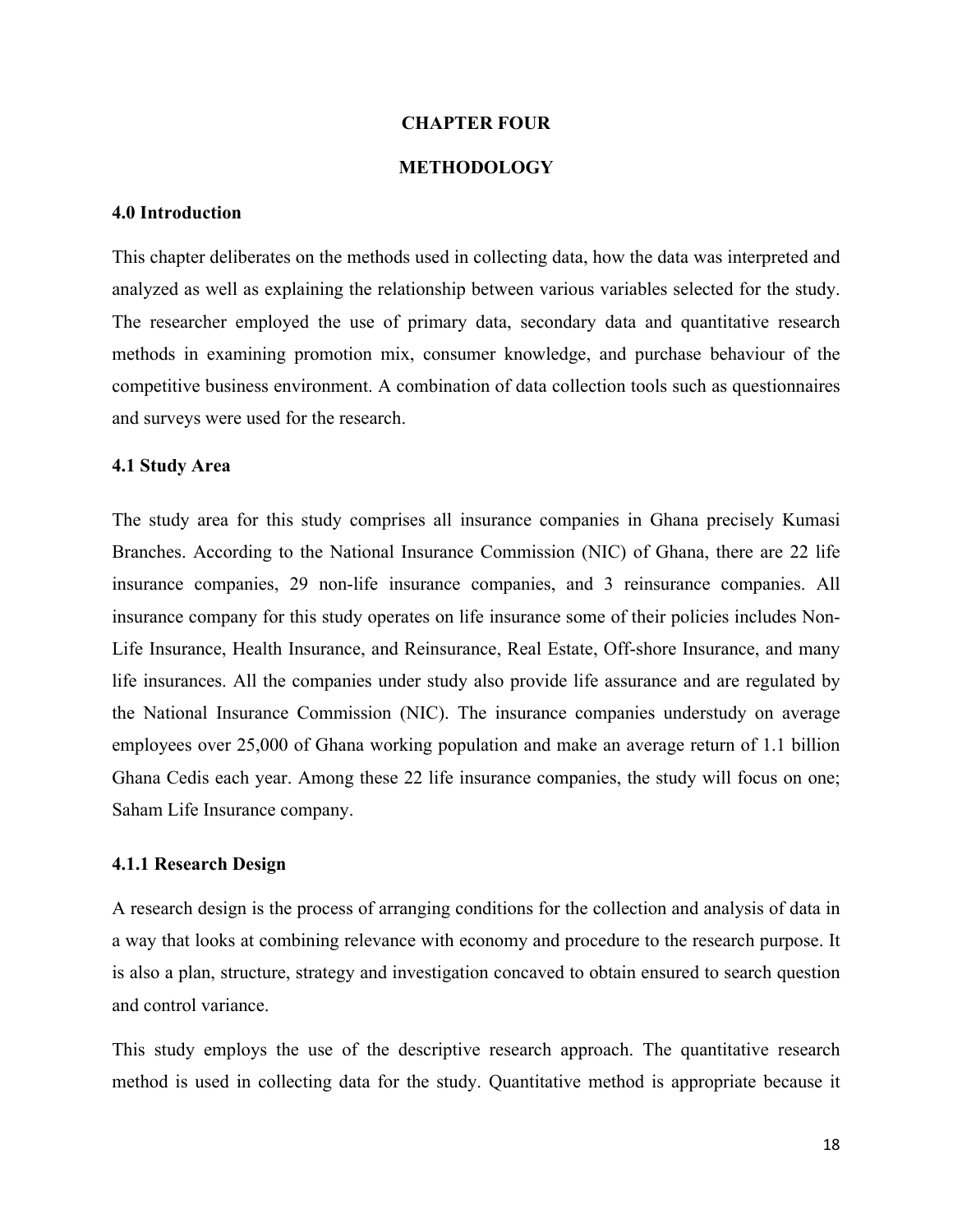# CHAPTER FOUR

# METHODOLOGY

### 4.0 Introduction

This chapter deliberates on the methods used in collecting data, how the data was interpreted and analyzed as well as explaining the relationship between various variables selected for the study. The researcher employed the use of primary data, secondary data and quantitative research methods in examining promotion mix, consumer knowledge, and purchase behaviour of the competitive business environment. A combination of data collection tools such as questionnaires and surveys were used for the research.

### 4.1 Study Area

The study area for this study comprises all insurance companies in Ghana precisely Kumasi Branches. According to the National Insurance Commission (NIC) of Ghana, there are 22 life insurance companies, 29 non-life insurance companies, and 3 reinsurance companies. All insurance company for this study operates on life insurance some of their policies includes Non-Life Insurance, Health Insurance, and Reinsurance, Real Estate, Off-shore Insurance, and many life insurances. All the companies under study also provide life assurance and are regulated by the National Insurance Commission (NIC). The insurance companies understudy on average employees over 25,000 of Ghana working population and make an average return of 1.1 billion Ghana Cedis each year. Among these 22 life insurance companies, the study will focus on one; Saham Life Insurance company.

#### 4.1.1 Research Design

A research design is the process of arranging conditions for the collection and analysis of data in a way that looks at combining relevance with economy and procedure to the research purpose. It is also a plan, structure, strategy and investigation concaved to obtain ensured to search question and control variance.

This study employs the use of the descriptive research approach. The quantitative research method is used in collecting data for the study. Quantitative method is appropriate because it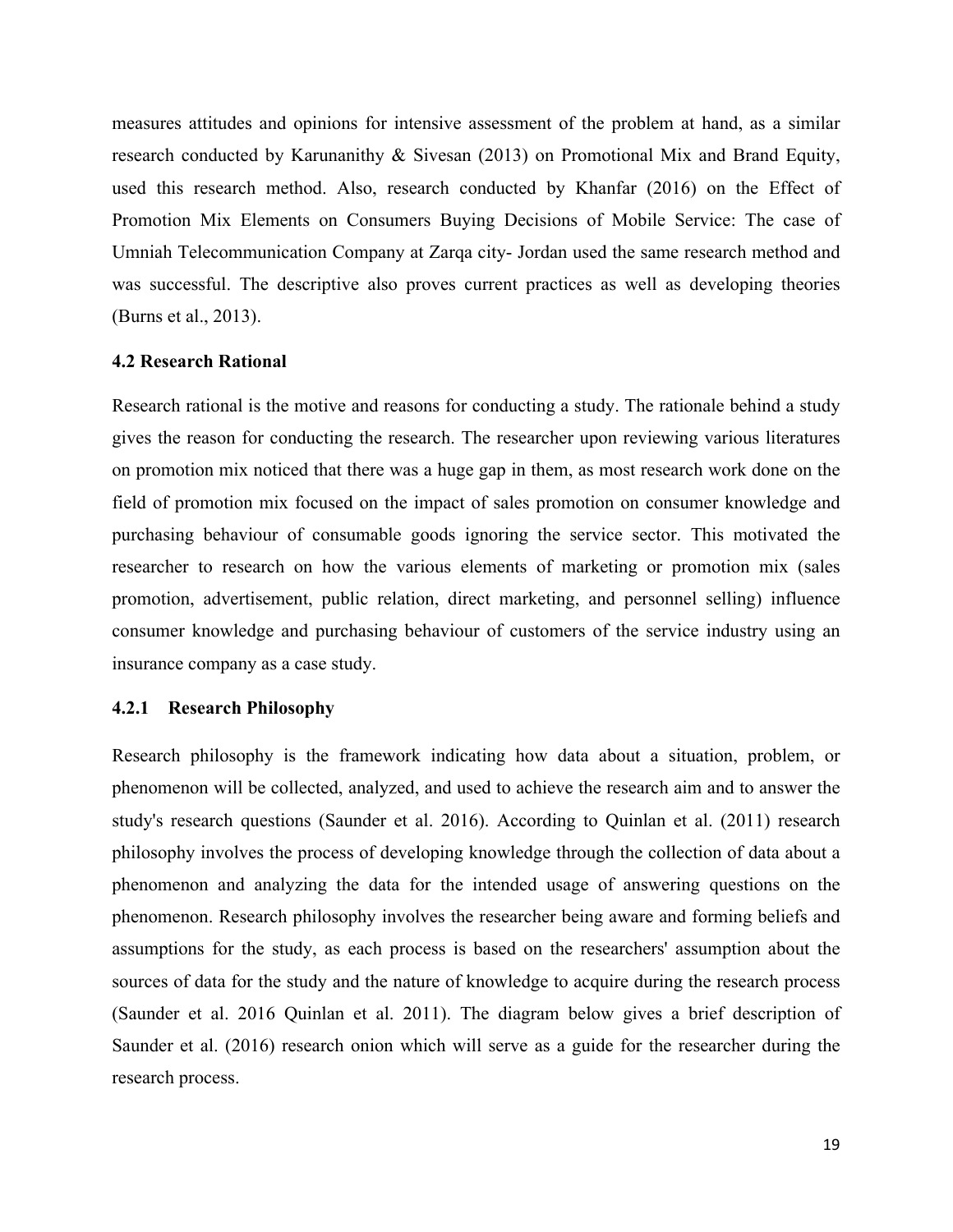measures attitudes and opinions for intensive assessment of the problem at hand, as a similar research conducted by Karunanithy & Sivesan (2013) on Promotional Mix and Brand Equity, used this research method. Also, research conducted by Khanfar (2016) on the Effect of Promotion Mix Elements on Consumers Buying Decisions of Mobile Service: The case of Umniah Telecommunication Company at Zarqa city- Jordan used the same research method and was successful. The descriptive also proves current practices as well as developing theories (Burns et al., 2013).

### 4.2 Research Rational

Research rational is the motive and reasons for conducting a study. The rationale behind a study gives the reason for conducting the research. The researcher upon reviewing various literatures on promotion mix noticed that there was a huge gap in them, as most research work done on the field of promotion mix focused on the impact of sales promotion on consumer knowledge and purchasing behaviour of consumable goods ignoring the service sector. This motivated the researcher to research on how the various elements of marketing or promotion mix (sales promotion, advertisement, public relation, direct marketing, and personnel selling) influence consumer knowledge and purchasing behaviour of customers of the service industry using an insurance company as a case study.

#### 4.2.1 Research Philosophy

Research philosophy is the framework indicating how data about a situation, problem, or phenomenon will be collected, analyzed, and used to achieve the research aim and to answer the study's research questions (Saunder et al. 2016). According to Quinlan et al. (2011) research philosophy involves the process of developing knowledge through the collection of data about a phenomenon and analyzing the data for the intended usage of answering questions on the phenomenon. Research philosophy involves the researcher being aware and forming beliefs and assumptions for the study, as each process is based on the researchers' assumption about the sources of data for the study and the nature of knowledge to acquire during the research process (Saunder et al. 2016 Quinlan et al. 2011). The diagram below gives a brief description of Saunder et al. (2016) research onion which will serve as a guide for the researcher during the research process.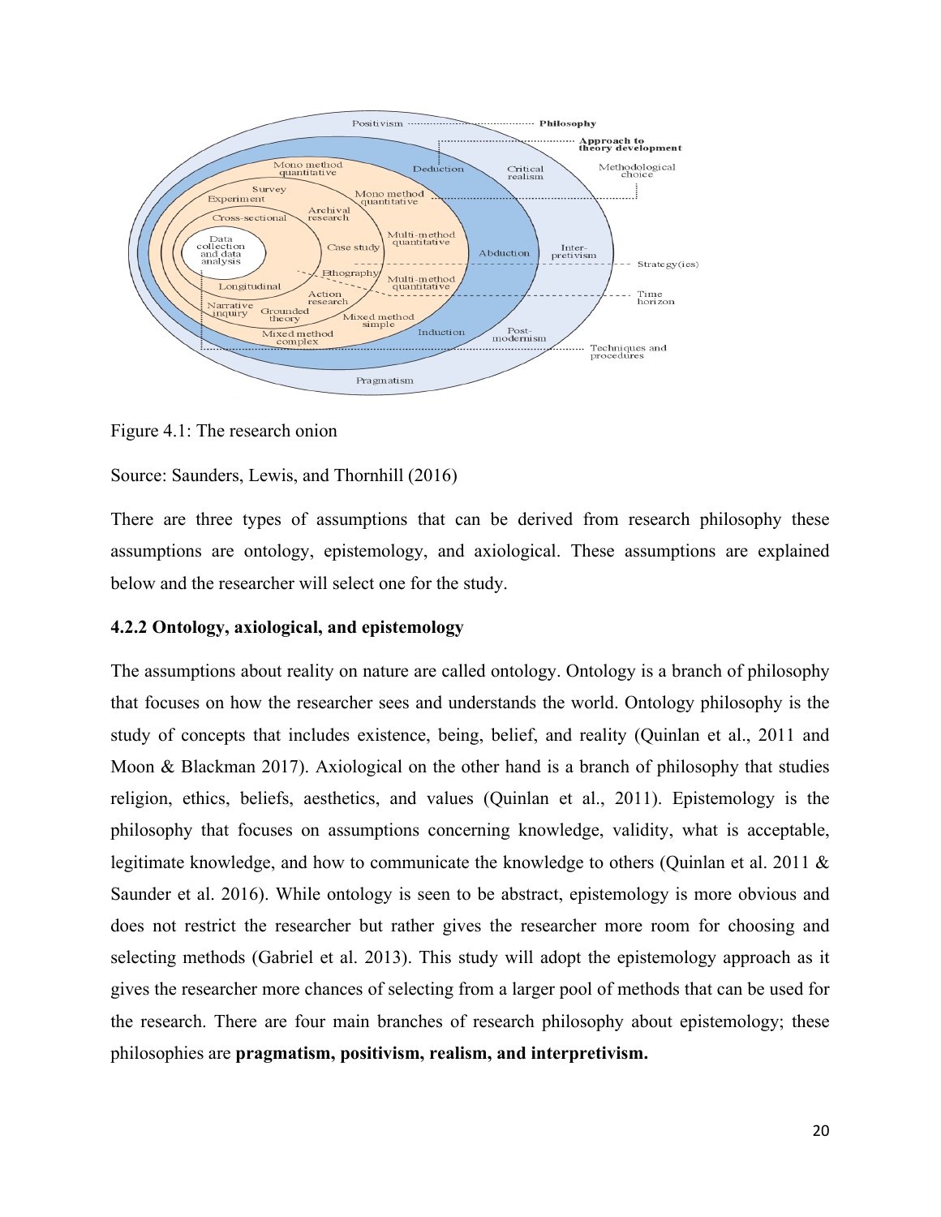Figure 4.1: The research onion

Source: Saunders, Lewis, and Thornhill (2016)

There are three types of assumptions that can be derived from research philosophy these assumptions are ontology, epistemology, and axiological. These assumptions are explained below and the researcher will select one for the study.

### 4.2.2 Ontology, axiological, and epistemology

The assumptions about reality on nature are called ontology. Ontology is a branch of philosophy that focuses on how the researcher sees and understands the world. Ontology philosophy is the study of concepts that includes existence, being, belief, and reality (Quinlan et al., 2011 and Moon & Blackman 2017). Axiological on the other hand is a branch of philosophy that studies religion, ethics, beliefs, aesthetics, and values (Quinlan et al., 2011). Epistemology is the philosophy that focuses on assumptions concerning knowledge, validity, what is acceptable, legitimate knowledge, and how to communicate the knowledge to others (Quinlan et al. 2011 & Saunder et al. 2016). While ontology is seen to be abstract, epistemology is more obvious and does not restrict the researcher but rather gives the researcher more room for choosing and selecting methods (Gabriel et al. 2013). This study will adopt the epistemology approach as it gives the researcher more chances of selecting from a larger pool of methods that can be used for the research. There are four main branches of research philosophy about epistemology; these philosophies are **pragmatism, positivism, realism, and interpretivism.**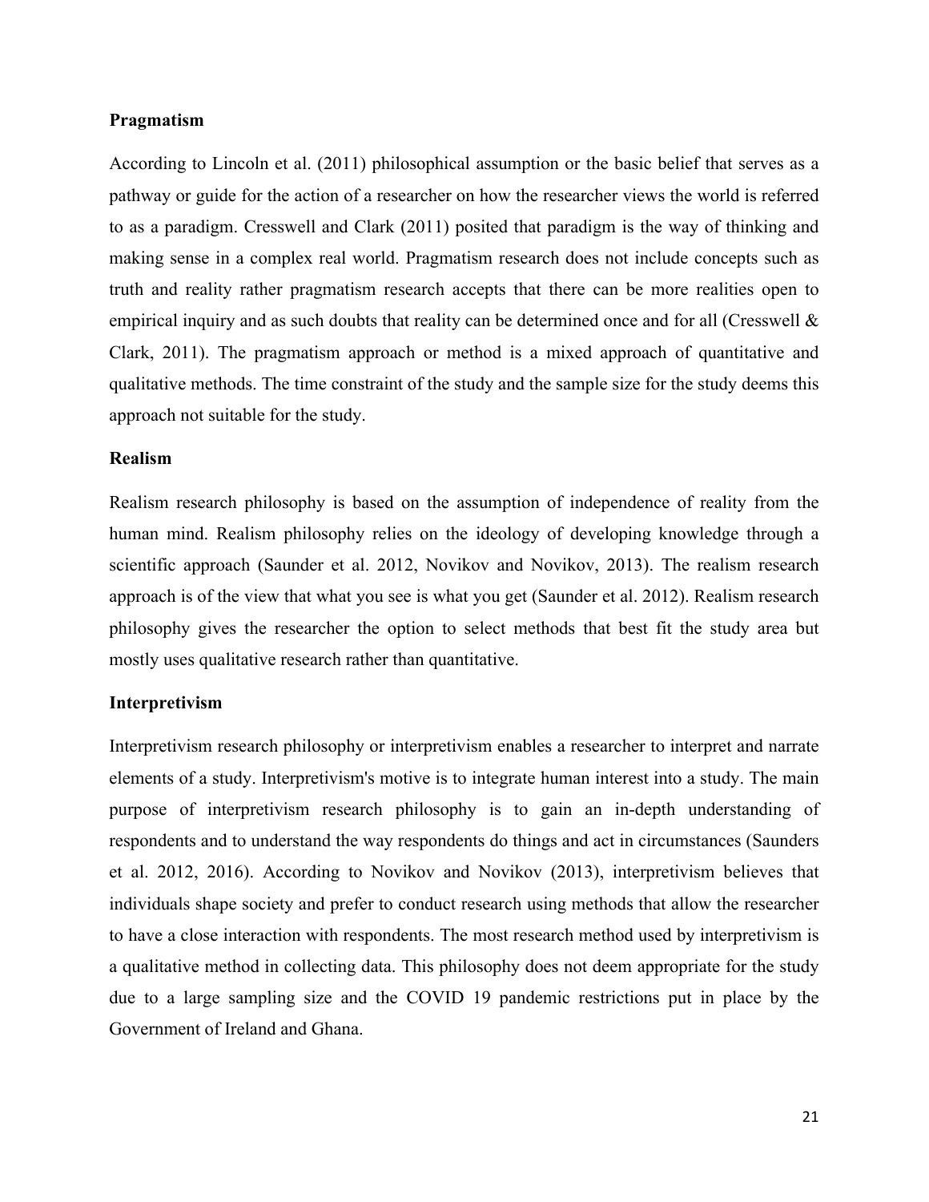**Pragmatism**

According to Lincoln et al. (2011) philosophical assumption or the basic belief that serves as a pathway or guide for the action of a researcher on how the researcher views the world is referred to as a paradigm. Cresswell and Clark (2011) posited that paradigm is the way of thinking and making sense in a complex real world. Pragmatism research does not include concepts such as truth and reality rather pragmatism research accepts that there can be more realities open to empirical inquiry and as such doubts that reality can be determined once and for all (Cresswell & Clark, 2011). The pragmatism approach or method is a mixed approach of quantitative and qualitative methods. The time constraint of the study and the sample size for the study deems this approach not suitable for the study.

**Realism**

Realism research philosophy is based on the assumption of independence of reality from the human mind. Realism philosophy relies on the ideology of developing knowledge through a scientific approach (Saunder et al. 2012, Novikov and Novikov, 2013). The realism research approach is of the view that what you see is what you get (Saunder et al. 2012). Realism research philosophy gives the researcher the option to select methods that best fit the study area but mostly uses qualitative research rather than quantitative.

**Interpretivism**

Interpretivism research philosophy or interpretivism enables a researcher to interpret and narrate elements of a study. Interpretivism's motive is to integrate human interest into a study. The main purpose of interpretivism research philosophy is to gain an in-depth understanding of respondents and to understand the way respondents do things and act in circumstances (Saunders et al. 2012, 2016). According to Novikov and Novikov (2013), interpretivism believes that individuals shape society and prefer to conduct research using methods that allow the researcher to have a close interaction with respondents. The most research method used by interpretivism is a qualitative method in collecting data. This philosophy does not deem appropriate for the study due to a large sampling size and the COVID 19 pandemic restrictions put in place by the Government of Ireland and Ghana.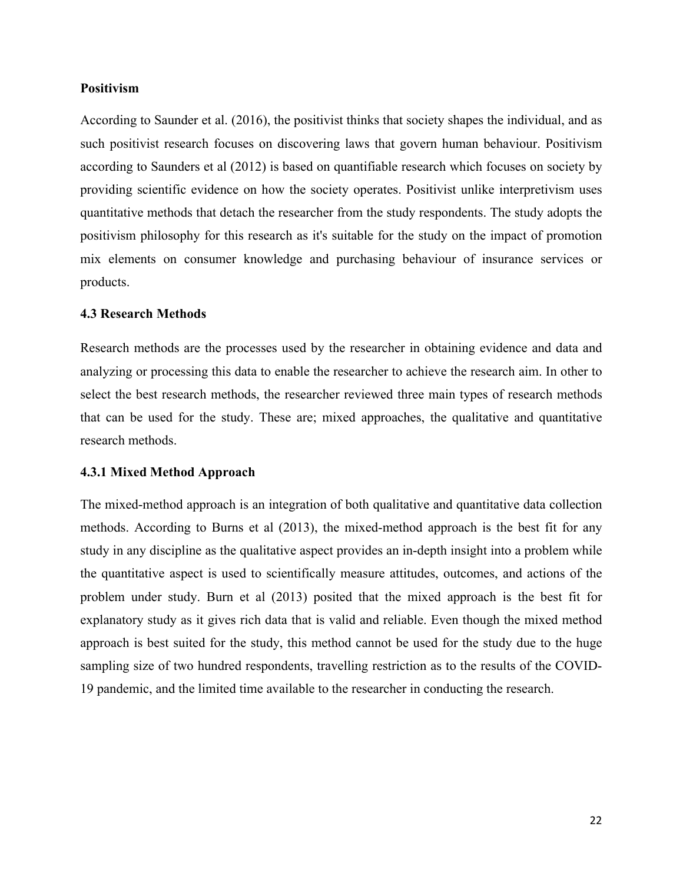**Positivism**

According to Saunder et al. (2016), the positivist thinks that society shapes the individual, and as such positivist research focuses on discovering laws that govern human behaviour. Positivism according to Saunders et al (2012) is based on quantifiable research which focuses on society by providing scientific evidence on how the society operates. Positivist unlike interpretivism uses quantitative methods that detach the researcher from the study respondents. The study adopts the positivism philosophy for this research as it's suitable for the study on the impact of promotion mix elements on consumer knowledge and purchasing behaviour of insurance services or products.

### 4.3 Research Methods

Research methods are the processes used by the researcher in obtaining evidence and data and analyzing or processing this data to enable the researcher to achieve the research aim. In other to select the best research methods, the researcher reviewed three main types of research methods that can be used for the study. These are; mixed approaches, the qualitative and quantitative research methods.

#### 4.3.1 Mixed Method Approach

The mixed-method approach is an integration of both qualitative and quantitative data collection methods. According to Burns et al (2013), the mixed-method approach is the best fit for any study in any discipline as the qualitative aspect provides an in-depth insight into a problem while the quantitative aspect is used to scientifically measure attitudes, outcomes, and actions of the problem under study. Burn et al (2013) posited that the mixed approach is the best fit for explanatory study as it gives rich data that is valid and reliable. Even though the mixed method approach is best suited for the study, this method cannot be used for the study due to the huge sampling size of two hundred respondents, travelling restriction as to the results of the COVID-19 pandemic, and the limited time available to the researcher in conducting the research.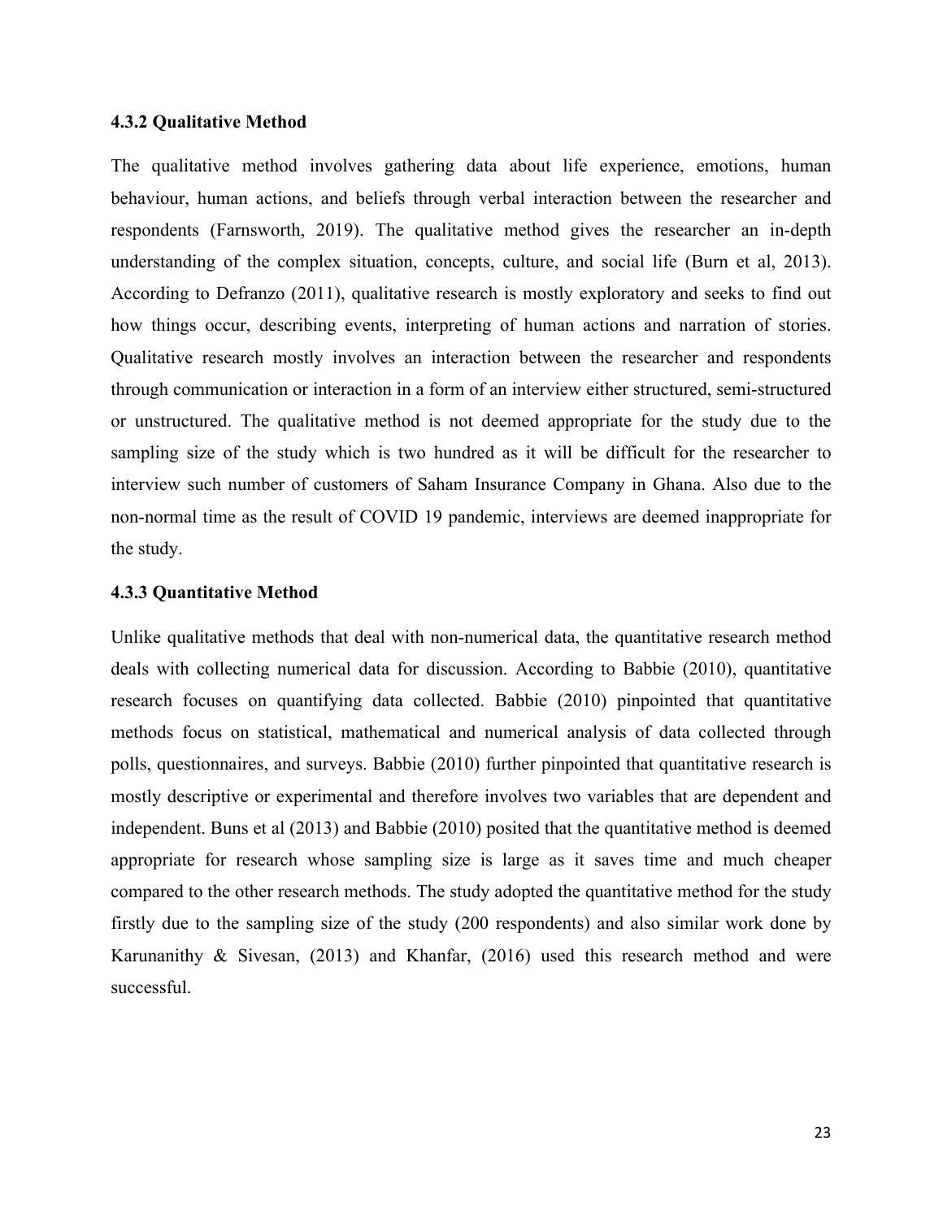### 4.3.2 Qualitative Method

The qualitative method involves gathering data about life experience, emotions, human behaviour, human actions, and beliefs through verbal interaction between the researcher and respondents (Farnsworth, 2019). The qualitative method gives the researcher an in-depth understanding of the complex situation, concepts, culture, and social life (Burn et al, 2013). According to Defranzo (2011), qualitative research is mostly exploratory and seeks to find out how things occur, describing events, interpreting of human actions and narration of stories. Qualitative research mostly involves an interaction between the researcher and respondents through communication or interaction in a form of an interview either structured, semi-structured or unstructured. The qualitative method is not deemed appropriate for the study due to the sampling size of the study which is two hundred as it will be difficult for the researcher to interview such number of customers of Saham Insurance Company in Ghana. Also due to the non-normal time as the result of COVID 19 pandemic, interviews are deemed inappropriate for the study.

### 4.3.3 Quantitative Method

Unlike qualitative methods that deal with non-numerical data, the quantitative research method deals with collecting numerical data for discussion. According to Babbie (2010), quantitative research focuses on quantifying data collected. Babbie (2010) pinpointed that quantitative methods focus on statistical, mathematical and numerical analysis of data collected through polls, questionnaires, and surveys. Babbie (2010) further pinpointed that quantitative research is mostly descriptive or experimental and therefore involves two variables that are dependent and independent. Buns et al (2013) and Babbie (2010) posited that the quantitative method is deemed appropriate for research whose sampling size is large as it saves time and much cheaper compared to the other research methods. The study adopted the quantitative method for the study firstly due to the sampling size of the study (200 respondents) and also similar work done by Karunanithy & Sivesan, (2013) and Khanfar, (2016) used this research method and were successful.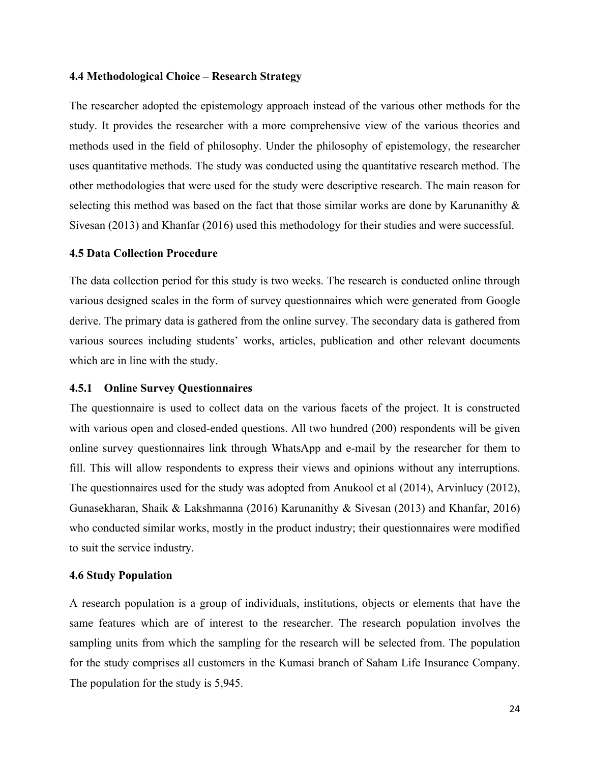### 4.4 Methodological Choice – Research Strategy

The researcher adopted the epistemology approach instead of the various other methods for the study. It provides the researcher with a more comprehensive view of the various theories and methods used in the field of philosophy. Under the philosophy of epistemology, the researcher uses quantitative methods. The study was conducted using the quantitative research method. The other methodologies that were used for the study were descriptive research. The main reason for selecting this method was based on the fact that those similar works are done by Karunanithy & Sivesan (2013) and Khanfar (2016) used this methodology for their studies and were successful.

### 4.5 Data Collection Procedure

The data collection period for this study is two weeks. The research is conducted online through various designed scales in the form of survey questionnaires which were generated from Google derive. The primary data is gathered from the online survey. The secondary data is gathered from various sources including students' works, articles, publication and other relevant documents which are in line with the study.

#### 4.5.1 Online Survey Questionnaires

The questionnaire is used to collect data on the various facets of the project. It is constructed with various open and closed-ended questions. All two hundred (200) respondents will be given online survey questionnaires link through WhatsApp and e-mail by the researcher for them to fill. This will allow respondents to express their views and opinions without any interruptions. The questionnaires used for the study was adopted from Anukool et al (2014), Arvinlucy (2012), Gunasekharan, Shaik & Lakshmanna (2016) Karunanithy & Sivesan (2013) and Khanfar, 2016) who conducted similar works, mostly in the product industry; their questionnaires were modified to suit the service industry.

### 4.6 Study Population

A research population is a group of individuals, institutions, objects or elements that have the same features which are of interest to the researcher. The research population involves the sampling units from which the sampling for the research will be selected from. The population for the study comprises all customers in the Kumasi branch of Saham Life Insurance Company. The population for the study is 5,945.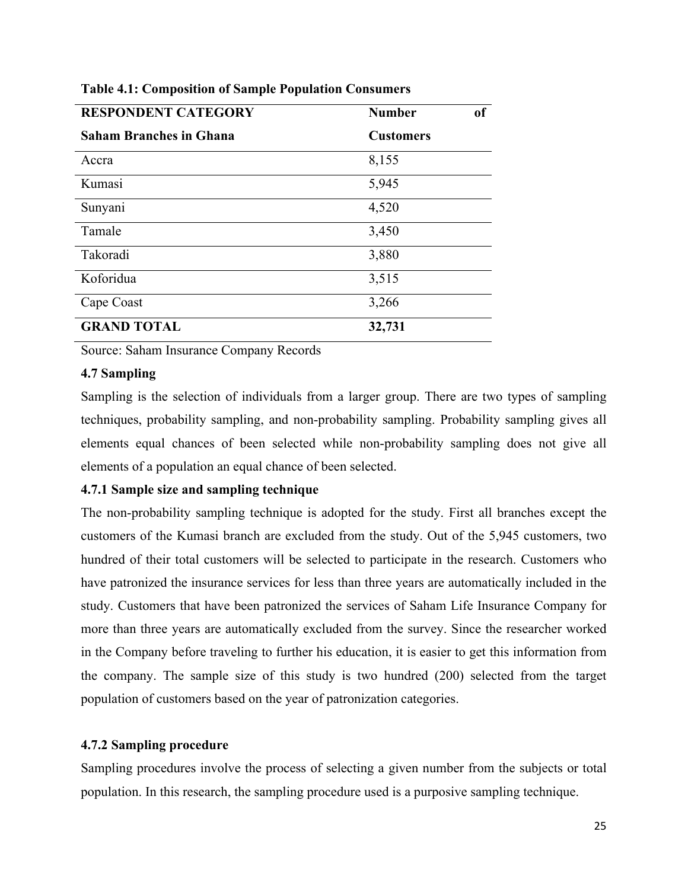**Table 4.1: Composition of Sample Population Consumers**

| RESPONDENT CATEGORY<br>Saham Branches in Ghana | Number of Customers |
|---|---|
| Accra | 8,155 |
| Kumasi | 5,945 |
| Sunyani | 4,520 |
| Tamale | 3,450 |
| Takoradi | 3,880 |
| Koforidua | 3,515 |
| Cape Coast | 3,266 |
| **GRAND TOTAL** | **32,731** |

Source: Saham Insurance Company Records

### 4.7 Sampling

Sampling is the selection of individuals from a larger group. There are two types of sampling techniques, probability sampling, and non-probability sampling. Probability sampling gives all elements equal chances of been selected while non-probability sampling does not give all elements of a population an equal chance of been selected.

#### 4.7.1 Sample size and sampling technique

The non-probability sampling technique is adopted for the study. First all branches except the customers of the Kumasi branch are excluded from the study. Out of the 5,945 customers, two hundred of their total customers will be selected to participate in the research. Customers who have patronized the insurance services for less than three years are automatically included in the study. Customers that have been patronized the services of Saham Life Insurance Company for more than three years are automatically excluded from the survey. Since the researcher worked in the Company before traveling to further his education, it is easier to get this information from the company. The sample size of this study is two hundred (200) selected from the target population of customers based on the year of patronization categories.

#### 4.7.2 Sampling procedure

Sampling procedures involve the process of selecting a given number from the subjects or total population. In this research, the sampling procedure used is a purposive sampling technique.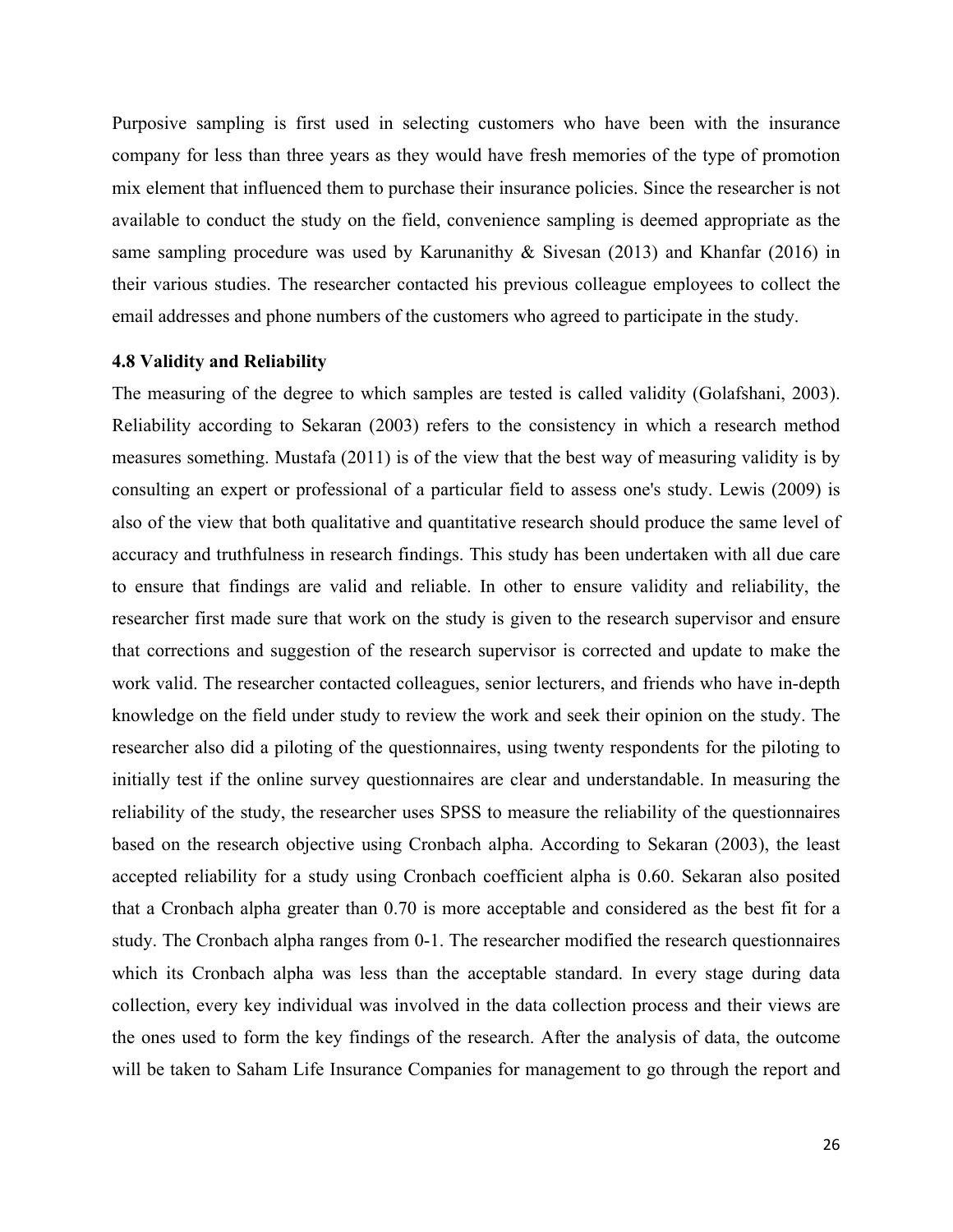Purposive sampling is first used in selecting customers who have been with the insurance company for less than three years as they would have fresh memories of the type of promotion mix element that influenced them to purchase their insurance policies. Since the researcher is not available to conduct the study on the field, convenience sampling is deemed appropriate as the same sampling procedure was used by Karunanithy & Sivesan (2013) and Khanfar (2016) in their various studies. The researcher contacted his previous colleague employees to collect the email addresses and phone numbers of the customers who agreed to participate in the study.

### 4.8 Validity and Reliability

The measuring of the degree to which samples are tested is called validity (Golafshani, 2003). Reliability according to Sekaran (2003) refers to the consistency in which a research method measures something. Mustafa (2011) is of the view that the best way of measuring validity is by consulting an expert or professional of a particular field to assess one's study. Lewis (2009) is also of the view that both qualitative and quantitative research should produce the same level of accuracy and truthfulness in research findings. This study has been undertaken with all due care to ensure that findings are valid and reliable. In other to ensure validity and reliability, the researcher first made sure that work on the study is given to the research supervisor and ensure that corrections and suggestion of the research supervisor is corrected and update to make the work valid. The researcher contacted colleagues, senior lecturers, and friends who have in-depth knowledge on the field under study to review the work and seek their opinion on the study. The researcher also did a piloting of the questionnaires, using twenty respondents for the piloting to initially test if the online survey questionnaires are clear and understandable. In measuring the reliability of the study, the researcher uses SPSS to measure the reliability of the questionnaires based on the research objective using Cronbach alpha. According to Sekaran (2003), the least accepted reliability for a study using Cronbach coefficient alpha is 0.60. Sekaran also posited that a Cronbach alpha greater than 0.70 is more acceptable and considered as the best fit for a study. The Cronbach alpha ranges from 0-1. The researcher modified the research questionnaires which its Cronbach alpha was less than the acceptable standard. In every stage during data collection, every key individual was involved in the data collection process and their views are the ones used to form the key findings of the research. After the analysis of data, the outcome will be taken to Saham Life Insurance Companies for management to go through the report and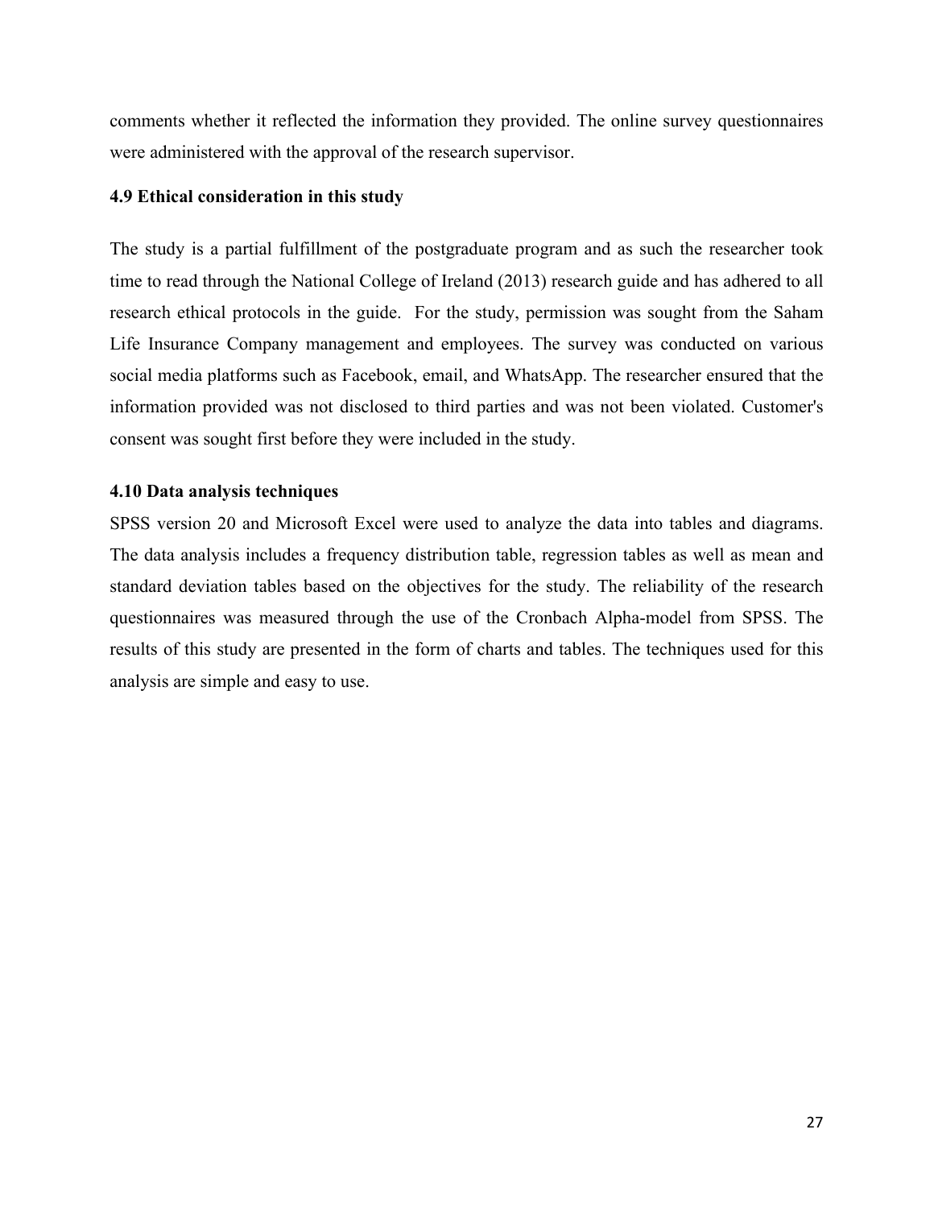comments whether it reflected the information they provided. The online survey questionnaires were administered with the approval of the research supervisor.

### 4.9 Ethical consideration in this study

The study is a partial fulfillment of the postgraduate program and as such the researcher took time to read through the National College of Ireland (2013) research guide and has adhered to all research ethical protocols in the guide. For the study, permission was sought from the Saham Life Insurance Company management and employees. The survey was conducted on various social media platforms such as Facebook, email, and WhatsApp. The researcher ensured that the information provided was not disclosed to third parties and was not been violated. Customer's consent was sought first before they were included in the study.

### 4.10 Data analysis techniques

SPSS version 20 and Microsoft Excel were used to analyze the data into tables and diagrams. The data analysis includes a frequency distribution table, regression tables as well as mean and standard deviation tables based on the objectives for the study. The reliability of the research questionnaires was measured through the use of the Cronbach Alpha-model from SPSS. The results of this study are presented in the form of charts and tables. The techniques used for this analysis are simple and easy to use.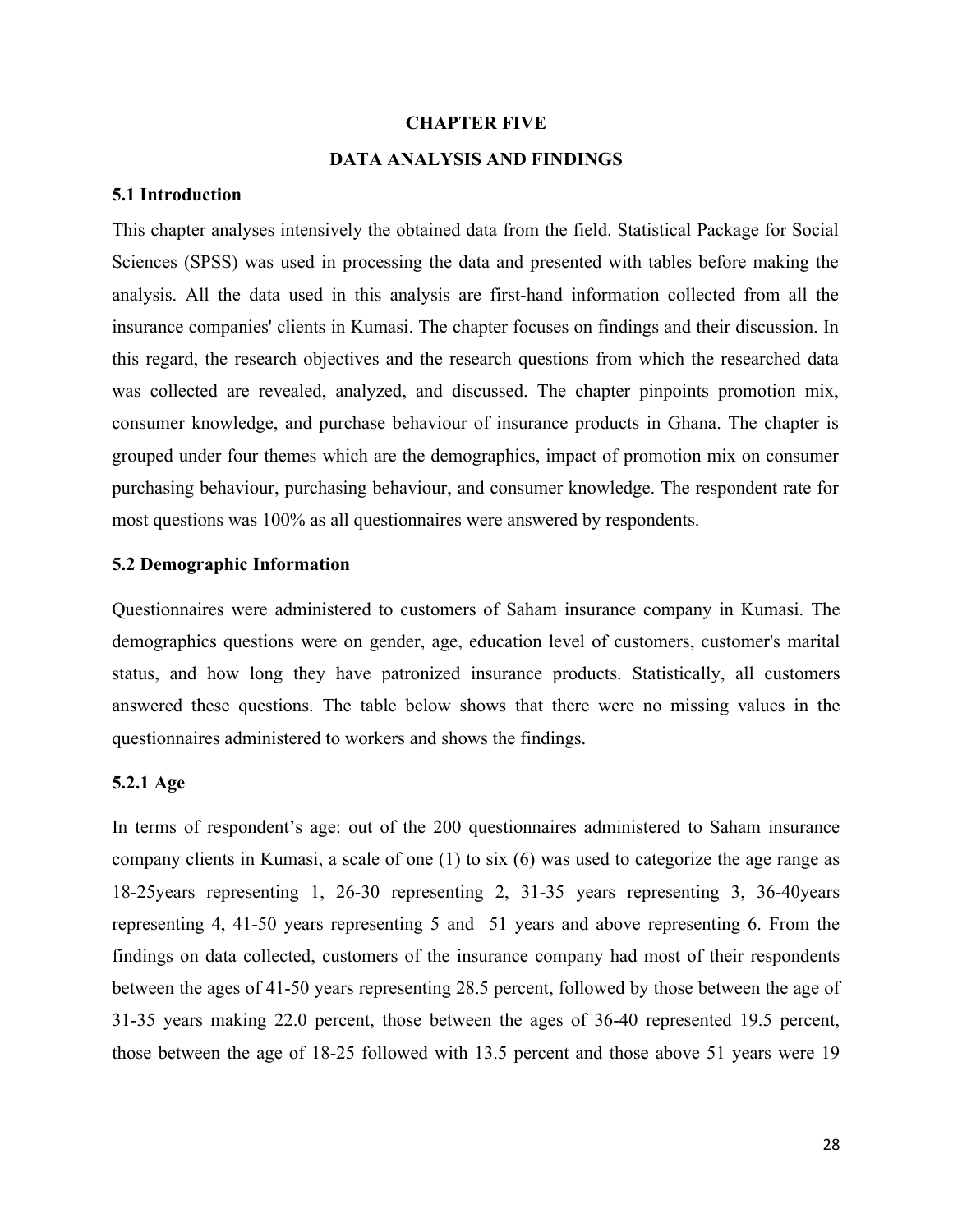# CHAPTER FIVE

# DATA ANALYSIS AND FINDINGS

## 5.1 Introduction

This chapter analyses intensively the obtained data from the field. Statistical Package for Social Sciences (SPSS) was used in processing the data and presented with tables before making the analysis. All the data used in this analysis are first-hand information collected from all the insurance companies' clients in Kumasi. The chapter focuses on findings and their discussion. In this regard, the research objectives and the research questions from which the researched data was collected are revealed, analyzed, and discussed. The chapter pinpoints promotion mix, consumer knowledge, and purchase behaviour of insurance products in Ghana. The chapter is grouped under four themes which are the demographics, impact of promotion mix on consumer purchasing behaviour, purchasing behaviour, and consumer knowledge. The respondent rate for most questions was 100% as all questionnaires were answered by respondents.

## 5.2 Demographic Information

Questionnaires were administered to customers of Saham insurance company in Kumasi. The demographics questions were on gender, age, education level of customers, customer's marital status, and how long they have patronized insurance products. Statistically, all customers answered these questions. The table below shows that there were no missing values in the questionnaires administered to workers and shows the findings.

### 5.2.1 Age

In terms of respondent's age: out of the 200 questionnaires administered to Saham insurance company clients in Kumasi, a scale of one (1) to six (6) was used to categorize the age range as 18-25years representing 1, 26-30 representing 2, 31-35 years representing 3, 36-40years representing 4, 41-50 years representing 5 and 51 years and above representing 6. From the findings on data collected, customers of the insurance company had most of their respondents between the ages of 41-50 years representing 28.5 percent, followed by those between the age of 31-35 years making 22.0 percent, those between the ages of 36-40 represented 19.5 percent, those between the age of 18-25 followed with 13.5 percent and those above 51 years were 19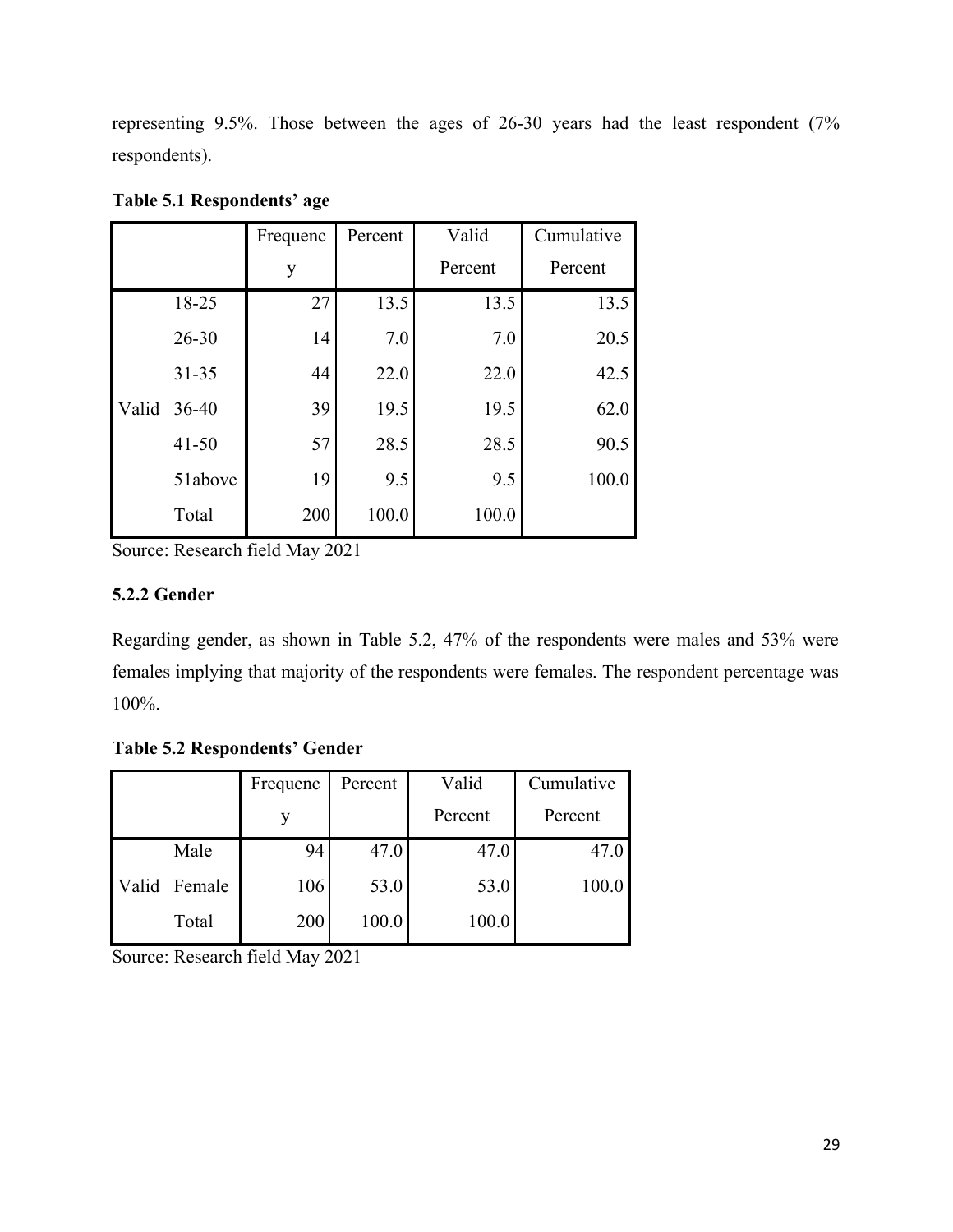representing 9.5%. Those between the ages of 26-30 years had the least respondent (7% respondents).

**Table 5.1 Respondents' age**

| | | Frequency | Percent | Valid Percent | Cumulative Percent |
|---|---|---|---|---|---|
| Valid | 18-25 | 27 | 13.5 | 13.5 | 13.5 |
| | 26-30 | 14 | 7.0 | 7.0 | 20.5 |
| | 31-35 | 44 | 22.0 | 22.0 | 42.5 |
| | 36-40 | 39 | 19.5 | 19.5 | 62.0 |
| | 41-50 | 57 | 28.5 | 28.5 | 90.5 |
| | 51above | 19 | 9.5 | 9.5 | 100.0 |
| | Total | 200 | 100.0 | 100.0 | |

Source: Research field May 2021

### 5.2.2 Gender

Regarding gender, as shown in Table 5.2, 47% of the respondents were males and 53% were females implying that majority of the respondents were females. The respondent percentage was 100%.

**Table 5.2 Respondents' Gender**

| | | Frequency | Percent | Valid Percent | Cumulative Percent |
|---|---|---|---|---|---|
| Valid | Male | 94 | 47.0 | 47.0 | 47.0 |
| | Female | 106 | 53.0 | 53.0 | 100.0 |
| | Total | 200 | 100.0 | 100.0 | |

Source: Research field May 2021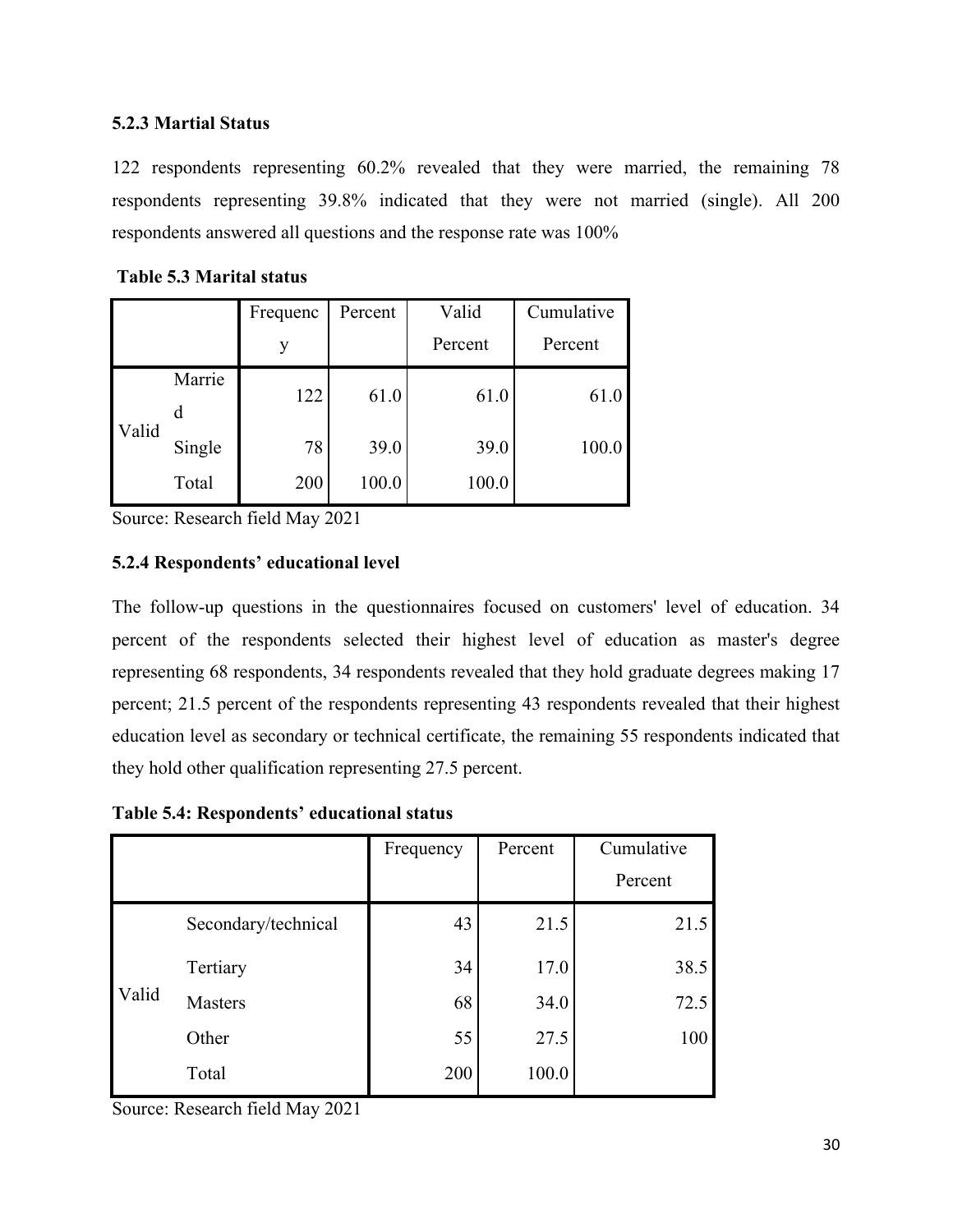### 5.2.3 Martial Status

122 respondents representing 60.2% revealed that they were married, the remaining 78 respondents representing 39.8% indicated that they were not married (single). All 200 respondents answered all questions and the response rate was 100%

**Table 5.3 Marital status**

| | | Frequency | Percent | Valid Percent | Cumulative Percent |
|---|---|---|---|---|---|
| Valid | Married | 122 | 61.0 | 61.0 | 61.0 |
| | Single | 78 | 39.0 | 39.0 | 100.0 |
| | Total | 200 | 100.0 | 100.0 | |

Source: Research field May 2021

### 5.2.4 Respondents' educational level

The follow-up questions in the questionnaires focused on customers' level of education. 34 percent of the respondents selected their highest level of education as master's degree representing 68 respondents, 34 respondents revealed that they hold graduate degrees making 17 percent; 21.5 percent of the respondents representing 43 respondents revealed that their highest education level as secondary or technical certificate, the remaining 55 respondents indicated that they hold other qualification representing 27.5 percent.

**Table 5.4: Respondents' educational status**

| | | Frequency | Percent | Cumulative Percent |
|---|---|---|---|---|
| Valid | Secondary/technical | 43 | 21.5 | 21.5 |
| | Tertiary | 34 | 17.0 | 38.5 |
| | Masters | 68 | 34.0 | 72.5 |
| | Other | 55 | 27.5 | 100 |
| | Total | 200 | 100.0 | |

Source: Research field May 2021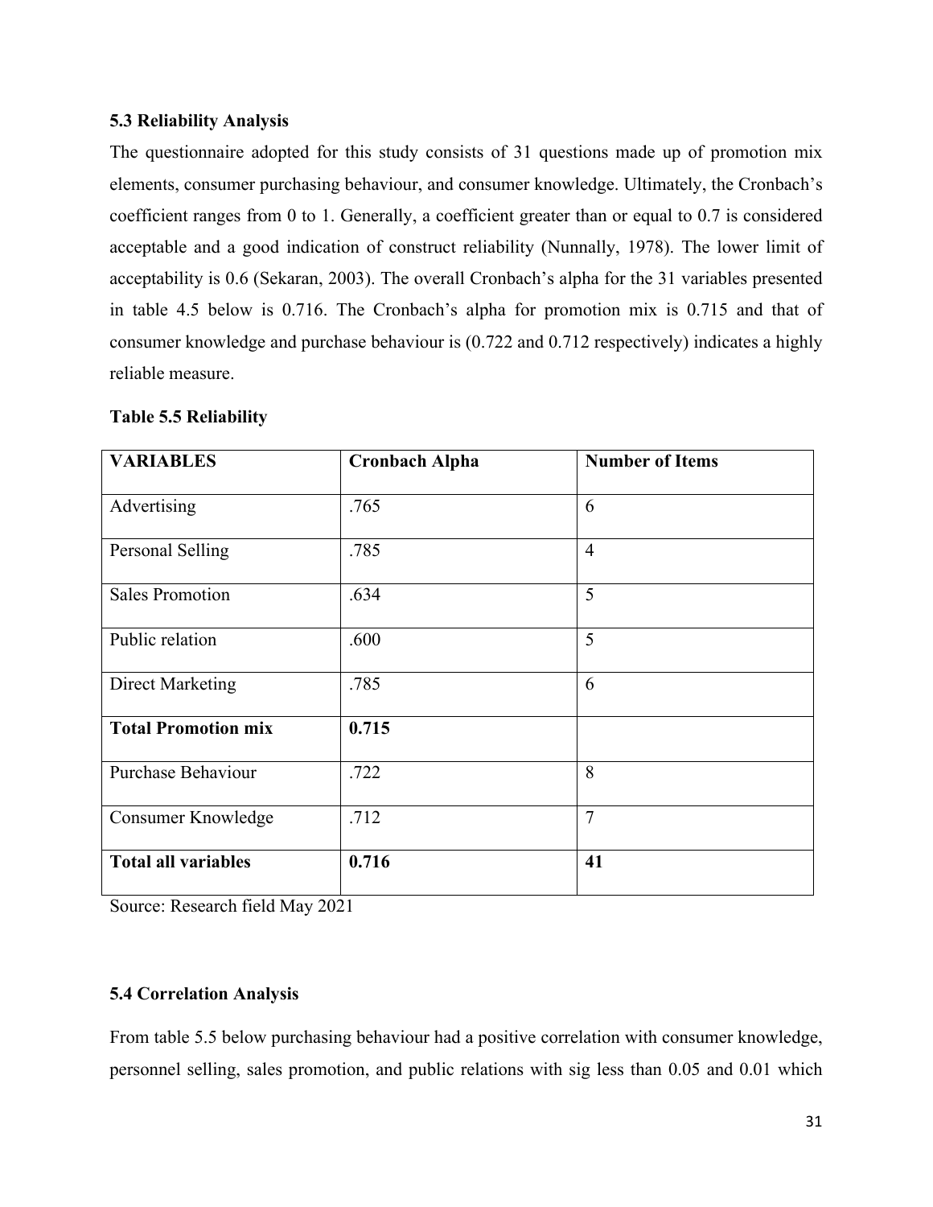**5.3 Reliability Analysis**

The questionnaire adopted for this study consists of 31 questions made up of promotion mix elements, consumer purchasing behaviour, and consumer knowledge. Ultimately, the Cronbach's coefficient ranges from 0 to 1. Generally, a coefficient greater than or equal to 0.7 is considered acceptable and a good indication of construct reliability (Nunnally, 1978). The lower limit of acceptability is 0.6 (Sekaran, 2003). The overall Cronbach's alpha for the 31 variables presented in table 4.5 below is 0.716. The Cronbach's alpha for promotion mix is 0.715 and that of consumer knowledge and purchase behaviour is (0.722 and 0.712 respectively) indicates a highly reliable measure.

**Table 5.5 Reliability**

| VARIABLES | Cronbach Alpha | Number of Items |
|---|---|---|
| Advertising | .765 | 6 |
| Personal Selling | .785 | 4 |
| Sales Promotion | .634 | 5 |
| Public relation | .600 | 5 |
| Direct Marketing | .785 | 6 |
| **Total Promotion mix** | **0.715** | |
| Purchase Behaviour | .722 | 8 |
| Consumer Knowledge | .712 | 7 |
| **Total all variables** | **0.716** | **41** |

Source: Research field May 2021

**5.4 Correlation Analysis**

From table 5.5 below purchasing behaviour had a positive correlation with consumer knowledge, personnel selling, sales promotion, and public relations with sig less than 0.05 and 0.01 which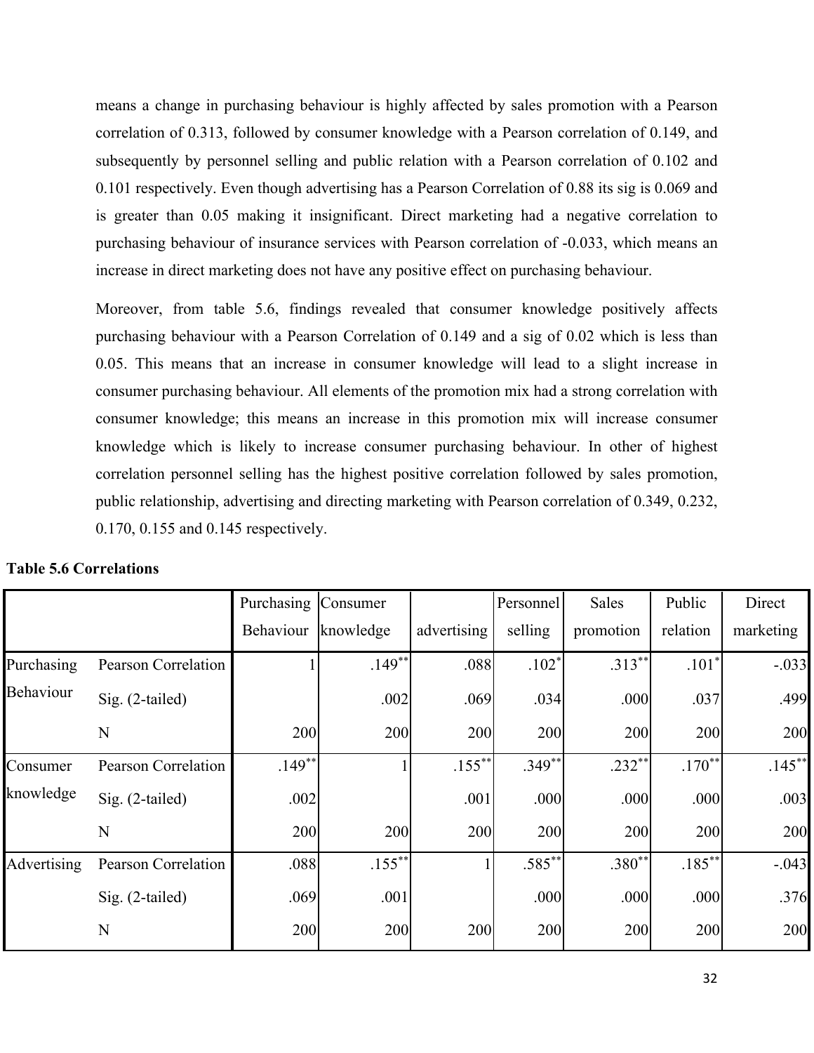means a change in purchasing behaviour is highly affected by sales promotion with a Pearson correlation of 0.313, followed by consumer knowledge with a Pearson correlation of 0.149, and subsequently by personnel selling and public relation with a Pearson correlation of 0.102 and 0.101 respectively. Even though advertising has a Pearson Correlation of 0.88 its sig is 0.069 and is greater than 0.05 making it insignificant. Direct marketing had a negative correlation to purchasing behaviour of insurance services with Pearson correlation of -0.033, which means an increase in direct marketing does not have any positive effect on purchasing behaviour.

Moreover, from table 5.6, findings revealed that consumer knowledge positively affects purchasing behaviour with a Pearson Correlation of 0.149 and a sig of 0.02 which is less than 0.05. This means that an increase in consumer knowledge will lead to a slight increase in consumer purchasing behaviour. All elements of the promotion mix had a strong correlation with consumer knowledge; this means an increase in this promotion mix will increase consumer knowledge which is likely to increase consumer purchasing behaviour. In other of highest correlation personnel selling has the highest positive correlation followed by sales promotion, public relationship, advertising and directing marketing with Pearson correlation of 0.349, 0.232, 0.170, 0.155 and 0.145 respectively.

**Table 5.6 Correlations**

| | | Purchasing Behaviour | Consumer knowledge | advertising | Personnel selling | Sales promotion | Public relation | Direct marketing |
|---|---|---|---|---|---|---|---|---|
| Purchasing Behaviour | Pearson Correlation | 1 | .149** | .088 | .102* | .313** | .101* | -.033 |
| | Sig. (2-tailed) | | .002 | .069 | .034 | .000 | .037 | .499 |
| | N | 200 | 200 | 200 | 200 | 200 | 200 | 200 |
| Consumer knowledge | Pearson Correlation | .149** | 1 | .155** | .349** | .232** | .170** | .145** |
| | Sig. (2-tailed) | .002 | | .001 | .000 | .000 | .000 | .003 |
| | N | 200 | 200 | 200 | 200 | 200 | 200 | 200 |
| Advertising | Pearson Correlation | .088 | .155** | 1 | .585** | .380** | .185** | -.043 |
| | Sig. (2-tailed) | .069 | .001 | | .000 | .000 | .000 | .376 |
| | N | 200 | 200 | 200 | 200 | 200 | 200 | 200 |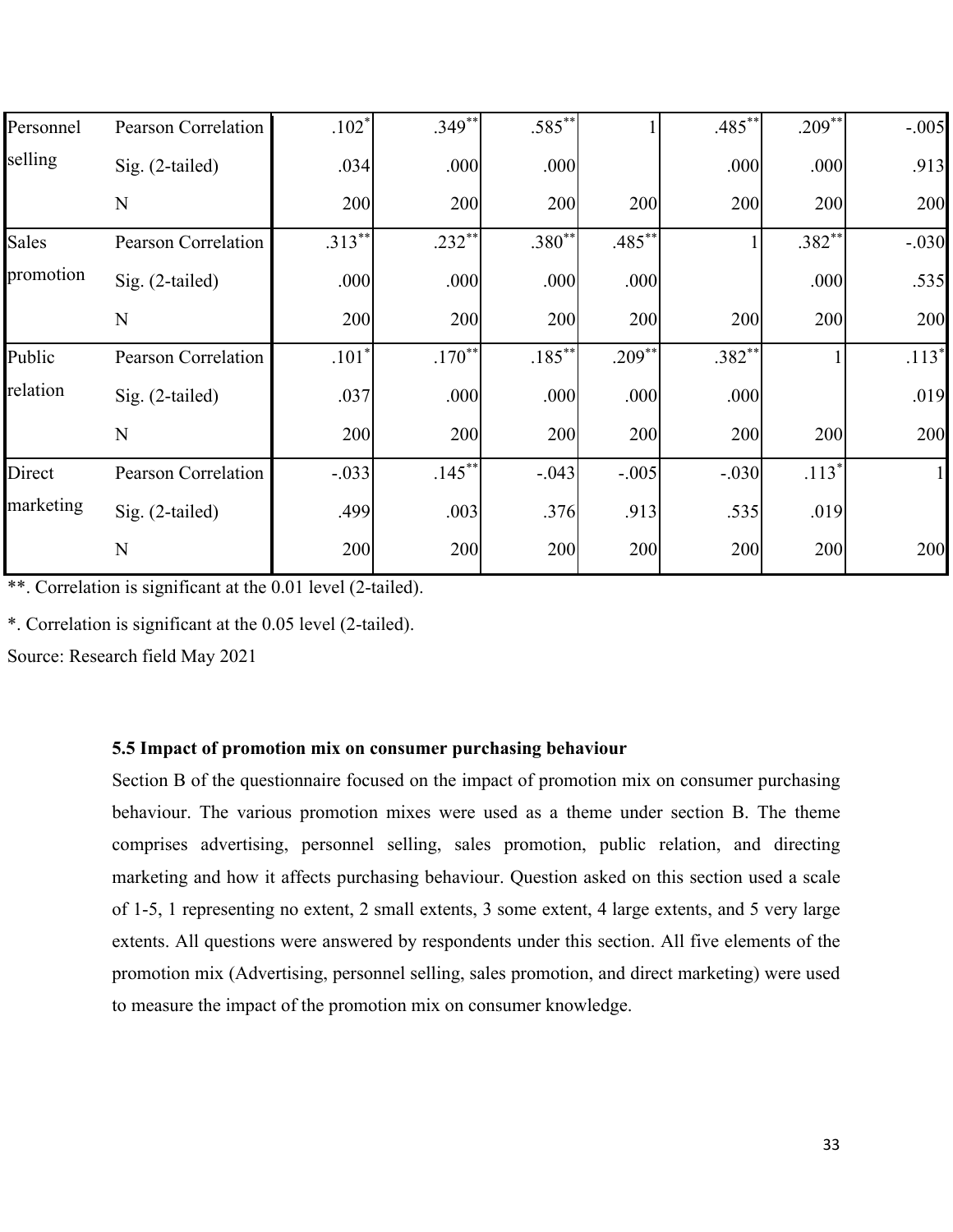| | | | | | | | | |
|---|---|---|---|---|---|---|---|---|
| Personnel selling | Pearson Correlation | .102* | .349** | .585** | 1 | .485** | .209** | -.005 |
| | Sig. (2-tailed) | .034 | .000 | .000 | | .000 | .000 | .913 |
| | N | 200 | 200 | 200 | 200 | 200 | 200 | 200 |
| Sales promotion | Pearson Correlation | .313** | .232** | .380** | .485** | 1 | .382** | -.030 |
| | Sig. (2-tailed) | .000 | .000 | .000 | .000 | | .000 | .535 |
| | N | 200 | 200 | 200 | 200 | 200 | 200 | 200 |
| Public relation | Pearson Correlation | .101* | .170** | .185** | .209** | .382** | 1 | .113* |
| | Sig. (2-tailed) | .037 | .000 | .000 | .000 | .000 | | .019 |
| | N | 200 | 200 | 200 | 200 | 200 | 200 | 200 |
| Direct marketing | Pearson Correlation | -.033 | .145** | -.043 | -.005 | -.030 | .113* | 1 |
| | Sig. (2-tailed) | .499 | .003 | .376 | .913 | .535 | .019 | |
| | N | 200 | 200 | 200 | 200 | 200 | 200 | 200 |

**. Correlation is significant at the 0.01 level (2-tailed).

*. Correlation is significant at the 0.05 level (2-tailed).

Source: Research field May 2021

### 5.5 Impact of promotion mix on consumer purchasing behaviour

Section B of the questionnaire focused on the impact of promotion mix on consumer purchasing behaviour. The various promotion mixes were used as a theme under section B. The theme comprises advertising, personnel selling, sales promotion, public relation, and directing marketing and how it affects purchasing behaviour. Question asked on this section used a scale of 1-5, 1 representing no extent, 2 small extents, 3 some extent, 4 large extents, and 5 very large extents. All questions were answered by respondents under this section. All five elements of the promotion mix (Advertising, personnel selling, sales promotion, and direct marketing) were used to measure the impact of the promotion mix on consumer knowledge.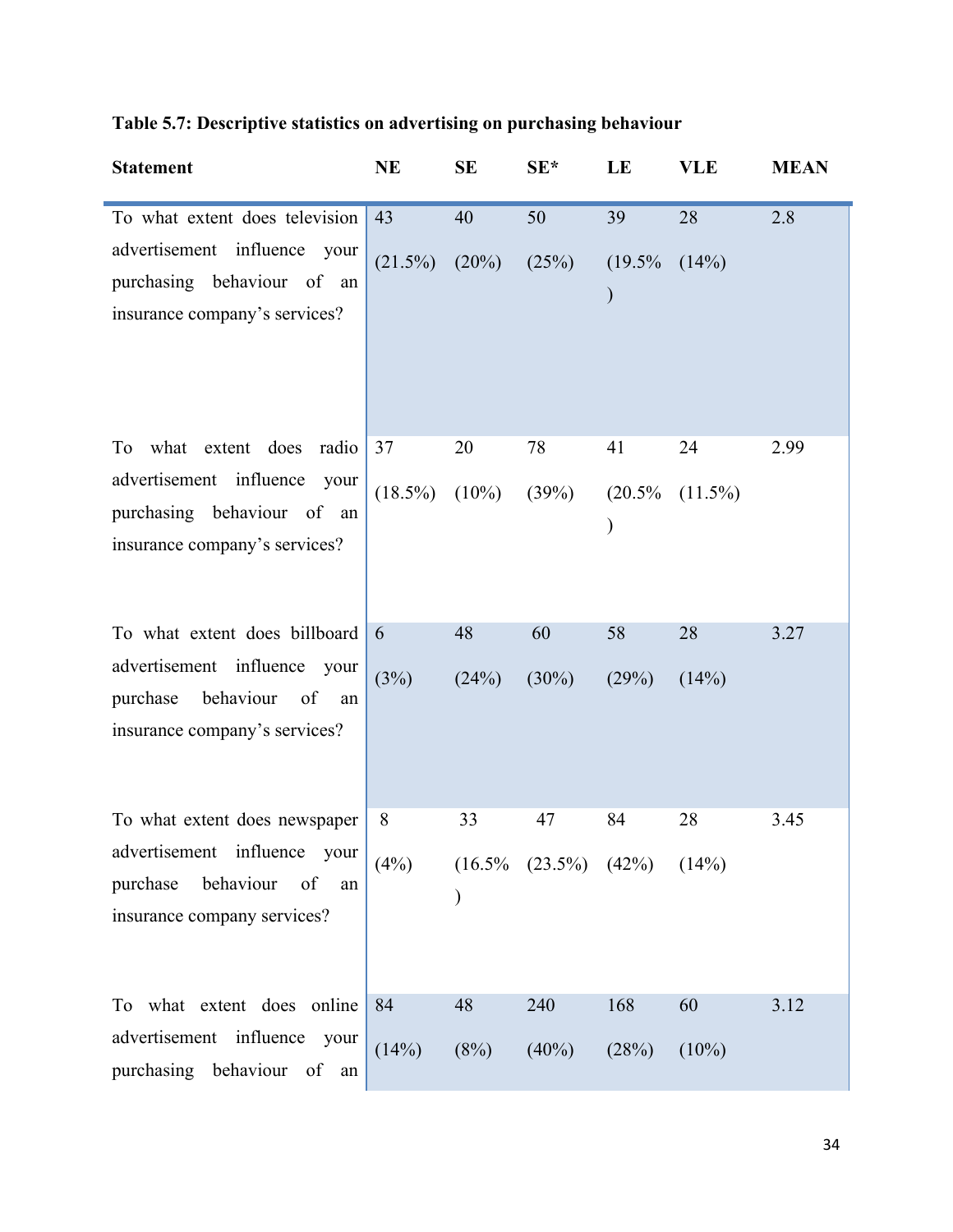**Table 5.7: Descriptive statistics on advertising on purchasing behaviour**

| Statement | NE | SE | SE* | LE | VLE | MEAN |
|---|---|---|---|---|---|---|
| To what extent does television advertisement influence your purchasing behaviour of an insurance company's services? | 43 (21.5%) | 40 (20%) | 50 (25%) | 39 (19.5%) | 28 (14%) | 2.8 |
| To what extent does radio advertisement influence your purchasing behaviour of an insurance company's services? | 37 (18.5%) | 20 (10%) | 78 (39%) | 41 (20.5%) | 24 (11.5%) | 2.99 |
| To what extent does billboard advertisement influence your purchase behaviour of an insurance company's services? | 6 (3%) | 48 (24%) | 60 (30%) | 58 (29%) | 28 (14%) | 3.27 |
| To what extent does newspaper advertisement influence your purchase behaviour of an insurance company services? | 8 (4%) | 33 (16.5%) | 47 (23.5%) | 84 (42%) | 28 (14%) | 3.45 |
| To what extent does online advertisement influence your purchasing behaviour of an | 84 (14%) | 48 (8%) | 240 (40%) | 168 (28%) | 60 (10%) | 3.12 |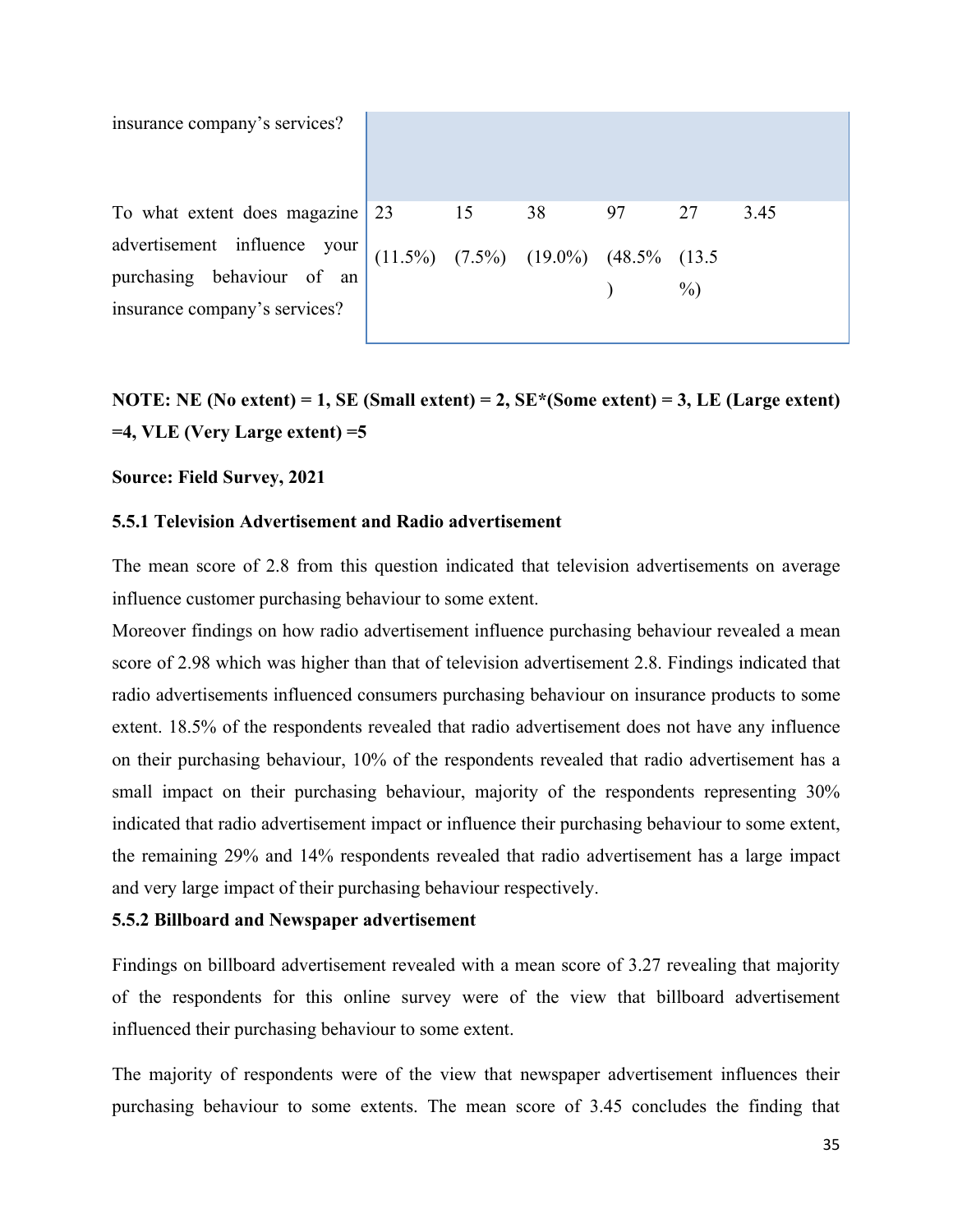| | | | | | | |
|---|---|---|---|---|---|---|
| insurance company's services? | | | | | | |
| To what extent does magazine advertisement influence your purchasing behaviour of an insurance company's services? | 23 (11.5%) | 15 (7.5%) | 38 (19.0%) | 97 (48.5%) | 27 (13.5%) | 3.45 |

**NOTE: NE (No extent) = 1, SE (Small extent) = 2, SE*(Some extent) = 3, LE (Large extent) =4, VLE (Very Large extent) =5**

**Source: Field Survey, 2021**

### 5.5.1 Television Advertisement and Radio advertisement

The mean score of 2.8 from this question indicated that television advertisements on average influence customer purchasing behaviour to some extent.

Moreover findings on how radio advertisement influence purchasing behaviour revealed a mean score of 2.98 which was higher than that of television advertisement 2.8. Findings indicated that radio advertisements influenced consumers purchasing behaviour on insurance products to some extent. 18.5% of the respondents revealed that radio advertisement does not have any influence on their purchasing behaviour, 10% of the respondents revealed that radio advertisement has a small impact on their purchasing behaviour, majority of the respondents representing 30% indicated that radio advertisement impact or influence their purchasing behaviour to some extent, the remaining 29% and 14% respondents revealed that radio advertisement has a large impact and very large impact of their purchasing behaviour respectively.

### 5.5.2 Billboard and Newspaper advertisement

Findings on billboard advertisement revealed with a mean score of 3.27 revealing that majority of the respondents for this online survey were of the view that billboard advertisement influenced their purchasing behaviour to some extent.

The majority of respondents were of the view that newspaper advertisement influences their purchasing behaviour to some extents. The mean score of 3.45 concludes the finding that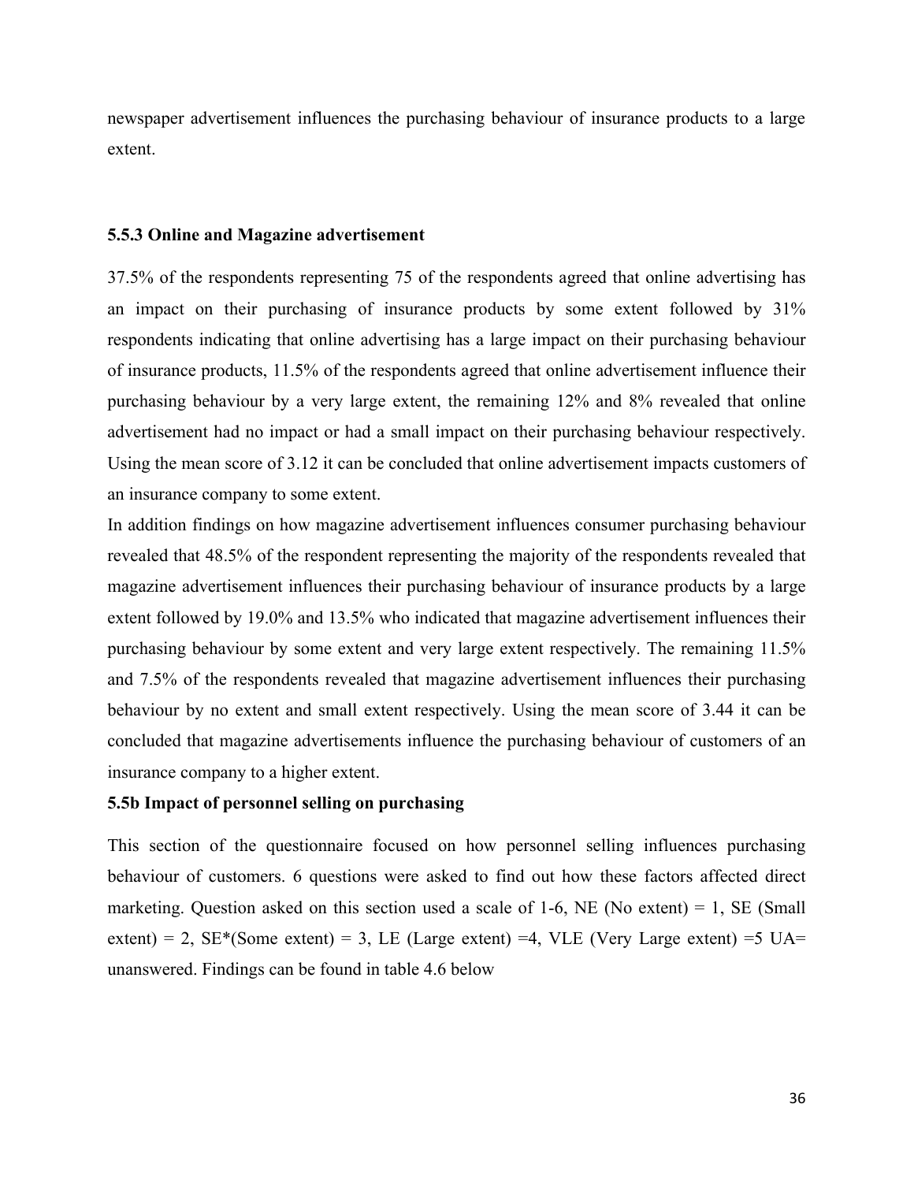newspaper advertisement influences the purchasing behaviour of insurance products to a large extent.

### 5.5.3 Online and Magazine advertisement

37.5% of the respondents representing 75 of the respondents agreed that online advertising has an impact on their purchasing of insurance products by some extent followed by 31% respondents indicating that online advertising has a large impact on their purchasing behaviour of insurance products, 11.5% of the respondents agreed that online advertisement influence their purchasing behaviour by a very large extent, the remaining 12% and 8% revealed that online advertisement had no impact or had a small impact on their purchasing behaviour respectively. Using the mean score of 3.12 it can be concluded that online advertisement impacts customers of an insurance company to some extent.

In addition findings on how magazine advertisement influences consumer purchasing behaviour revealed that 48.5% of the respondent representing the majority of the respondents revealed that magazine advertisement influences their purchasing behaviour of insurance products by a large extent followed by 19.0% and 13.5% who indicated that magazine advertisement influences their purchasing behaviour by some extent and very large extent respectively. The remaining 11.5% and 7.5% of the respondents revealed that magazine advertisement influences their purchasing behaviour by no extent and small extent respectively. Using the mean score of 3.44 it can be concluded that magazine advertisements influence the purchasing behaviour of customers of an insurance company to a higher extent.

### 5.5b Impact of personnel selling on purchasing

This section of the questionnaire focused on how personnel selling influences purchasing behaviour of customers. 6 questions were asked to find out how these factors affected direct marketing. Question asked on this section used a scale of 1-6, NE (No extent) = 1, SE (Small extent) = 2, SE*(Some extent) = 3, LE (Large extent) =4, VLE (Very Large extent) =5 UA= unanswered. Findings can be found in table 4.6 below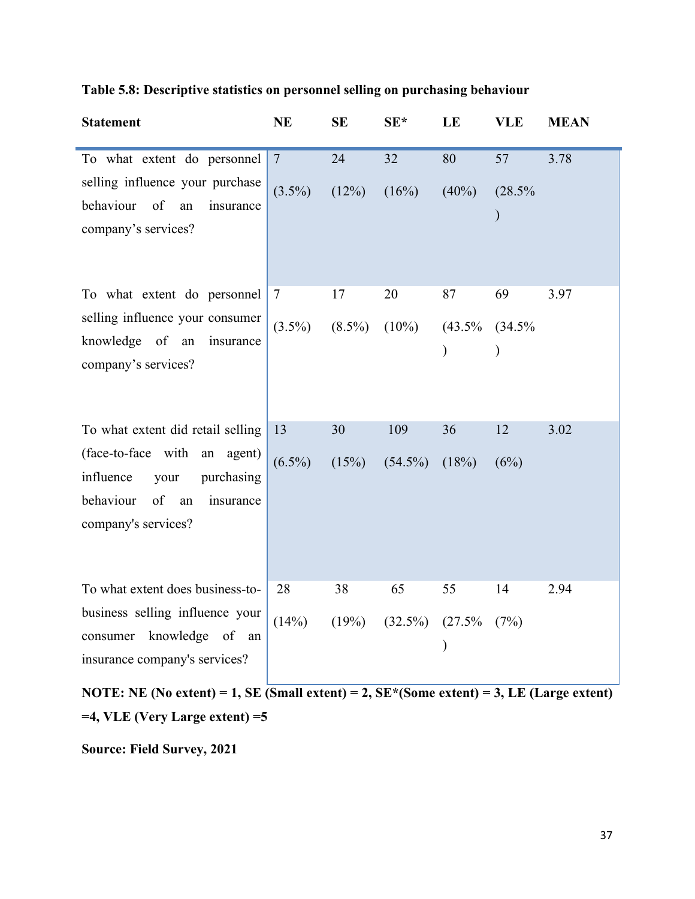**Table 5.8: Descriptive statistics on personnel selling on purchasing behaviour**

| Statement | NE | SE | SE* | LE | VLE | MEAN |
|---|---|---|---|---|---|---|
| To what extent do personnel selling influence your purchase behaviour of an insurance company's services? | 7 (3.5%) | 24 (12%) | 32 (16%) | 80 (40%) | 57 (28.5%) | 3.78 |
| To what extent do personnel selling influence your consumer knowledge of an insurance company's services? | 7 (3.5%) | 17 (8.5%) | 20 (10%) | 87 (43.5%) | 69 (34.5%) | 3.97 |
| To what extent did retail selling (face-to-face with an agent) influence your purchasing behaviour of an insurance company's services? | 13 (6.5%) | 30 (15%) | 109 (54.5%) | 36 (18%) | 12 (6%) | 3.02 |
| To what extent does business-to-business selling influence your consumer knowledge of an insurance company's services? | 28 (14%) | 38 (19%) | 65 (32.5%) | 55 (27.5%) | 14 (7%) | 2.94 |

**NOTE: NE (No extent) = 1, SE (Small extent) = 2, SE*(Some extent) = 3, LE (Large extent) =4, VLE (Very Large extent) =5**

**Source: Field Survey, 2021**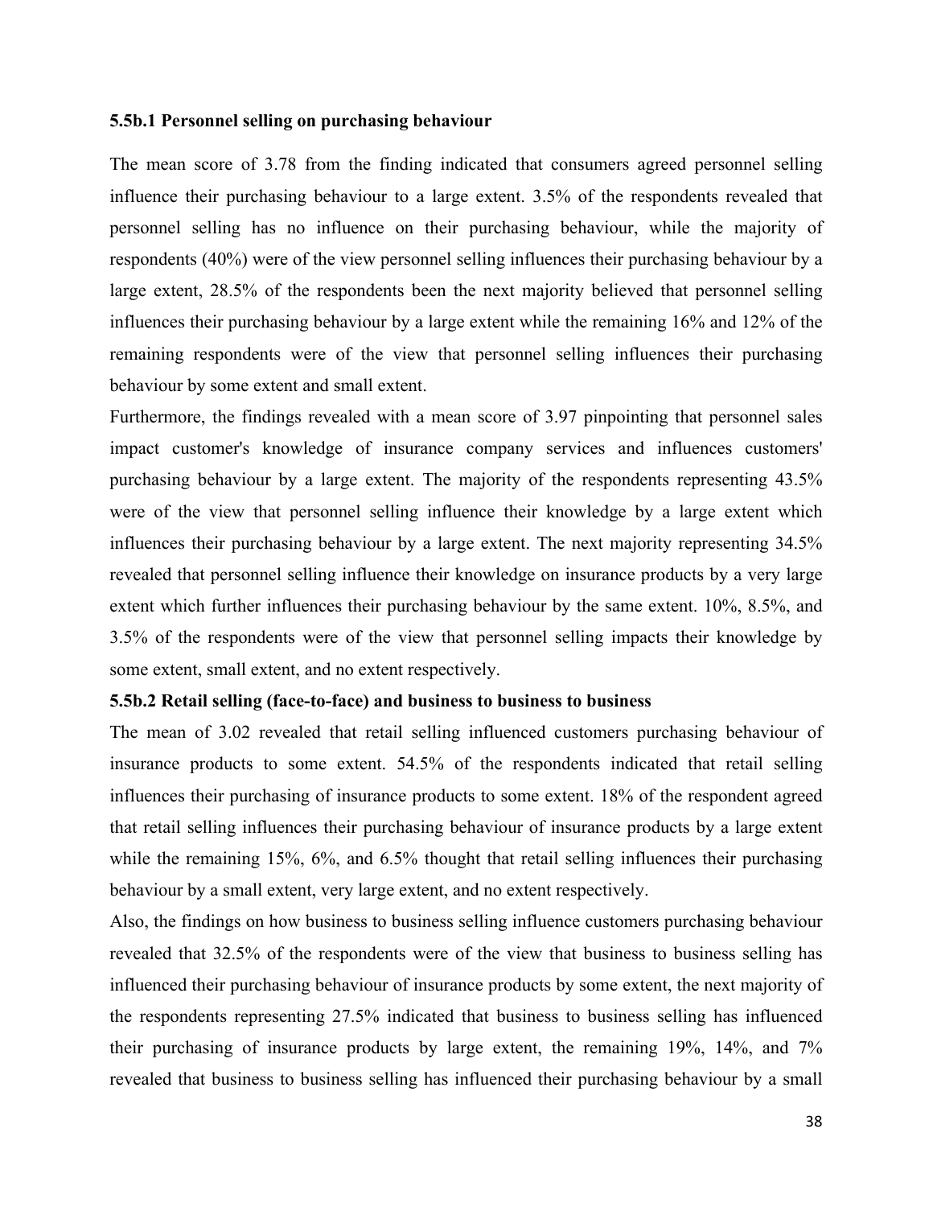### 5.5b.1 Personnel selling on purchasing behaviour

The mean score of 3.78 from the finding indicated that consumers agreed personnel selling influence their purchasing behaviour to a large extent. 3.5% of the respondents revealed that personnel selling has no influence on their purchasing behaviour, while the majority of respondents (40%) were of the view personnel selling influences their purchasing behaviour by a large extent, 28.5% of the respondents been the next majority believed that personnel selling influences their purchasing behaviour by a large extent while the remaining 16% and 12% of the remaining respondents were of the view that personnel selling influences their purchasing behaviour by some extent and small extent.

Furthermore, the findings revealed with a mean score of 3.97 pinpointing that personnel sales impact customer's knowledge of insurance company services and influences customers' purchasing behaviour by a large extent. The majority of the respondents representing 43.5% were of the view that personnel selling influence their knowledge by a large extent which influences their purchasing behaviour by a large extent. The next majority representing 34.5% revealed that personnel selling influence their knowledge on insurance products by a very large extent which further influences their purchasing behaviour by the same extent. 10%, 8.5%, and 3.5% of the respondents were of the view that personnel selling impacts their knowledge by some extent, small extent, and no extent respectively.

### 5.5b.2 Retail selling (face-to-face) and business to business to business

The mean of 3.02 revealed that retail selling influenced customers purchasing behaviour of insurance products to some extent. 54.5% of the respondents indicated that retail selling influences their purchasing of insurance products to some extent. 18% of the respondent agreed that retail selling influences their purchasing behaviour of insurance products by a large extent while the remaining 15%, 6%, and 6.5% thought that retail selling influences their purchasing behaviour by a small extent, very large extent, and no extent respectively.

Also, the findings on how business to business selling influence customers purchasing behaviour revealed that 32.5% of the respondents were of the view that business to business selling has influenced their purchasing behaviour of insurance products by some extent, the next majority of the respondents representing 27.5% indicated that business to business selling has influenced their purchasing of insurance products by large extent, the remaining 19%, 14%, and 7% revealed that business to business selling has influenced their purchasing behaviour by a small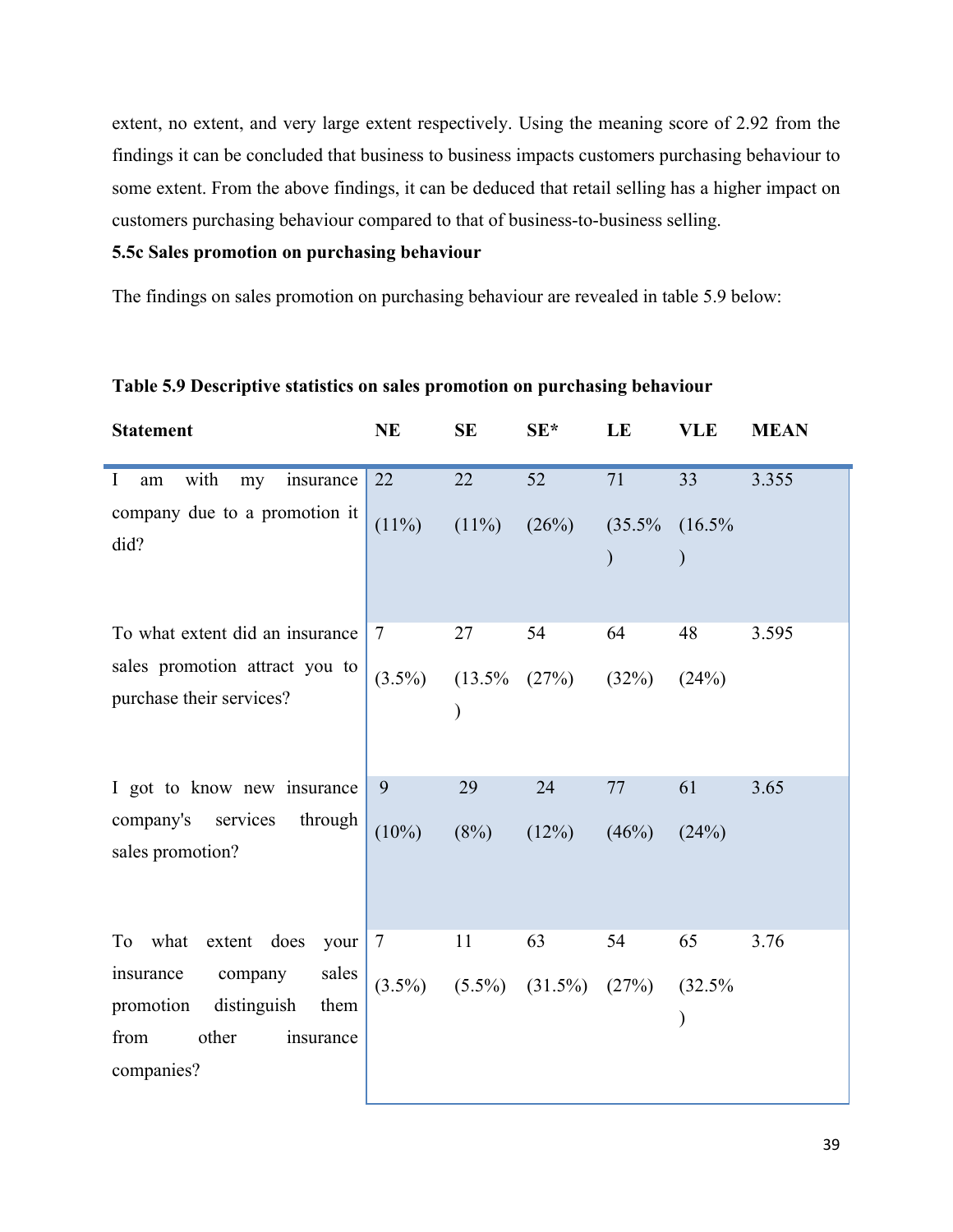extent, no extent, and very large extent respectively. Using the meaning score of 2.92 from the findings it can be concluded that business to business impacts customers purchasing behaviour to some extent. From the above findings, it can be deduced that retail selling has a higher impact on customers purchasing behaviour compared to that of business-to-business selling.

**5.5c Sales promotion on purchasing behaviour**

The findings on sales promotion on purchasing behaviour are revealed in table 5.9 below:

**Table 5.9 Descriptive statistics on sales promotion on purchasing behaviour**

| Statement | NE | SE | SE* | LE | VLE | MEAN |
|---|---|---|---|---|---|---|
| I am with my insurance company due to a promotion it did? | 22 (11%) | 22 (11%) | 52 (26%) | 71 (35.5%) | 33 (16.5%) | 3.355 |
| To what extent did an insurance sales promotion attract you to purchase their services? | 7 (3.5%) | 27 (13.5%) | 54 (27%) | 64 (32%) | 48 (24%) | 3.595 |
| I got to know new insurance company's services through sales promotion? | 9 (10%) | 29 (8%) | 24 (12%) | 77 (46%) | 61 (24%) | 3.65 |
| To what extent does your insurance company sales promotion distinguish them from other insurance companies? | 7 (3.5%) | 11 (5.5%) | 63 (31.5%) | 54 (27%) | 65 (32.5%) | 3.76 |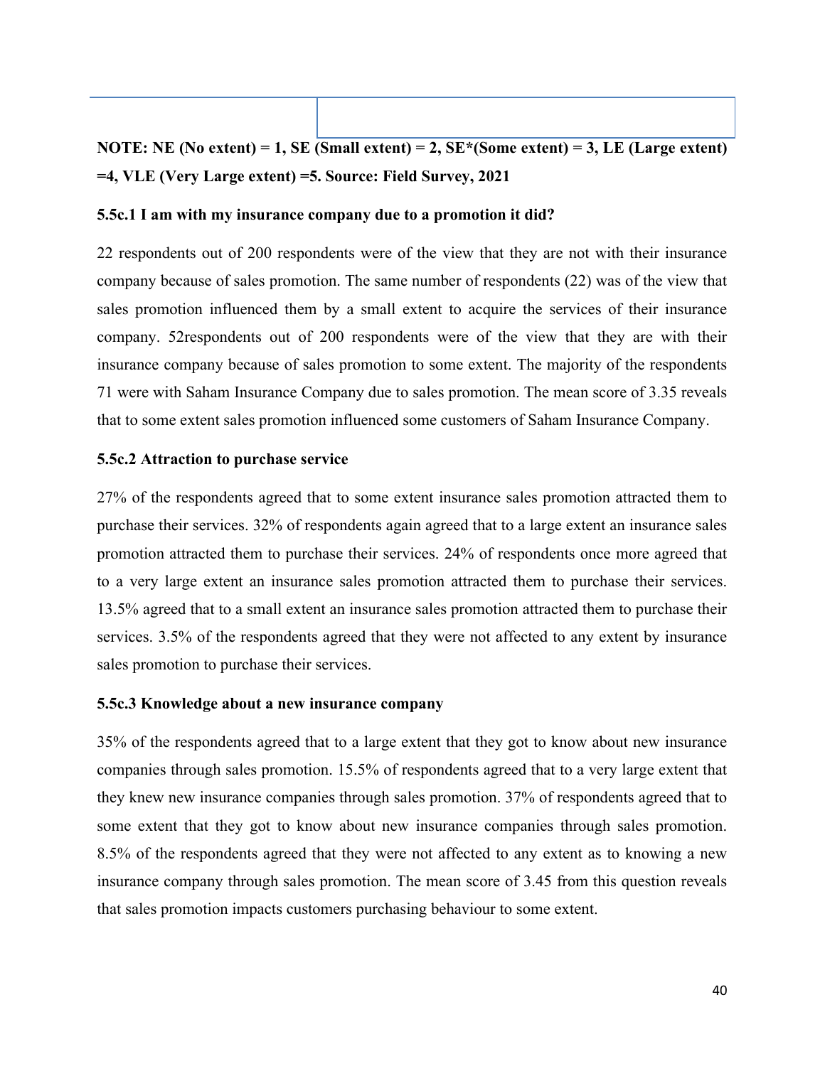**NOTE: NE (No extent) = 1, SE (Small extent) = 2, SE*(Some extent) = 3, LE (Large extent) =4, VLE (Very Large extent) =5. Source: Field Survey, 2021**

**5.5c.1 I am with my insurance company due to a promotion it did?**

22 respondents out of 200 respondents were of the view that they are not with their insurance company because of sales promotion. The same number of respondents (22) was of the view that sales promotion influenced them by a small extent to acquire the services of their insurance company. 52respondents out of 200 respondents were of the view that they are with their insurance company because of sales promotion to some extent. The majority of the respondents 71 were with Saham Insurance Company due to sales promotion. The mean score of 3.35 reveals that to some extent sales promotion influenced some customers of Saham Insurance Company.

**5.5c.2 Attraction to purchase service**

27% of the respondents agreed that to some extent insurance sales promotion attracted them to purchase their services. 32% of respondents again agreed that to a large extent an insurance sales promotion attracted them to purchase their services. 24% of respondents once more agreed that to a very large extent an insurance sales promotion attracted them to purchase their services. 13.5% agreed that to a small extent an insurance sales promotion attracted them to purchase their services. 3.5% of the respondents agreed that they were not affected to any extent by insurance sales promotion to purchase their services.

**5.5c.3 Knowledge about a new insurance company**

35% of the respondents agreed that to a large extent that they got to know about new insurance companies through sales promotion. 15.5% of respondents agreed that to a very large extent that they knew new insurance companies through sales promotion. 37% of respondents agreed that to some extent that they got to know about new insurance companies through sales promotion. 8.5% of the respondents agreed that they were not affected to any extent as to knowing a new insurance company through sales promotion. The mean score of 3.45 from this question reveals that sales promotion impacts customers purchasing behaviour to some extent.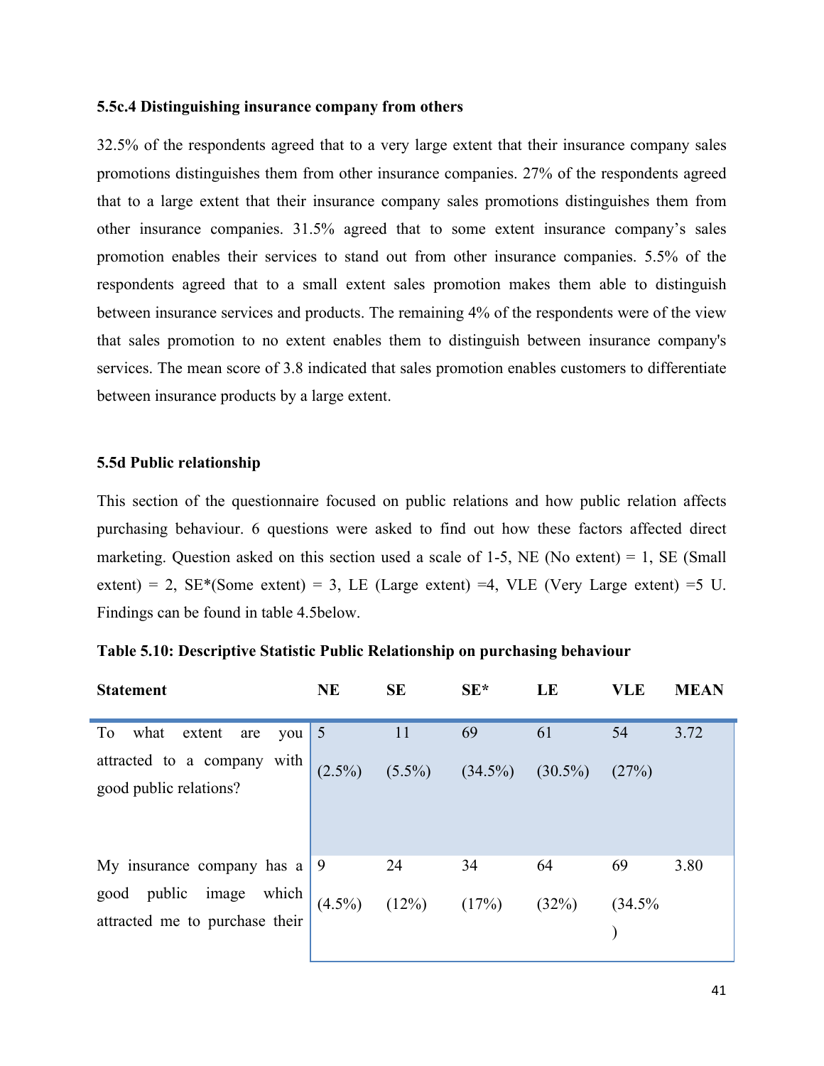### 5.5c.4 Distinguishing insurance company from others

32.5% of the respondents agreed that to a very large extent that their insurance company sales promotions distinguishes them from other insurance companies. 27% of the respondents agreed that to a large extent that their insurance company sales promotions distinguishes them from other insurance companies. 31.5% agreed that to some extent insurance company's sales promotion enables their services to stand out from other insurance companies. 5.5% of the respondents agreed that to a small extent sales promotion makes them able to distinguish between insurance services and products. The remaining 4% of the respondents were of the view that sales promotion to no extent enables them to distinguish between insurance company's services. The mean score of 3.8 indicated that sales promotion enables customers to differentiate between insurance products by a large extent.

### 5.5d Public relationship

This section of the questionnaire focused on public relations and how public relation affects purchasing behaviour. 6 questions were asked to find out how these factors affected direct marketing. Question asked on this section used a scale of 1-5, NE (No extent) = 1, SE (Small extent) = 2, SE*(Some extent) = 3, LE (Large extent) =4, VLE (Very Large extent) =5 U. Findings can be found in table 4.5below.

**Table 5.10: Descriptive Statistic Public Relationship on purchasing behaviour**

| Statement | NE | SE | SE* | LE | VLE | MEAN |
|---|---|---|---|---|---|---|
| To what extent are you attracted to a company with good public relations? | 5 (2.5%) | 11 (5.5%) | 69 (34.5%) | 61 (30.5%) | 54 (27%) | 3.72 |
| My insurance company has a good public image which attracted me to purchase their | 9 (4.5%) | 24 (12%) | 34 (17%) | 64 (32%) | 69 (34.5% ) | 3.80 |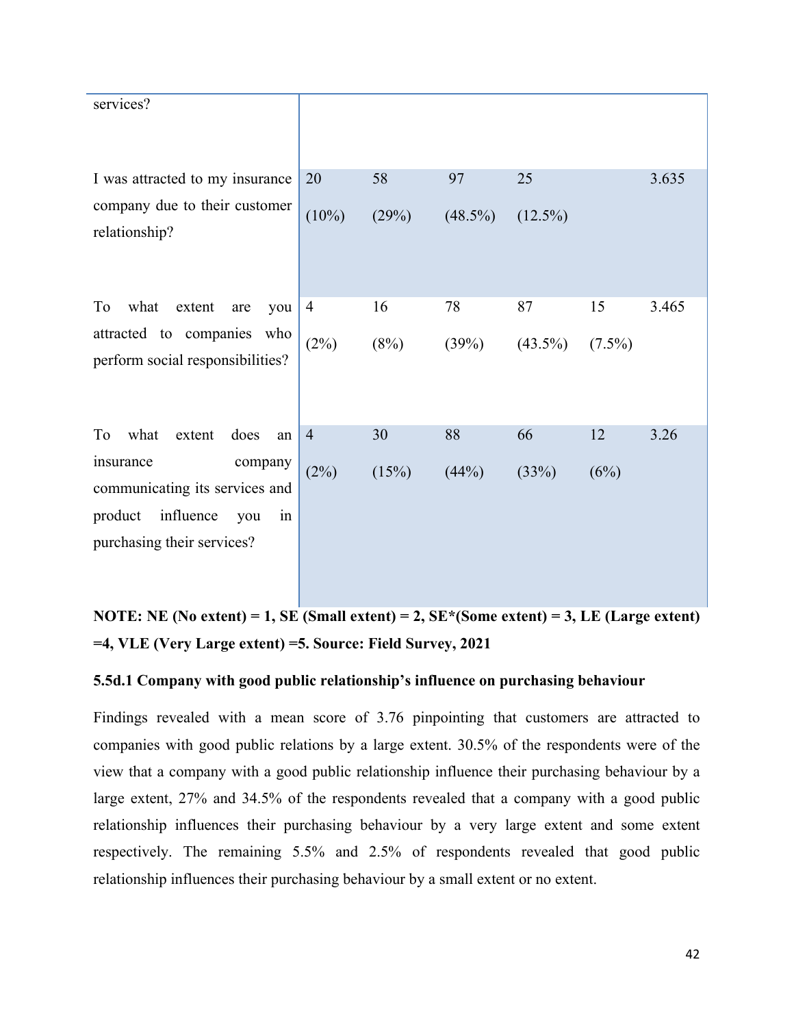| services? | | | | | | |
|---|---|---|---|---|---|---|
| I was attracted to my insurance company due to their customer relationship? | 20 (10%) | 58 (29%) | 97 (48.5%) | 25 (12.5%) | | 3.635 |
| To what extent are you attracted to companies who perform social responsibilities? | 4 (2%) | 16 (8%) | 78 (39%) | 87 (43.5%) | 15 (7.5%) | 3.465 |
| To what extent does an insurance company communicating its services and product influence you in purchasing their services? | 4 (2%) | 30 (15%) | 88 (44%) | 66 (33%) | 12 (6%) | 3.26 |

**NOTE: NE (No extent) = 1, SE (Small extent) = 2, SE*(Some extent) = 3, LE (Large extent) =4, VLE (Very Large extent) =5. Source: Field Survey, 2021**

### 5.5d.1 Company with good public relationship's influence on purchasing behaviour

Findings revealed with a mean score of 3.76 pinpointing that customers are attracted to companies with good public relations by a large extent. 30.5% of the respondents were of the view that a company with a good public relationship influence their purchasing behaviour by a large extent, 27% and 34.5% of the respondents revealed that a company with a good public relationship influences their purchasing behaviour by a very large extent and some extent respectively. The remaining 5.5% and 2.5% of respondents revealed that good public relationship influences their purchasing behaviour by a small extent or no extent.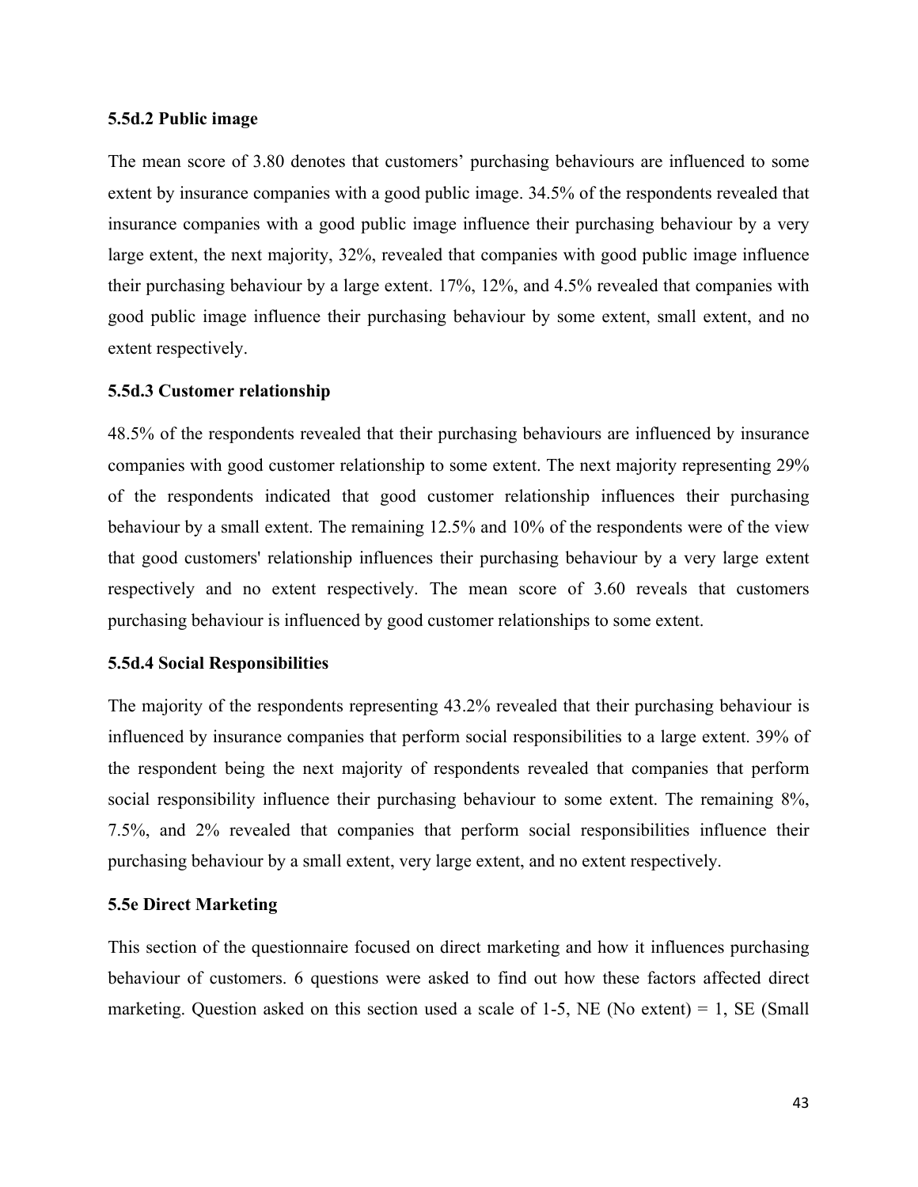### 5.5d.2 Public image

The mean score of 3.80 denotes that customers' purchasing behaviours are influenced to some extent by insurance companies with a good public image. 34.5% of the respondents revealed that insurance companies with a good public image influence their purchasing behaviour by a very large extent, the next majority, 32%, revealed that companies with good public image influence their purchasing behaviour by a large extent. 17%, 12%, and 4.5% revealed that companies with good public image influence their purchasing behaviour by some extent, small extent, and no extent respectively.

### 5.5d.3 Customer relationship

48.5% of the respondents revealed that their purchasing behaviours are influenced by insurance companies with good customer relationship to some extent. The next majority representing 29% of the respondents indicated that good customer relationship influences their purchasing behaviour by a small extent. The remaining 12.5% and 10% of the respondents were of the view that good customers' relationship influences their purchasing behaviour by a very large extent respectively and no extent respectively. The mean score of 3.60 reveals that customers purchasing behaviour is influenced by good customer relationships to some extent.

### 5.5d.4 Social Responsibilities

The majority of the respondents representing 43.2% revealed that their purchasing behaviour is influenced by insurance companies that perform social responsibilities to a large extent. 39% of the respondent being the next majority of respondents revealed that companies that perform social responsibility influence their purchasing behaviour to some extent. The remaining 8%, 7.5%, and 2% revealed that companies that perform social responsibilities influence their purchasing behaviour by a small extent, very large extent, and no extent respectively.

### 5.5e Direct Marketing

This section of the questionnaire focused on direct marketing and how it influences purchasing behaviour of customers. 6 questions were asked to find out how these factors affected direct marketing. Question asked on this section used a scale of 1-5, NE (No extent) = 1, SE (Small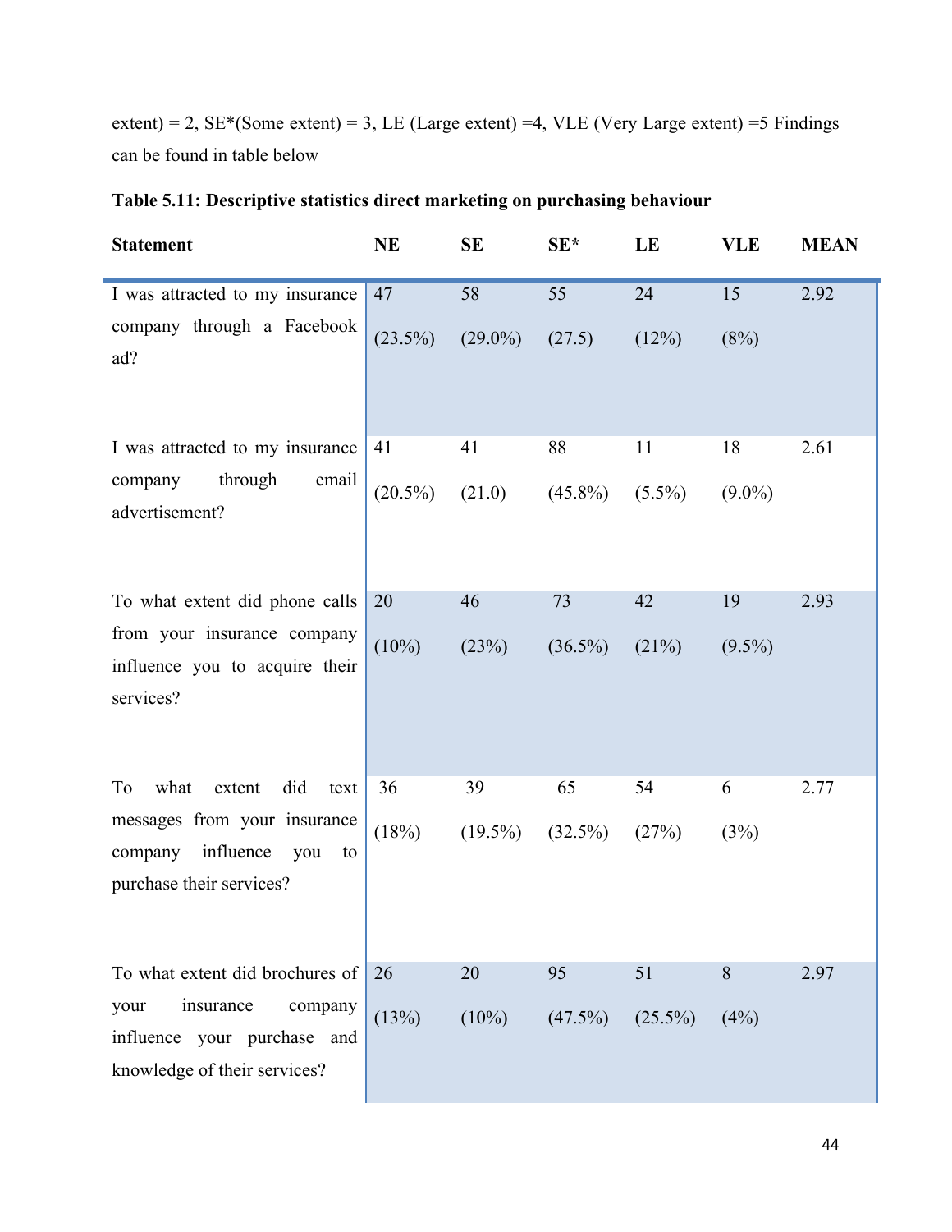extent) = 2, SE*(Some extent) = 3, LE (Large extent) =4, VLE (Very Large extent) =5 Findings can be found in table below

**Table 5.11: Descriptive statistics direct marketing on purchasing behaviour**

| Statement | NE | SE | SE* | LE | VLE | MEAN |
|---|---|---|---|---|---|---|
| I was attracted to my insurance company through a Facebook ad? | 47 (23.5%) | 58 (29.0%) | 55 (27.5) | 24 (12%) | 15 (8%) | 2.92 |
| I was attracted to my insurance company through email advertisement? | 41 (20.5%) | 41 (21.0) | 88 (45.8%) | 11 (5.5%) | 18 (9.0%) | 2.61 |
| To what extent did phone calls from your insurance company influence you to acquire their services? | 20 (10%) | 46 (23%) | 73 (36.5%) | 42 (21%) | 19 (9.5%) | 2.93 |
| To what extent did text messages from your insurance company influence you to purchase their services? | 36 (18%) | 39 (19.5%) | 65 (32.5%) | 54 (27%) | 6 (3%) | 2.77 |
| To what extent did brochures of your insurance company influence your purchase and knowledge of their services? | 26 (13%) | 20 (10%) | 95 (47.5%) | 51 (25.5%) | 8 (4%) | 2.97 |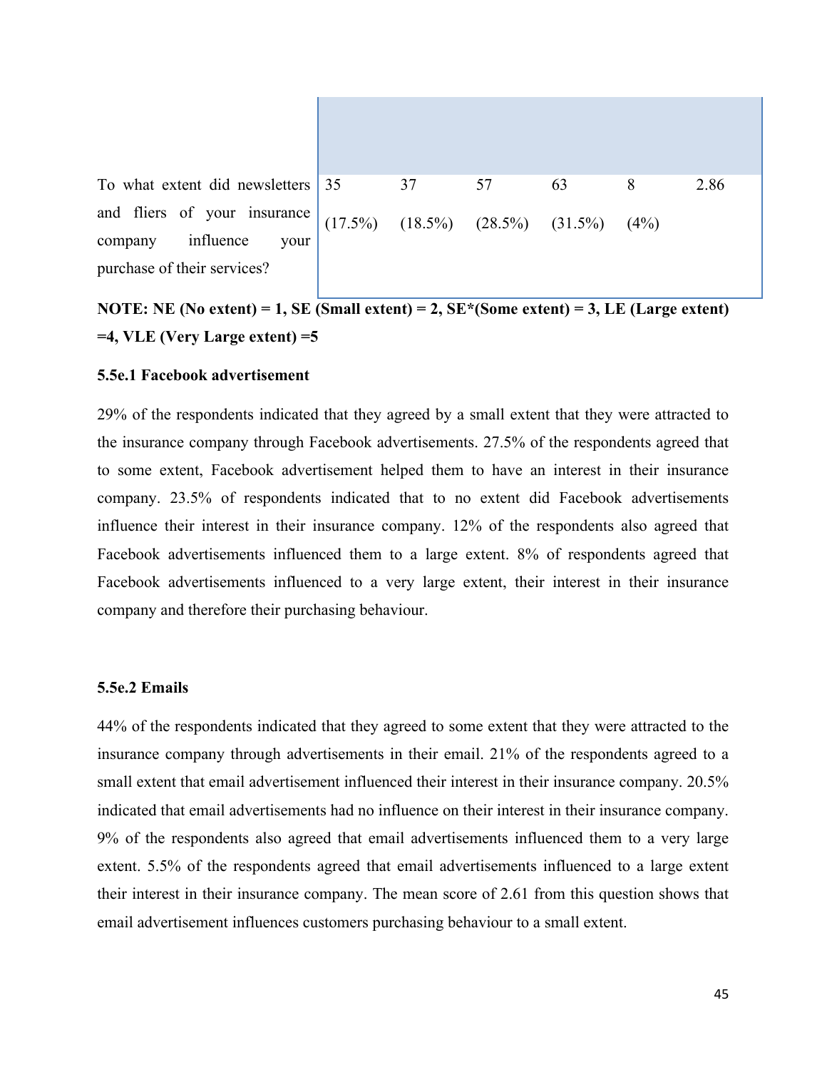| | | | | | | |
|---|---|---|---|---|---|---|
| To what extent did newsletters and fliers of your insurance company influence your purchase of their services? | 35 (17.5%) | 37 (18.5%) | 57 (28.5%) | 63 (31.5%) | 8 (4%) | 2.86 |

**NOTE: NE (No extent) = 1, SE (Small extent) = 2, SE*(Some extent) = 3, LE (Large extent) =4, VLE (Very Large extent) =5**

### 5.5e.1 Facebook advertisement

29% of the respondents indicated that they agreed by a small extent that they were attracted to the insurance company through Facebook advertisements. 27.5% of the respondents agreed that to some extent, Facebook advertisement helped them to have an interest in their insurance company. 23.5% of respondents indicated that to no extent did Facebook advertisements influence their interest in their insurance company. 12% of the respondents also agreed that Facebook advertisements influenced them to a large extent. 8% of respondents agreed that Facebook advertisements influenced to a very large extent, their interest in their insurance company and therefore their purchasing behaviour.

### 5.5e.2 Emails

44% of the respondents indicated that they agreed to some extent that they were attracted to the insurance company through advertisements in their email. 21% of the respondents agreed to a small extent that email advertisement influenced their interest in their insurance company. 20.5% indicated that email advertisements had no influence on their interest in their insurance company. 9% of the respondents also agreed that email advertisements influenced them to a very large extent. 5.5% of the respondents agreed that email advertisements influenced to a large extent their interest in their insurance company. The mean score of 2.61 from this question shows that email advertisement influences customers purchasing behaviour to a small extent.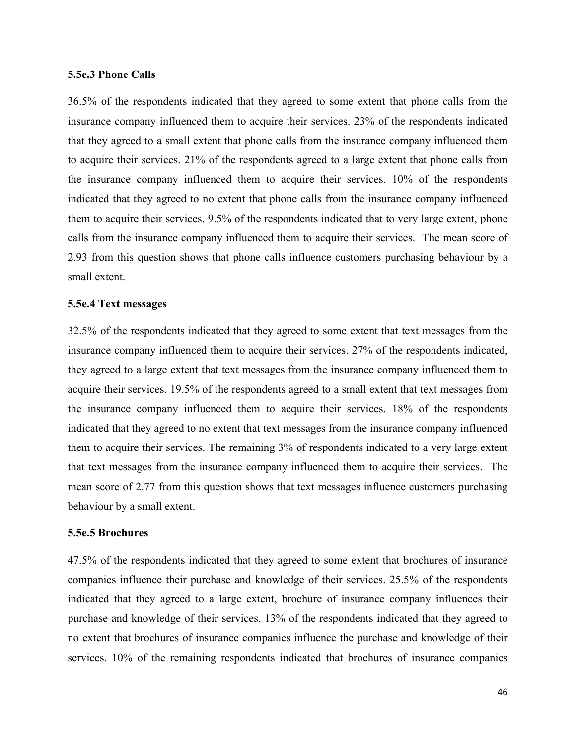#### 5.5e.3 Phone Calls

36.5% of the respondents indicated that they agreed to some extent that phone calls from the insurance company influenced them to acquire their services. 23% of the respondents indicated that they agreed to a small extent that phone calls from the insurance company influenced them to acquire their services. 21% of the respondents agreed to a large extent that phone calls from the insurance company influenced them to acquire their services. 10% of the respondents indicated that they agreed to no extent that phone calls from the insurance company influenced them to acquire their services. 9.5% of the respondents indicated that to very large extent, phone calls from the insurance company influenced them to acquire their services. The mean score of 2.93 from this question shows that phone calls influence customers purchasing behaviour by a small extent.

#### 5.5e.4 Text messages

32.5% of the respondents indicated that they agreed to some extent that text messages from the insurance company influenced them to acquire their services. 27% of the respondents indicated, they agreed to a large extent that text messages from the insurance company influenced them to acquire their services. 19.5% of the respondents agreed to a small extent that text messages from the insurance company influenced them to acquire their services. 18% of the respondents indicated that they agreed to no extent that text messages from the insurance company influenced them to acquire their services. The remaining 3% of respondents indicated to a very large extent that text messages from the insurance company influenced them to acquire their services. The mean score of 2.77 from this question shows that text messages influence customers purchasing behaviour by a small extent.

#### 5.5e.5 Brochures

47.5% of the respondents indicated that they agreed to some extent that brochures of insurance companies influence their purchase and knowledge of their services. 25.5% of the respondents indicated that they agreed to a large extent, brochure of insurance company influences their purchase and knowledge of their services. 13% of the respondents indicated that they agreed to no extent that brochures of insurance companies influence the purchase and knowledge of their services. 10% of the remaining respondents indicated that brochures of insurance companies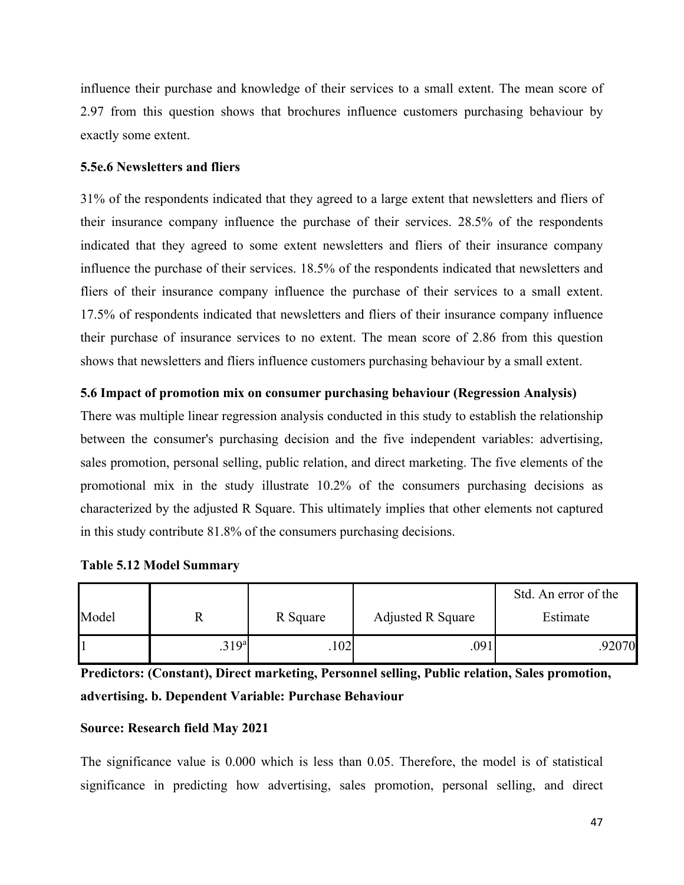influence their purchase and knowledge of their services to a small extent. The mean score of 2.97 from this question shows that brochures influence customers purchasing behaviour by exactly some extent.

### 5.5e.6 Newsletters and fliers

31% of the respondents indicated that they agreed to a large extent that newsletters and fliers of their insurance company influence the purchase of their services. 28.5% of the respondents indicated that they agreed to some extent newsletters and fliers of their insurance company influence the purchase of their services. 18.5% of the respondents indicated that newsletters and fliers of their insurance company influence the purchase of their services to a small extent. 17.5% of respondents indicated that newsletters and fliers of their insurance company influence their purchase of insurance services to no extent. The mean score of 2.86 from this question shows that newsletters and fliers influence customers purchasing behaviour by a small extent.

## 5.6 Impact of promotion mix on consumer purchasing behaviour (Regression Analysis)

There was multiple linear regression analysis conducted in this study to establish the relationship between the consumer's purchasing decision and the five independent variables: advertising, sales promotion, personal selling, public relation, and direct marketing. The five elements of the promotional mix in the study illustrate 10.2% of the consumers purchasing decisions as characterized by the adjusted R Square. This ultimately implies that other elements not captured in this study contribute 81.8% of the consumers purchasing decisions.

**Table 5.12 Model Summary**

| Model | R | R Square | Adjusted R Square | Std. An error of the Estimate |
|---|---|---|---|---|
| 1 | .319[a] | .102 | .091 | .92070 |

**Predictors: (Constant), Direct marketing, Personnel selling, Public relation, Sales promotion, advertising. b. Dependent Variable: Purchase Behaviour**

**Source: Research field May 2021**

The significance value is 0.000 which is less than 0.05. Therefore, the model is of statistical significance in predicting how advertising, sales promotion, personal selling, and direct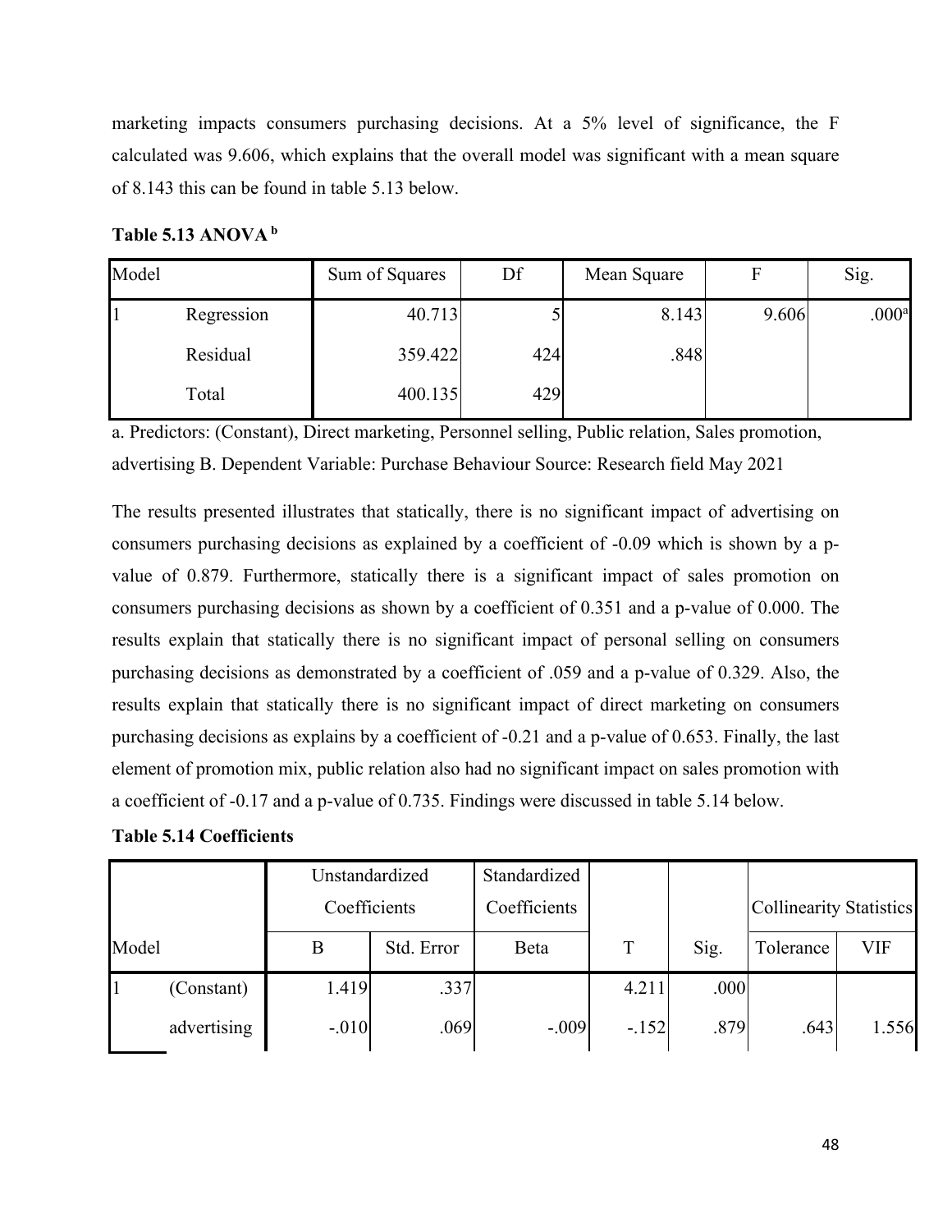marketing impacts consumers purchasing decisions. At a 5% level of significance, the F calculated was 9.606, which explains that the overall model was significant with a mean square of 8.143 this can be found in table 5.13 below.

**Table 5.13 ANOVA [b]**

| Model | | Sum of Squares | Df | Mean Square | F | Sig. |
|---|---|---|---|---|---|---|
| 1 | Regression | 40.713 | 5 | 8.143 | 9.606 | .000[a] |
| | Residual | 359.422 | 424 | .848 | | |
| | Total | 400.135 | 429 | | | |

a. Predictors: (Constant), Direct marketing, Personnel selling, Public relation, Sales promotion, advertising B. Dependent Variable: Purchase Behaviour Source: Research field May 2021

The results presented illustrates that statically, there is no significant impact of advertising on consumers purchasing decisions as explained by a coefficient of -0.09 which is shown by a p-value of 0.879. Furthermore, statically there is a significant impact of sales promotion on consumers purchasing decisions as shown by a coefficient of 0.351 and a p-value of 0.000. The results explain that statically there is no significant impact of personal selling on consumers purchasing decisions as demonstrated by a coefficient of .059 and a p-value of 0.329. Also, the results explain that statically there is no significant impact of direct marketing on consumers purchasing decisions as explains by a coefficient of -0.21 and a p-value of 0.653. Finally, the last element of promotion mix, public relation also had no significant impact on sales promotion with a coefficient of -0.17 and a p-value of 0.735. Findings were discussed in table 5.14 below.

**Table 5.14 Coefficients**

| | | Unstandardized Coefficients | | Standardized Coefficients | | | Collinearity Statistics | |
|---|---|---|---|---|---|---|---|---|
| Model | | B | Std. Error | Beta | T | Sig. | Tolerance | VIF |
| 1 | (Constant) | 1.419 | .337 | | 4.211 | .000 | | |
| | advertising | -.010 | .069 | -.009 | -.152 | .879 | .643 | 1.556 |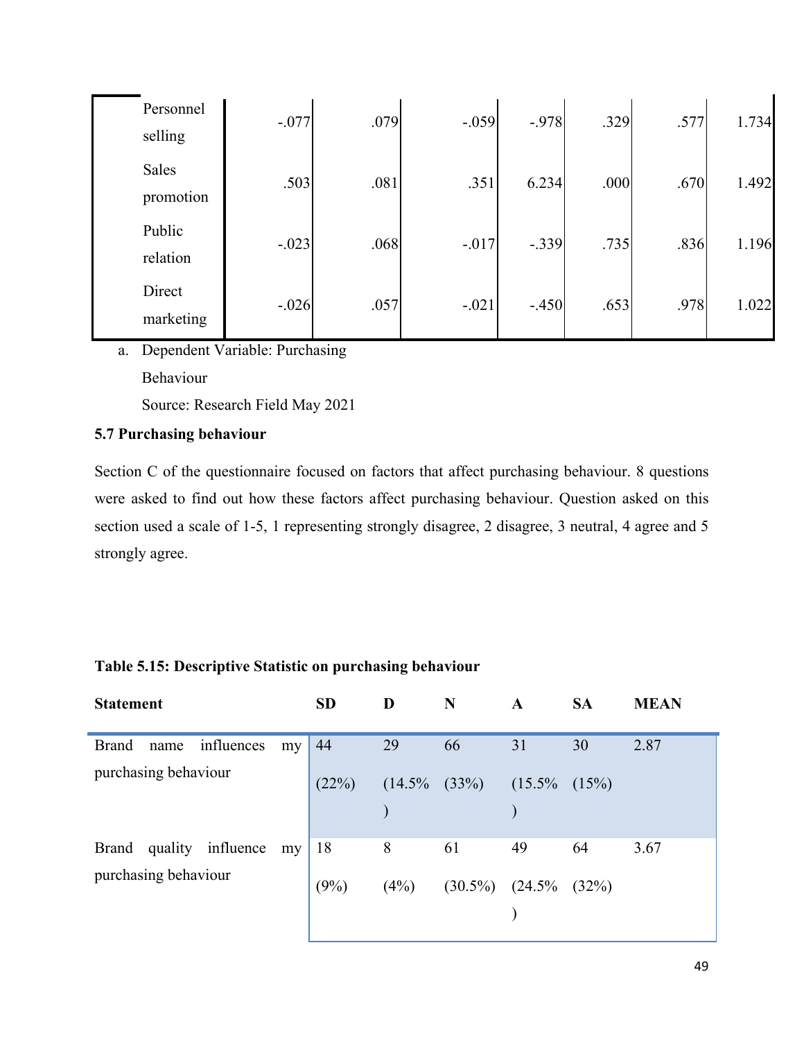| | | | | | | | |
|---|---|---|---|---|---|---|---|
| Personnel selling | -.077 | .079 | -.059 | -.978 | .329 | .577 | 1.734 |
| Sales promotion | .503 | .081 | .351 | 6.234 | .000 | .670 | 1.492 |
| Public relation | -.023 | .068 | -.017 | -.339 | .735 | .836 | 1.196 |
| Direct marketing | -.026 | .057 | -.021 | -.450 | .653 | .978 | 1.022 |

a. Dependent Variable: Purchasing Behaviour

Source: Research Field May 2021

**5.7 Purchasing behaviour**

Section C of the questionnaire focused on factors that affect purchasing behaviour. 8 questions were asked to find out how these factors affect purchasing behaviour. Question asked on this section used a scale of 1-5, 1 representing strongly disagree, 2 disagree, 3 neutral, 4 agree and 5 strongly agree.

**Table 5.15: Descriptive Statistic on purchasing behaviour**

| Statement | SD | D | N | A | SA | MEAN |
|---|---|---|---|---|---|---|
| Brand name influences my purchasing behaviour | 44 (22%) | 29 (14.5%) | 66 (33%) | 31 (15.5%) | 30 (15%) | 2.87 |
| Brand quality influence my purchasing behaviour | 18 (9%) | 8 (4%) | 61 (30.5%) | 49 (24.5%) | 64 (32%) | 3.67 |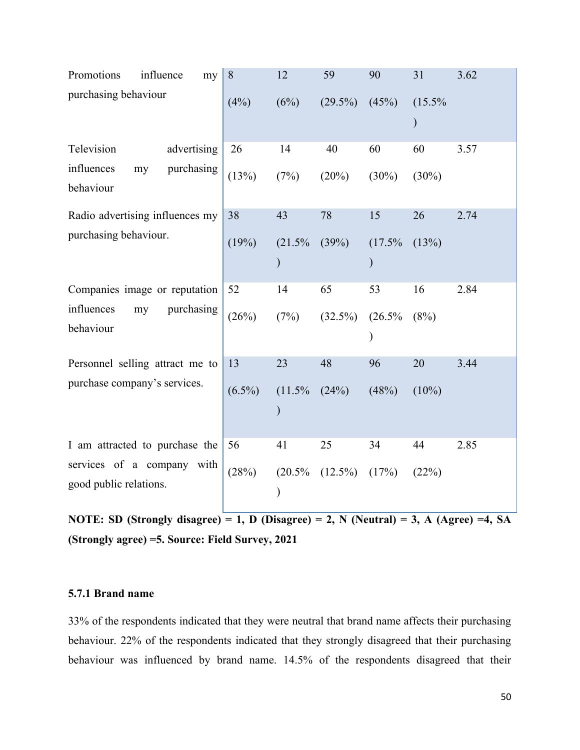| | | | | | | |
|---|---|---|---|---|---|---|
| Promotions influence my purchasing behaviour | 8 (4%) | 12 (6%) | 59 (29.5%) | 90 (45%) | 31 (15.5%) | 3.62 |
| Television advertising influences my purchasing behaviour | 26 (13%) | 14 (7%) | 40 (20%) | 60 (30%) | 60 (30%) | 3.57 |
| Radio advertising influences my purchasing behaviour. | 38 (19%) | 43 (21.5%) | 78 (39%) | 15 (17.5%) | 26 (13%) | 2.74 |
| Companies image or reputation influences my purchasing behaviour | 52 (26%) | 14 (7%) | 65 (32.5%) | 53 (26.5%) | 16 (8%) | 2.84 |
| Personnel selling attract me to purchase company's services. | 13 (6.5%) | 23 (11.5%) | 48 (24%) | 96 (48%) | 20 (10%) | 3.44 |
| I am attracted to purchase the services of a company with good public relations. | 56 (28%) | 41 (20.5%) | 25 (12.5%) | 34 (17%) | 44 (22%) | 2.85 |

**NOTE: SD (Strongly disagree) = 1, D (Disagree) = 2, N (Neutral) = 3, A (Agree) =4, SA (Strongly agree) =5. Source: Field Survey, 2021**

### 5.7.1 Brand name

33% of the respondents indicated that they were neutral that brand name affects their purchasing behaviour. 22% of the respondents indicated that they strongly disagreed that their purchasing behaviour was influenced by brand name. 14.5% of the respondents disagreed that their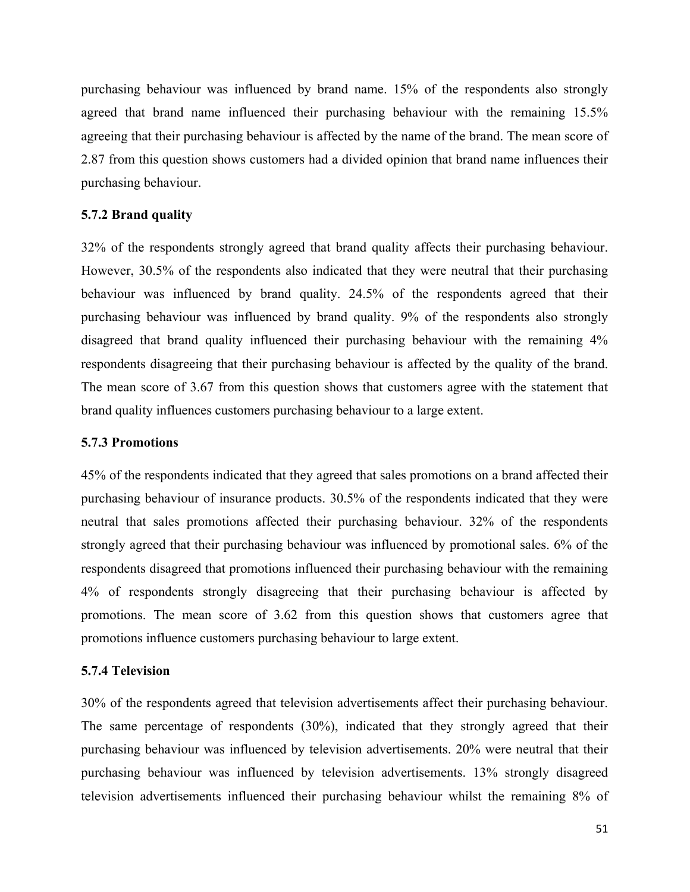purchasing behaviour was influenced by brand name. 15% of the respondents also strongly agreed that brand name influenced their purchasing behaviour with the remaining 15.5% agreeing that their purchasing behaviour is affected by the name of the brand. The mean score of 2.87 from this question shows customers had a divided opinion that brand name influences their purchasing behaviour.

### 5.7.2 Brand quality

32% of the respondents strongly agreed that brand quality affects their purchasing behaviour. However, 30.5% of the respondents also indicated that they were neutral that their purchasing behaviour was influenced by brand quality. 24.5% of the respondents agreed that their purchasing behaviour was influenced by brand quality. 9% of the respondents also strongly disagreed that brand quality influenced their purchasing behaviour with the remaining 4% respondents disagreeing that their purchasing behaviour is affected by the quality of the brand. The mean score of 3.67 from this question shows that customers agree with the statement that brand quality influences customers purchasing behaviour to a large extent.

### 5.7.3 Promotions

45% of the respondents indicated that they agreed that sales promotions on a brand affected their purchasing behaviour of insurance products. 30.5% of the respondents indicated that they were neutral that sales promotions affected their purchasing behaviour. 32% of the respondents strongly agreed that their purchasing behaviour was influenced by promotional sales. 6% of the respondents disagreed that promotions influenced their purchasing behaviour with the remaining 4% of respondents strongly disagreeing that their purchasing behaviour is affected by promotions. The mean score of 3.62 from this question shows that customers agree that promotions influence customers purchasing behaviour to large extent.

### 5.7.4 Television

30% of the respondents agreed that television advertisements affect their purchasing behaviour. The same percentage of respondents (30%), indicated that they strongly agreed that their purchasing behaviour was influenced by television advertisements. 20% were neutral that their purchasing behaviour was influenced by television advertisements. 13% strongly disagreed television advertisements influenced their purchasing behaviour whilst the remaining 8% of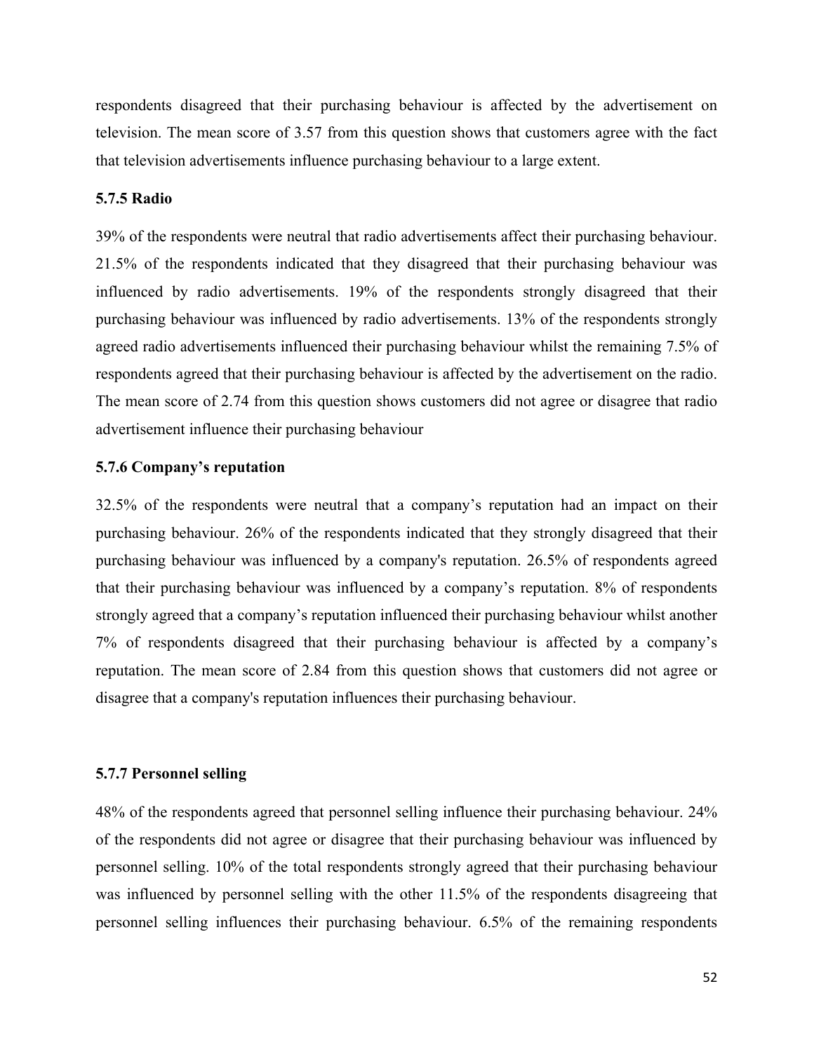respondents disagreed that their purchasing behaviour is affected by the advertisement on television. The mean score of 3.57 from this question shows that customers agree with the fact that television advertisements influence purchasing behaviour to a large extent.

### 5.7.5 Radio

39% of the respondents were neutral that radio advertisements affect their purchasing behaviour. 21.5% of the respondents indicated that they disagreed that their purchasing behaviour was influenced by radio advertisements. 19% of the respondents strongly disagreed that their purchasing behaviour was influenced by radio advertisements. 13% of the respondents strongly agreed radio advertisements influenced their purchasing behaviour whilst the remaining 7.5% of respondents agreed that their purchasing behaviour is affected by the advertisement on the radio. The mean score of 2.74 from this question shows customers did not agree or disagree that radio advertisement influence their purchasing behaviour

### 5.7.6 Company's reputation

32.5% of the respondents were neutral that a company's reputation had an impact on their purchasing behaviour. 26% of the respondents indicated that they strongly disagreed that their purchasing behaviour was influenced by a company's reputation. 26.5% of respondents agreed that their purchasing behaviour was influenced by a company's reputation. 8% of respondents strongly agreed that a company's reputation influenced their purchasing behaviour whilst another 7% of respondents disagreed that their purchasing behaviour is affected by a company's reputation. The mean score of 2.84 from this question shows that customers did not agree or disagree that a company's reputation influences their purchasing behaviour.

### 5.7.7 Personnel selling

48% of the respondents agreed that personnel selling influence their purchasing behaviour. 24% of the respondents did not agree or disagree that their purchasing behaviour was influenced by personnel selling. 10% of the total respondents strongly agreed that their purchasing behaviour was influenced by personnel selling with the other 11.5% of the respondents disagreeing that personnel selling influences their purchasing behaviour. 6.5% of the remaining respondents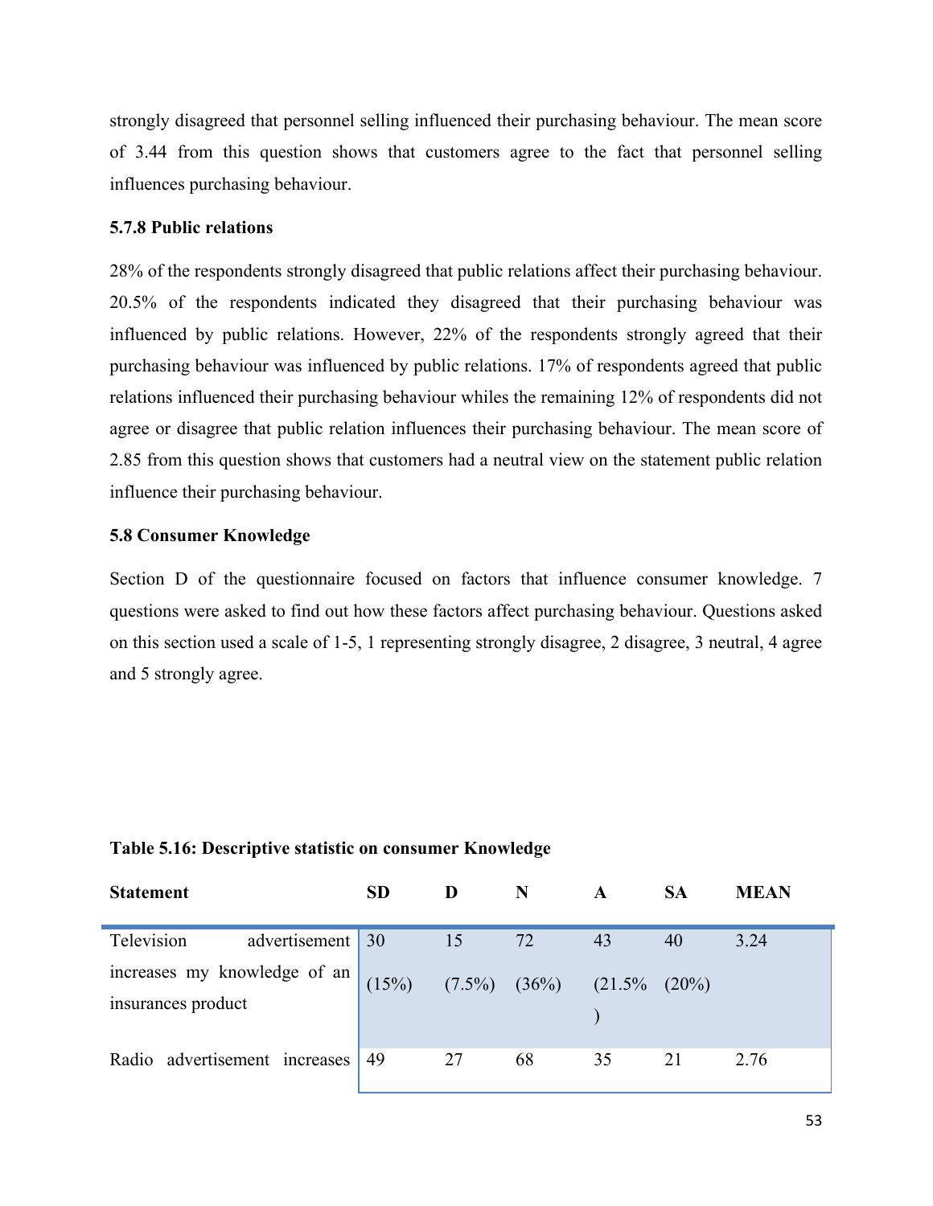strongly disagreed that personnel selling influenced their purchasing behaviour. The mean score of 3.44 from this question shows that customers agree to the fact that personnel selling influences purchasing behaviour.

### 5.7.8 Public relations

28% of the respondents strongly disagreed that public relations affect their purchasing behaviour. 20.5% of the respondents indicated they disagreed that their purchasing behaviour was influenced by public relations. However, 22% of the respondents strongly agreed that their purchasing behaviour was influenced by public relations. 17% of respondents agreed that public relations influenced their purchasing behaviour whiles the remaining 12% of respondents did not agree or disagree that public relation influences their purchasing behaviour. The mean score of 2.85 from this question shows that customers had a neutral view on the statement public relation influence their purchasing behaviour.

## 5.8 Consumer Knowledge

Section D of the questionnaire focused on factors that influence consumer knowledge. 7 questions were asked to find out how these factors affect purchasing behaviour. Questions asked on this section used a scale of 1-5, 1 representing strongly disagree, 2 disagree, 3 neutral, 4 agree and 5 strongly agree.

**Table 5.16: Descriptive statistic on consumer Knowledge**

| Statement | SD | D | N | A | SA | MEAN |
|---|---|---|---|---|---|---|
| Television advertisement increases my knowledge of an insurances product | 30 (15%) | 15 (7.5%) | 72 (36%) | 43 (21.5%) | 40 (20%) | 3.24 |
| Radio advertisement increases | 49 | 27 | 68 | 35 | 21 | 2.76 |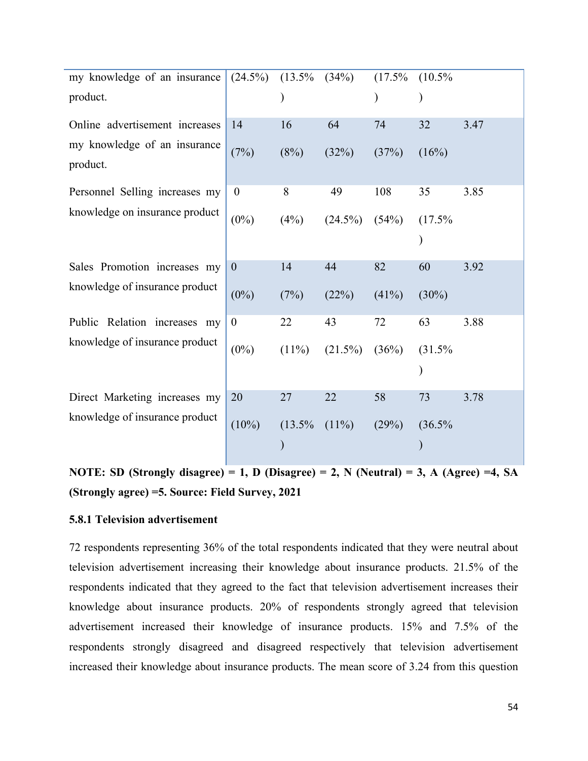| | | | | | | |
|---|---|---|---|---|---|---|
| my knowledge of an insurance product. | (24.5%) | (13.5%) | (34%) | (17.5%) | (10.5%) | |
| Online advertisement increases my knowledge of an insurance product. | 14 (7%) | 16 (8%) | 64 (32%) | 74 (37%) | 32 (16%) | 3.47 |
| Personnel Selling increases my knowledge on insurance product | 0 (0%) | 8 (4%) | 49 (24.5%) | 108 (54%) | 35 (17.5%) | 3.85 |
| Sales Promotion increases my knowledge of insurance product | 0 (0%) | 14 (7%) | 44 (22%) | 82 (41%) | 60 (30%) | 3.92 |
| Public Relation increases my knowledge of insurance product | 0 (0%) | 22 (11%) | 43 (21.5%) | 72 (36%) | 63 (31.5%) | 3.88 |
| Direct Marketing increases my knowledge of insurance product | 20 (10%) | 27 (13.5%) | 22 (11%) | 58 (29%) | 73 (36.5%) | 3.78 |

**NOTE: SD (Strongly disagree) = 1, D (Disagree) = 2, N (Neutral) = 3, A (Agree) =4, SA (Strongly agree) =5. Source: Field Survey, 2021**

### 5.8.1 Television advertisement

72 respondents representing 36% of the total respondents indicated that they were neutral about television advertisement increasing their knowledge about insurance products. 21.5% of the respondents indicated that they agreed to the fact that television advertisement increases their knowledge about insurance products. 20% of respondents strongly agreed that television advertisement increased their knowledge of insurance products. 15% and 7.5% of the respondents strongly disagreed and disagreed respectively that television advertisement increased their knowledge about insurance products. The mean score of 3.24 from this question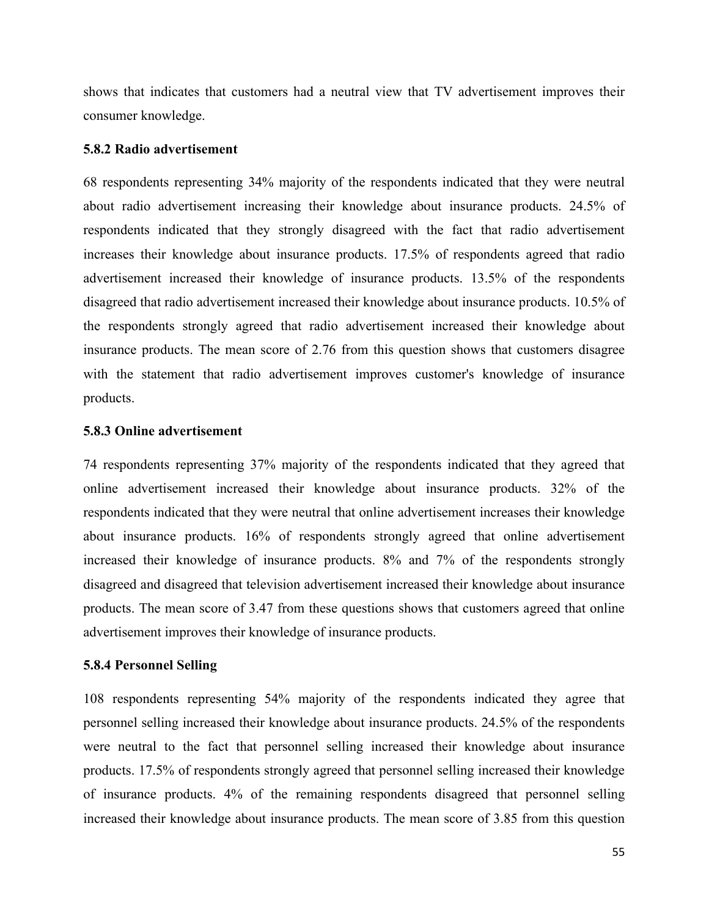shows that indicates that customers had a neutral view that TV advertisement improves their consumer knowledge.

### 5.8.2 Radio advertisement

68 respondents representing 34% majority of the respondents indicated that they were neutral about radio advertisement increasing their knowledge about insurance products. 24.5% of respondents indicated that they strongly disagreed with the fact that radio advertisement increases their knowledge about insurance products. 17.5% of respondents agreed that radio advertisement increased their knowledge of insurance products. 13.5% of the respondents disagreed that radio advertisement increased their knowledge about insurance products. 10.5% of the respondents strongly agreed that radio advertisement increased their knowledge about insurance products. The mean score of 2.76 from this question shows that customers disagree with the statement that radio advertisement improves customer's knowledge of insurance products.

### 5.8.3 Online advertisement

74 respondents representing 37% majority of the respondents indicated that they agreed that online advertisement increased their knowledge about insurance products. 32% of the respondents indicated that they were neutral that online advertisement increases their knowledge about insurance products. 16% of respondents strongly agreed that online advertisement increased their knowledge of insurance products. 8% and 7% of the respondents strongly disagreed and disagreed that television advertisement increased their knowledge about insurance products. The mean score of 3.47 from these questions shows that customers agreed that online advertisement improves their knowledge of insurance products.

### 5.8.4 Personnel Selling

108 respondents representing 54% majority of the respondents indicated they agree that personnel selling increased their knowledge about insurance products. 24.5% of the respondents were neutral to the fact that personnel selling increased their knowledge about insurance products. 17.5% of respondents strongly agreed that personnel selling increased their knowledge of insurance products. 4% of the remaining respondents disagreed that personnel selling increased their knowledge about insurance products. The mean score of 3.85 from this question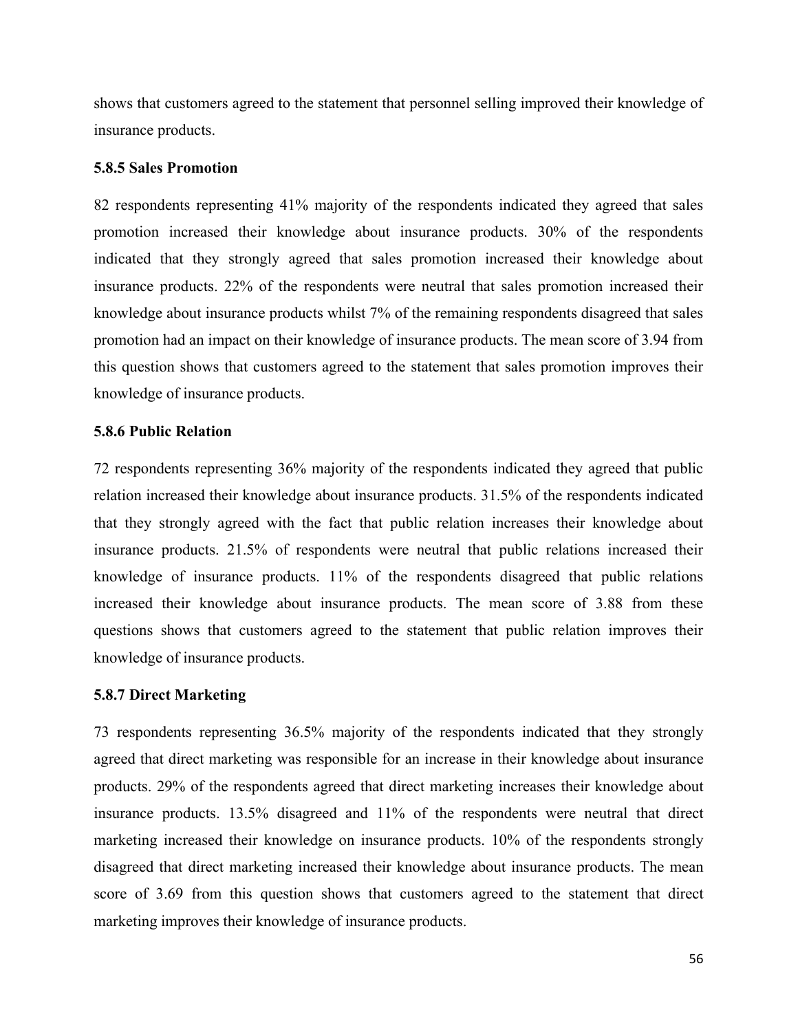shows that customers agreed to the statement that personnel selling improved their knowledge of insurance products.

### 5.8.5 Sales Promotion

82 respondents representing 41% majority of the respondents indicated they agreed that sales promotion increased their knowledge about insurance products. 30% of the respondents indicated that they strongly agreed that sales promotion increased their knowledge about insurance products. 22% of the respondents were neutral that sales promotion increased their knowledge about insurance products whilst 7% of the remaining respondents disagreed that sales promotion had an impact on their knowledge of insurance products. The mean score of 3.94 from this question shows that customers agreed to the statement that sales promotion improves their knowledge of insurance products.

### 5.8.6 Public Relation

72 respondents representing 36% majority of the respondents indicated they agreed that public relation increased their knowledge about insurance products. 31.5% of the respondents indicated that they strongly agreed with the fact that public relation increases their knowledge about insurance products. 21.5% of respondents were neutral that public relations increased their knowledge of insurance products. 11% of the respondents disagreed that public relations increased their knowledge about insurance products. The mean score of 3.88 from these questions shows that customers agreed to the statement that public relation improves their knowledge of insurance products.

### 5.8.7 Direct Marketing

73 respondents representing 36.5% majority of the respondents indicated that they strongly agreed that direct marketing was responsible for an increase in their knowledge about insurance products. 29% of the respondents agreed that direct marketing increases their knowledge about insurance products. 13.5% disagreed and 11% of the respondents were neutral that direct marketing increased their knowledge on insurance products. 10% of the respondents strongly disagreed that direct marketing increased their knowledge about insurance products. The mean score of 3.69 from this question shows that customers agreed to the statement that direct marketing improves their knowledge of insurance products.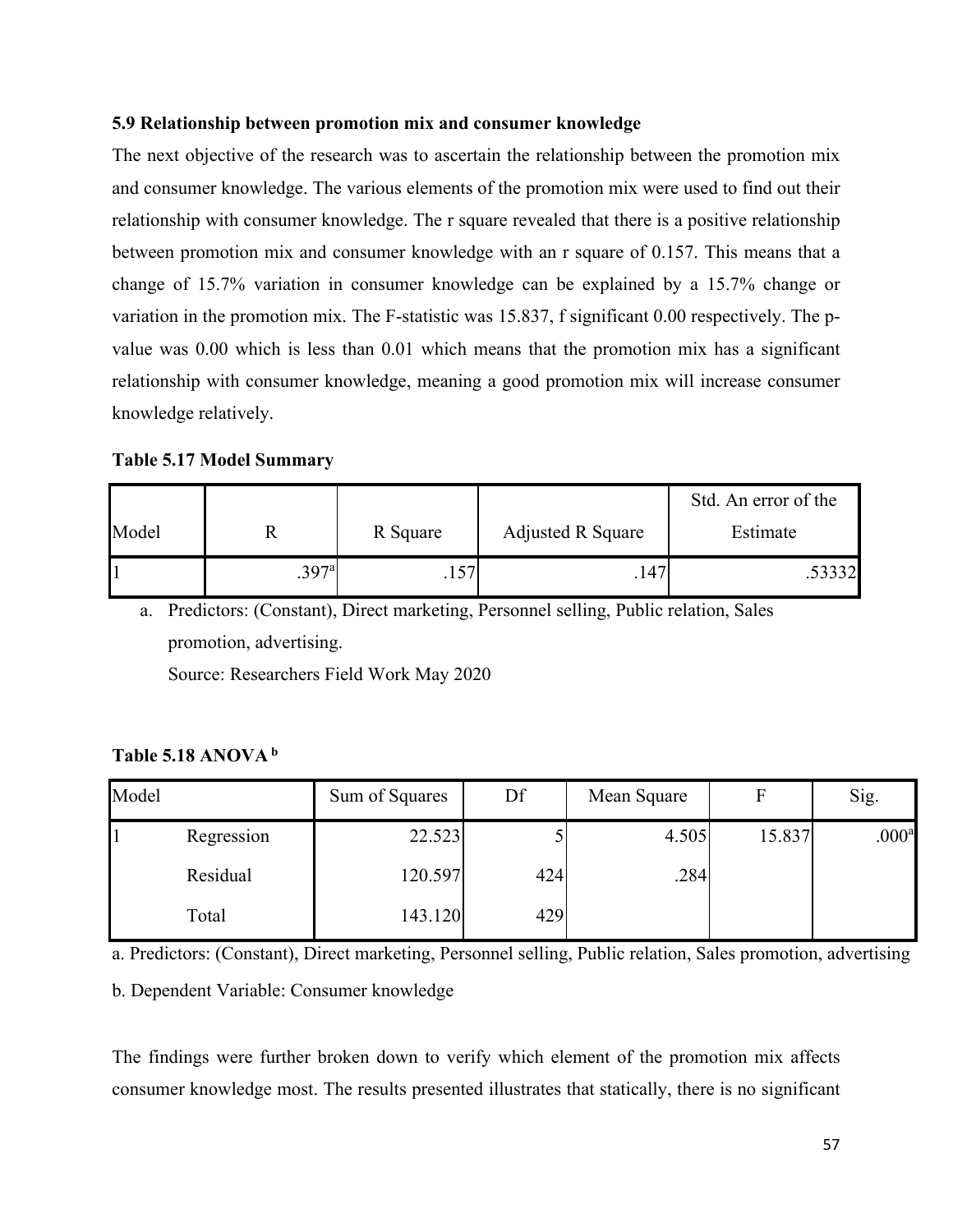### 5.9 Relationship between promotion mix and consumer knowledge

The next objective of the research was to ascertain the relationship between the promotion mix and consumer knowledge. The various elements of the promotion mix were used to find out their relationship with consumer knowledge. The r square revealed that there is a positive relationship between promotion mix and consumer knowledge with an r square of 0.157. This means that a change of 15.7% variation in consumer knowledge can be explained by a 15.7% change or variation in the promotion mix. The F-statistic was 15.837, f significant 0.00 respectively. The p-value was 0.00 which is less than 0.01 which means that the promotion mix has a significant relationship with consumer knowledge, meaning a good promotion mix will increase consumer knowledge relatively.

**Table 5.17 Model Summary**

| Model | R | R Square | Adjusted R Square | Std. An error of the Estimate |
|---|---|---|---|---|
| 1 | .397[a] | .157 | .147 | .53332 |

a. Predictors: (Constant), Direct marketing, Personnel selling, Public relation, Sales promotion, advertising.

Source: Researchers Field Work May 2020

**Table 5.18 ANOVA [b]**

| Model | | Sum of Squares | Df | Mean Square | F | Sig. |
|---|---|---|---|---|---|---|
| 1 | Regression | 22.523 | 5 | 4.505 | 15.837 | .000[a] |
| | Residual | 120.597 | 424 | .284 | | |
| | Total | 143.120 | 429 | | | |

a. Predictors: (Constant), Direct marketing, Personnel selling, Public relation, Sales promotion, advertising

b. Dependent Variable: Consumer knowledge

The findings were further broken down to verify which element of the promotion mix affects consumer knowledge most. The results presented illustrates that statically, there is no significant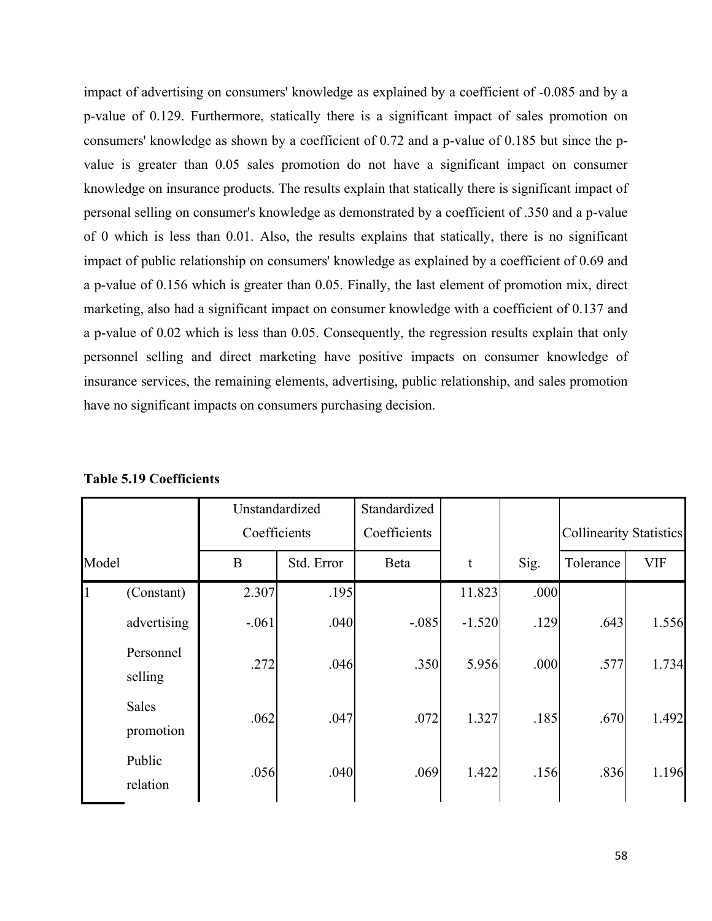impact of advertising on consumers' knowledge as explained by a coefficient of -0.085 and by a p-value of 0.129. Furthermore, statically there is a significant impact of sales promotion on consumers' knowledge as shown by a coefficient of 0.72 and a p-value of 0.185 but since the p-value is greater than 0.05 sales promotion do not have a significant impact on consumer knowledge on insurance products. The results explain that statically there is significant impact of personal selling on consumer's knowledge as demonstrated by a coefficient of .350 and a p-value of 0 which is less than 0.01. Also, the results explains that statically, there is no significant impact of public relationship on consumers' knowledge as explained by a coefficient of 0.69 and a p-value of 0.156 which is greater than 0.05. Finally, the last element of promotion mix, direct marketing, also had a significant impact on consumer knowledge with a coefficient of 0.137 and a p-value of 0.02 which is less than 0.05. Consequently, the regression results explain that only personnel selling and direct marketing have positive impacts on consumer knowledge of insurance services, the remaining elements, advertising, public relationship, and sales promotion have no significant impacts on consumers purchasing decision.

**Table 5.19 Coefficients**

| Model | | Unstandardized Coefficients | | Standardized Coefficients | t | Sig. | Collinearity Statistics | |
|---|---|---|---|---|---|---|---|---|
| | | B | Std. Error | Beta | | | Tolerance | VIF |
| 1 | (Constant) | 2.307 | .195 | | 11.823 | .000 | | |
| | advertising | -.061 | .040 | -.085 | -1.520 | .129 | .643 | 1.556 |
| | Personnel selling | .272 | .046 | .350 | 5.956 | .000 | .577 | 1.734 |
| | Sales promotion | .062 | .047 | .072 | 1.327 | .185 | .670 | 1.492 |
| | Public relation | .056 | .040 | .069 | 1.422 | .156 | .836 | 1.196 |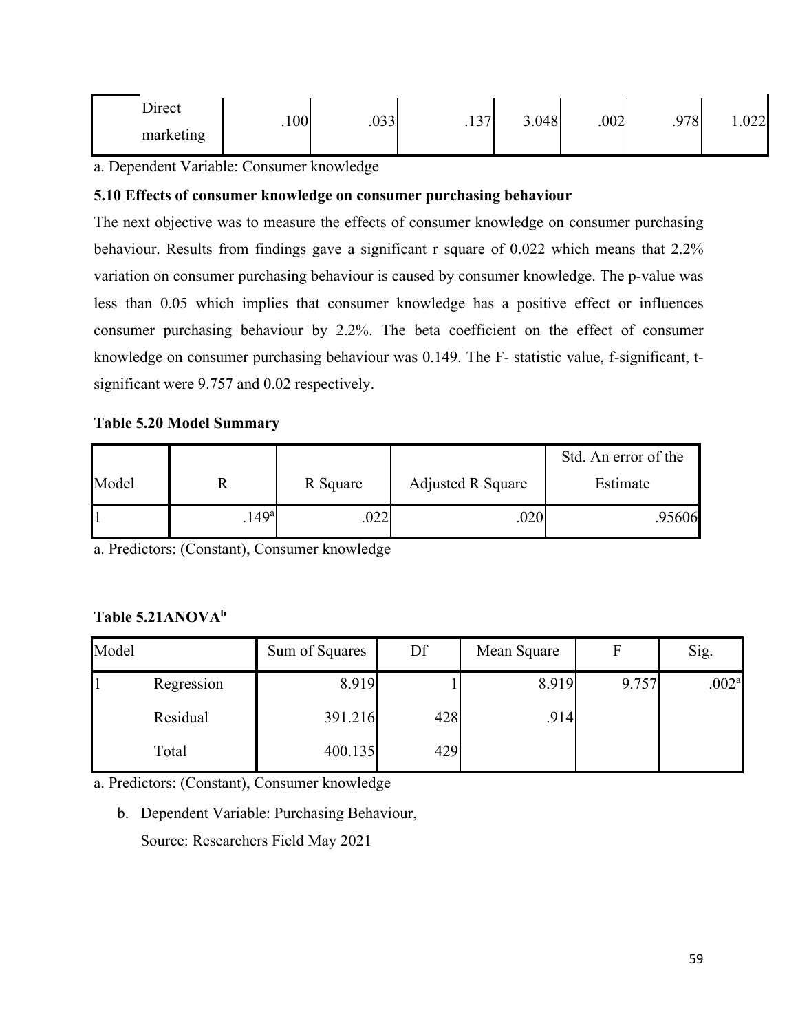| | | | | | | | |
|---|---|---|---|---|---|---|---|
| Direct marketing | .100 | .033 | .137 | 3.048 | .002 | .978 | 1.022 |

a. Dependent Variable: Consumer knowledge

**5.10 Effects of consumer knowledge on consumer purchasing behaviour**

The next objective was to measure the effects of consumer knowledge on consumer purchasing behaviour. Results from findings gave a significant r square of 0.022 which means that 2.2% variation on consumer purchasing behaviour is caused by consumer knowledge. The p-value was less than 0.05 which implies that consumer knowledge has a positive effect or influences consumer purchasing behaviour by 2.2%. The beta coefficient on the effect of consumer knowledge on consumer purchasing behaviour was 0.149. The F- statistic value, f-significant, t-significant were 9.757 and 0.02 respectively.

**Table 5.20 Model Summary**

| Model | R | R Square | Adjusted R Square | Std. An error of the Estimate |
|---|---|---|---|---|
| 1 | .149[a] | .022 | .020 | .95606 |

a. Predictors: (Constant), Consumer knowledge

**Table 5.21ANOVA[b]**

| Model | | Sum of Squares | Df | Mean Square | F | Sig. |
|---|---|---|---|---|---|---|
| 1 | Regression | 8.919 | 1 | 8.919 | 9.757 | .002[a] |
| | Residual | 391.216 | 428 | .914 | | |
| | Total | 400.135 | 429 | | | |

a. Predictors: (Constant), Consumer knowledge

b. Dependent Variable: Purchasing Behaviour,
   Source: Researchers Field May 2021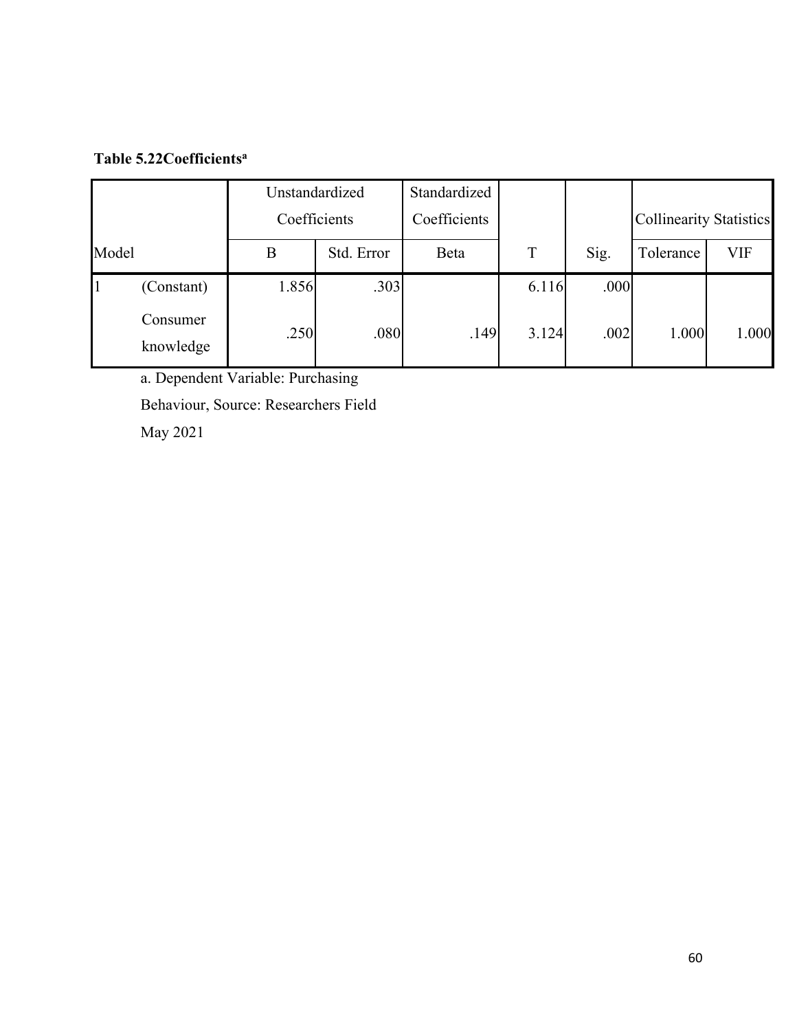**Table 5.22Coefficients[a]**

| Model | | Unstandardized Coefficients | | Standardized Coefficients | | | Collinearity Statistics | |
|---|---|---|---|---|---|---|---|---|
| | | B | Std. Error | Beta | T | Sig. | Tolerance | VIF |
| 1 | (Constant) | 1.856 | .303 | | 6.116 | .000 | | |
| | Consumer knowledge | .250 | .080 | .149 | 3.124 | .002 | 1.000 | 1.000 |

a. Dependent Variable: Purchasing Behaviour, Source: Researchers Field May 2021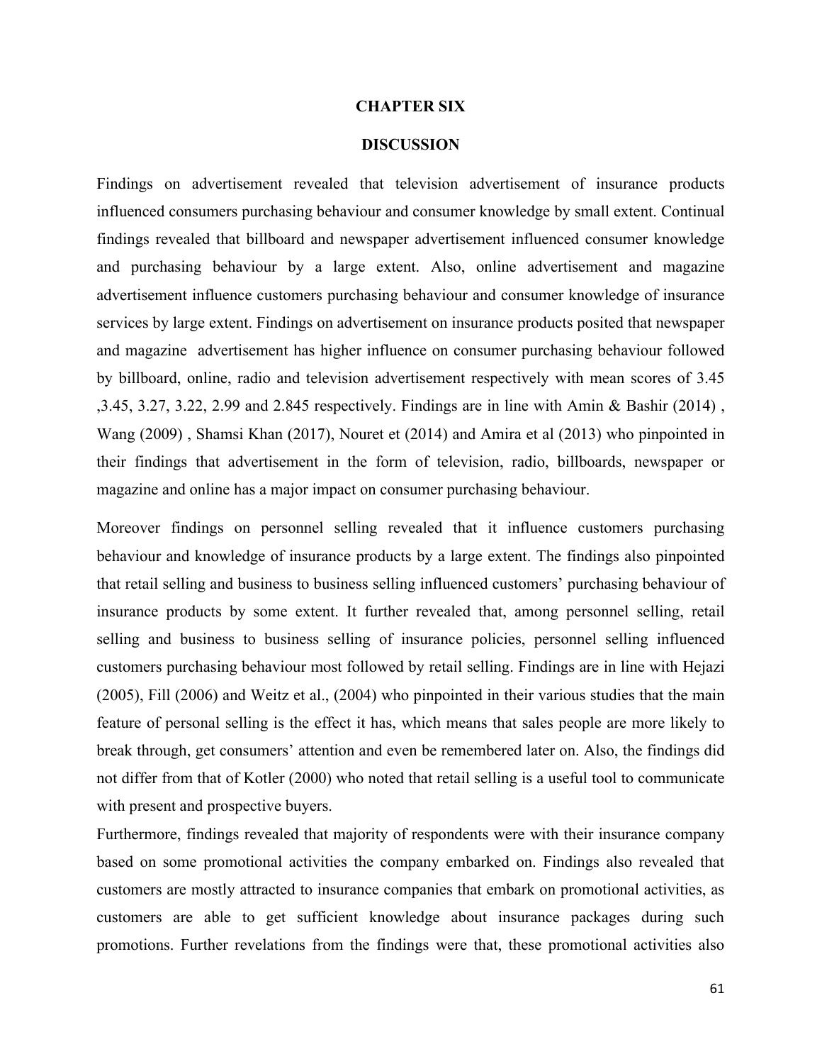# CHAPTER SIX

## DISCUSSION

Findings on advertisement revealed that television advertisement of insurance products influenced consumers purchasing behaviour and consumer knowledge by small extent. Continual findings revealed that billboard and newspaper advertisement influenced consumer knowledge and purchasing behaviour by a large extent. Also, online advertisement and magazine advertisement influence customers purchasing behaviour and consumer knowledge of insurance services by large extent. Findings on advertisement on insurance products posited that newspaper and magazine advertisement has higher influence on consumer purchasing behaviour followed by billboard, online, radio and television advertisement respectively with mean scores of 3.45 ,3.45, 3.27, 3.22, 2.99 and 2.845 respectively. Findings are in line with Amin & Bashir (2014) , Wang (2009) , Shamsi Khan (2017), Nouret et (2014) and Amira et al (2013) who pinpointed in their findings that advertisement in the form of television, radio, billboards, newspaper or magazine and online has a major impact on consumer purchasing behaviour.

Moreover findings on personnel selling revealed that it influence customers purchasing behaviour and knowledge of insurance products by a large extent. The findings also pinpointed that retail selling and business to business selling influenced customers' purchasing behaviour of insurance products by some extent. It further revealed that, among personnel selling, retail selling and business to business selling of insurance policies, personnel selling influenced customers purchasing behaviour most followed by retail selling. Findings are in line with Hejazi (2005), Fill (2006) and Weitz et al., (2004) who pinpointed in their various studies that the main feature of personal selling is the effect it has, which means that sales people are more likely to break through, get consumers' attention and even be remembered later on. Also, the findings did not differ from that of Kotler (2000) who noted that retail selling is a useful tool to communicate with present and prospective buyers.

Furthermore, findings revealed that majority of respondents were with their insurance company based on some promotional activities the company embarked on. Findings also revealed that customers are mostly attracted to insurance companies that embark on promotional activities, as customers are able to get sufficient knowledge about insurance packages during such promotions. Further revelations from the findings were that, these promotional activities also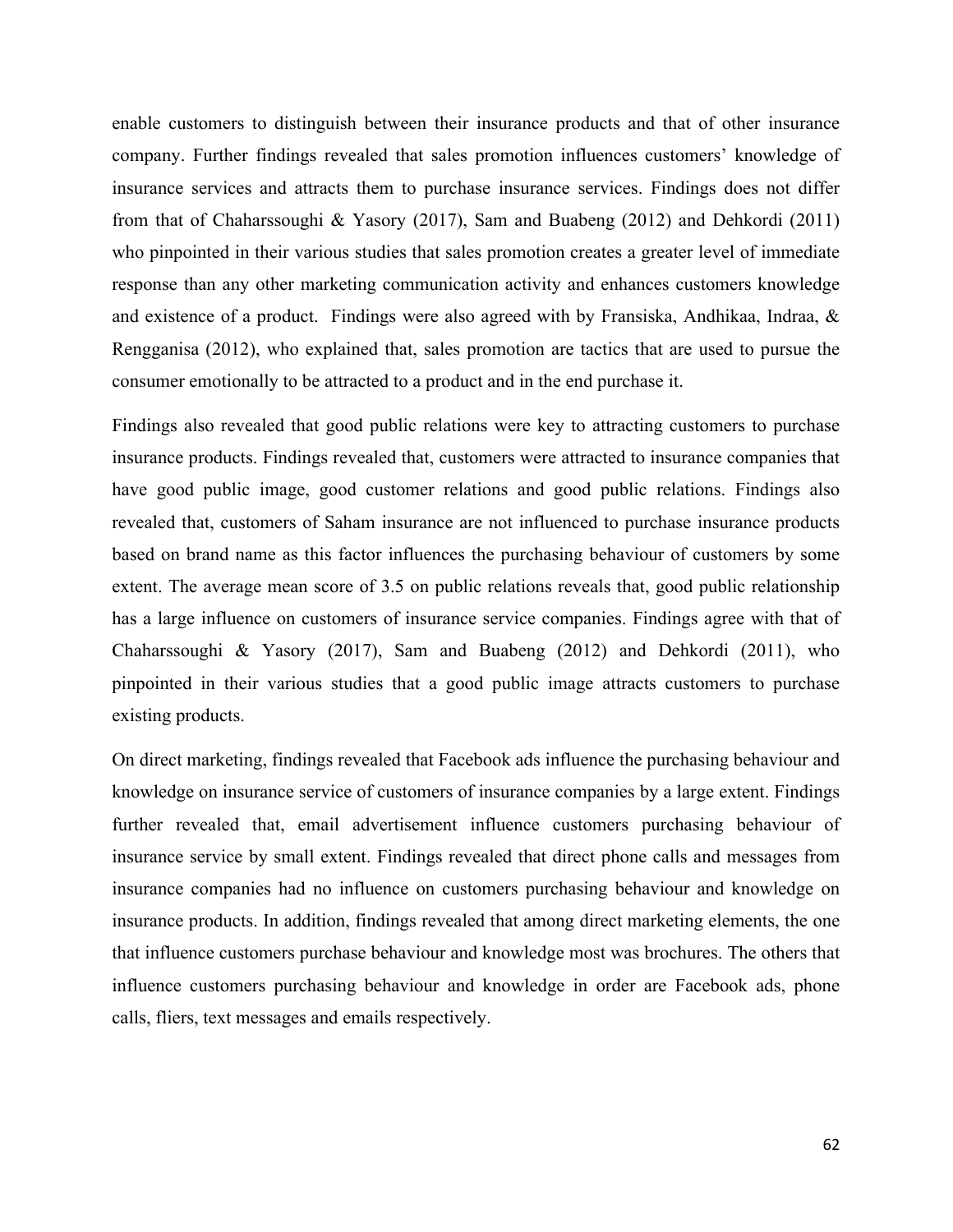enable customers to distinguish between their insurance products and that of other insurance company. Further findings revealed that sales promotion influences customers' knowledge of insurance services and attracts them to purchase insurance services. Findings does not differ from that of Chaharssoughi & Yasory (2017), Sam and Buabeng (2012) and Dehkordi (2011) who pinpointed in their various studies that sales promotion creates a greater level of immediate response than any other marketing communication activity and enhances customers knowledge and existence of a product. Findings were also agreed with by Fransiska, Andhikaa, Indraa, & Rengganisa (2012), who explained that, sales promotion are tactics that are used to pursue the consumer emotionally to be attracted to a product and in the end purchase it.

Findings also revealed that good public relations were key to attracting customers to purchase insurance products. Findings revealed that, customers were attracted to insurance companies that have good public image, good customer relations and good public relations. Findings also revealed that, customers of Saham insurance are not influenced to purchase insurance products based on brand name as this factor influences the purchasing behaviour of customers by some extent. The average mean score of 3.5 on public relations reveals that, good public relationship has a large influence on customers of insurance service companies. Findings agree with that of Chaharssoughi & Yasory (2017), Sam and Buabeng (2012) and Dehkordi (2011), who pinpointed in their various studies that a good public image attracts customers to purchase existing products.

On direct marketing, findings revealed that Facebook ads influence the purchasing behaviour and knowledge on insurance service of customers of insurance companies by a large extent. Findings further revealed that, email advertisement influence customers purchasing behaviour of insurance service by small extent. Findings revealed that direct phone calls and messages from insurance companies had no influence on customers purchasing behaviour and knowledge on insurance products. In addition, findings revealed that among direct marketing elements, the one that influence customers purchase behaviour and knowledge most was brochures. The others that influence customers purchasing behaviour and knowledge in order are Facebook ads, phone calls, fliers, text messages and emails respectively.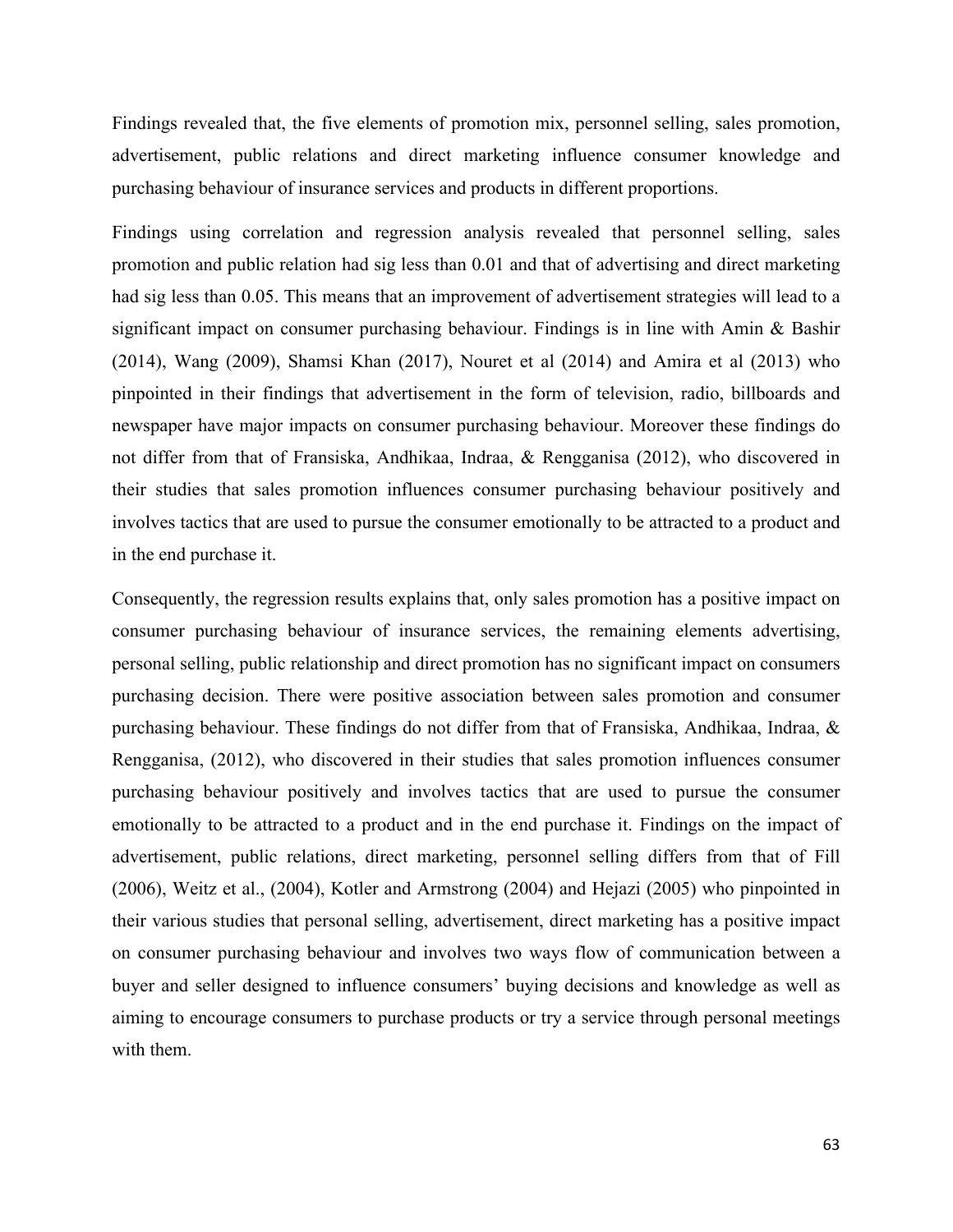Findings revealed that, the five elements of promotion mix, personnel selling, sales promotion, advertisement, public relations and direct marketing influence consumer knowledge and purchasing behaviour of insurance services and products in different proportions.

Findings using correlation and regression analysis revealed that personnel selling, sales promotion and public relation had sig less than 0.01 and that of advertising and direct marketing had sig less than 0.05. This means that an improvement of advertisement strategies will lead to a significant impact on consumer purchasing behaviour. Findings is in line with Amin & Bashir (2014), Wang (2009), Shamsi Khan (2017), Nouret et al (2014) and Amira et al (2013) who pinpointed in their findings that advertisement in the form of television, radio, billboards and newspaper have major impacts on consumer purchasing behaviour. Moreover these findings do not differ from that of Fransiska, Andhikaa, Indraa, & Rengganisa (2012), who discovered in their studies that sales promotion influences consumer purchasing behaviour positively and involves tactics that are used to pursue the consumer emotionally to be attracted to a product and in the end purchase it.

Consequently, the regression results explains that, only sales promotion has a positive impact on consumer purchasing behaviour of insurance services, the remaining elements advertising, personal selling, public relationship and direct promotion has no significant impact on consumers purchasing decision. There were positive association between sales promotion and consumer purchasing behaviour. These findings do not differ from that of Fransiska, Andhikaa, Indraa, & Rengganisa, (2012), who discovered in their studies that sales promotion influences consumer purchasing behaviour positively and involves tactics that are used to pursue the consumer emotionally to be attracted to a product and in the end purchase it. Findings on the impact of advertisement, public relations, direct marketing, personnel selling differs from that of Fill (2006), Weitz et al., (2004), Kotler and Armstrong (2004) and Hejazi (2005) who pinpointed in their various studies that personal selling, advertisement, direct marketing has a positive impact on consumer purchasing behaviour and involves two ways flow of communication between a buyer and seller designed to influence consumers' buying decisions and knowledge as well as aiming to encourage consumers to purchase products or try a service through personal meetings with them.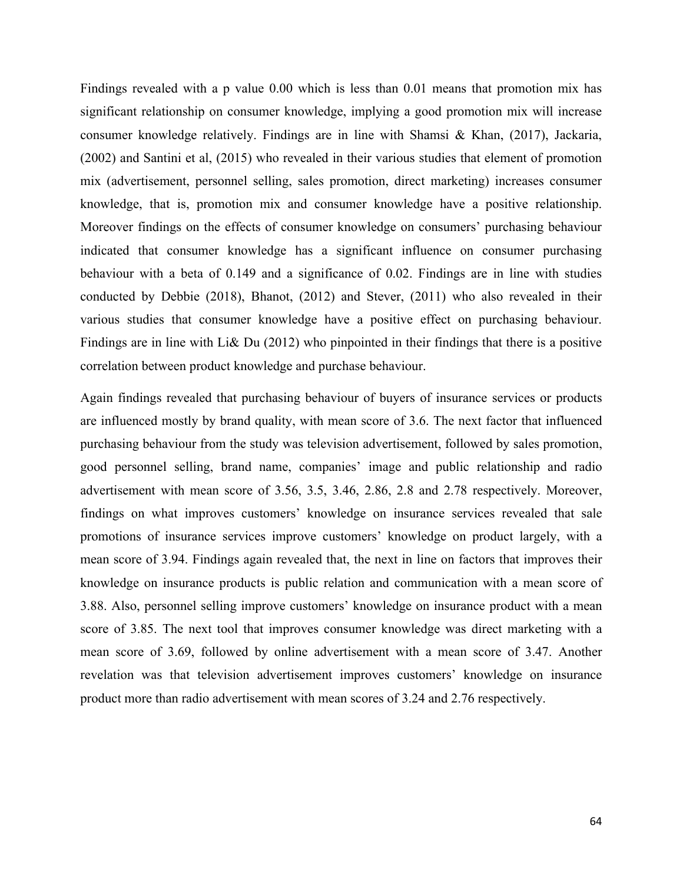Findings revealed with a p value 0.00 which is less than 0.01 means that promotion mix has significant relationship on consumer knowledge, implying a good promotion mix will increase consumer knowledge relatively. Findings are in line with Shamsi & Khan, (2017), Jackaria, (2002) and Santini et al, (2015) who revealed in their various studies that element of promotion mix (advertisement, personnel selling, sales promotion, direct marketing) increases consumer knowledge, that is, promotion mix and consumer knowledge have a positive relationship. Moreover findings on the effects of consumer knowledge on consumers' purchasing behaviour indicated that consumer knowledge has a significant influence on consumer purchasing behaviour with a beta of 0.149 and a significance of 0.02. Findings are in line with studies conducted by Debbie (2018), Bhanot, (2012) and Stever, (2011) who also revealed in their various studies that consumer knowledge have a positive effect on purchasing behaviour. Findings are in line with Li& Du (2012) who pinpointed in their findings that there is a positive correlation between product knowledge and purchase behaviour.

Again findings revealed that purchasing behaviour of buyers of insurance services or products are influenced mostly by brand quality, with mean score of 3.6. The next factor that influenced purchasing behaviour from the study was television advertisement, followed by sales promotion, good personnel selling, brand name, companies' image and public relationship and radio advertisement with mean score of 3.56, 3.5, 3.46, 2.86, 2.8 and 2.78 respectively. Moreover, findings on what improves customers' knowledge on insurance services revealed that sale promotions of insurance services improve customers' knowledge on product largely, with a mean score of 3.94. Findings again revealed that, the next in line on factors that improves their knowledge on insurance products is public relation and communication with a mean score of 3.88. Also, personnel selling improve customers' knowledge on insurance product with a mean score of 3.85. The next tool that improves consumer knowledge was direct marketing with a mean score of 3.69, followed by online advertisement with a mean score of 3.47. Another revelation was that television advertisement improves customers' knowledge on insurance product more than radio advertisement with mean scores of 3.24 and 2.76 respectively.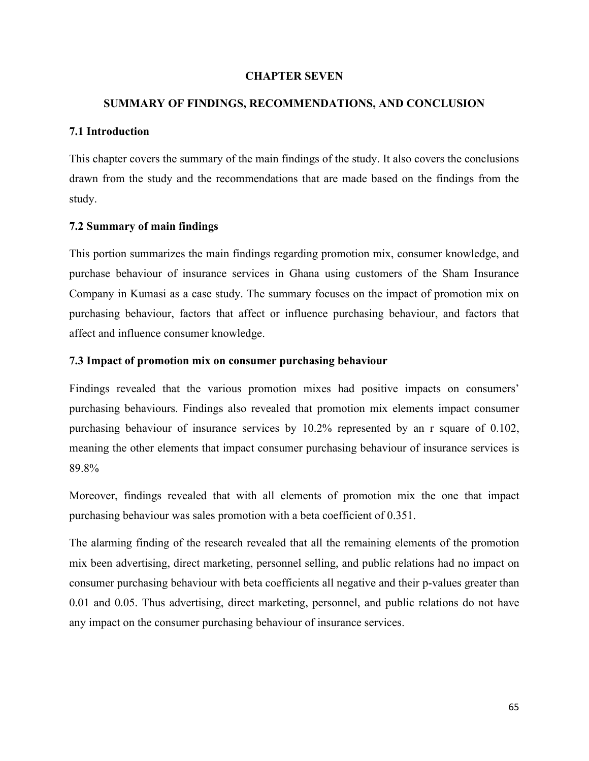# CHAPTER SEVEN

## SUMMARY OF FINDINGS, RECOMMENDATIONS, AND CONCLUSION

### 7.1 Introduction

This chapter covers the summary of the main findings of the study. It also covers the conclusions drawn from the study and the recommendations that are made based on the findings from the study.

### 7.2 Summary of main findings

This portion summarizes the main findings regarding promotion mix, consumer knowledge, and purchase behaviour of insurance services in Ghana using customers of the Sham Insurance Company in Kumasi as a case study. The summary focuses on the impact of promotion mix on purchasing behaviour, factors that affect or influence purchasing behaviour, and factors that affect and influence consumer knowledge.

### 7.3 Impact of promotion mix on consumer purchasing behaviour

Findings revealed that the various promotion mixes had positive impacts on consumers' purchasing behaviours. Findings also revealed that promotion mix elements impact consumer purchasing behaviour of insurance services by 10.2% represented by an r square of 0.102, meaning the other elements that impact consumer purchasing behaviour of insurance services is 89.8%

Moreover, findings revealed that with all elements of promotion mix the one that impact purchasing behaviour was sales promotion with a beta coefficient of 0.351.

The alarming finding of the research revealed that all the remaining elements of the promotion mix been advertising, direct marketing, personnel selling, and public relations had no impact on consumer purchasing behaviour with beta coefficients all negative and their p-values greater than 0.01 and 0.05. Thus advertising, direct marketing, personnel, and public relations do not have any impact on the consumer purchasing behaviour of insurance services.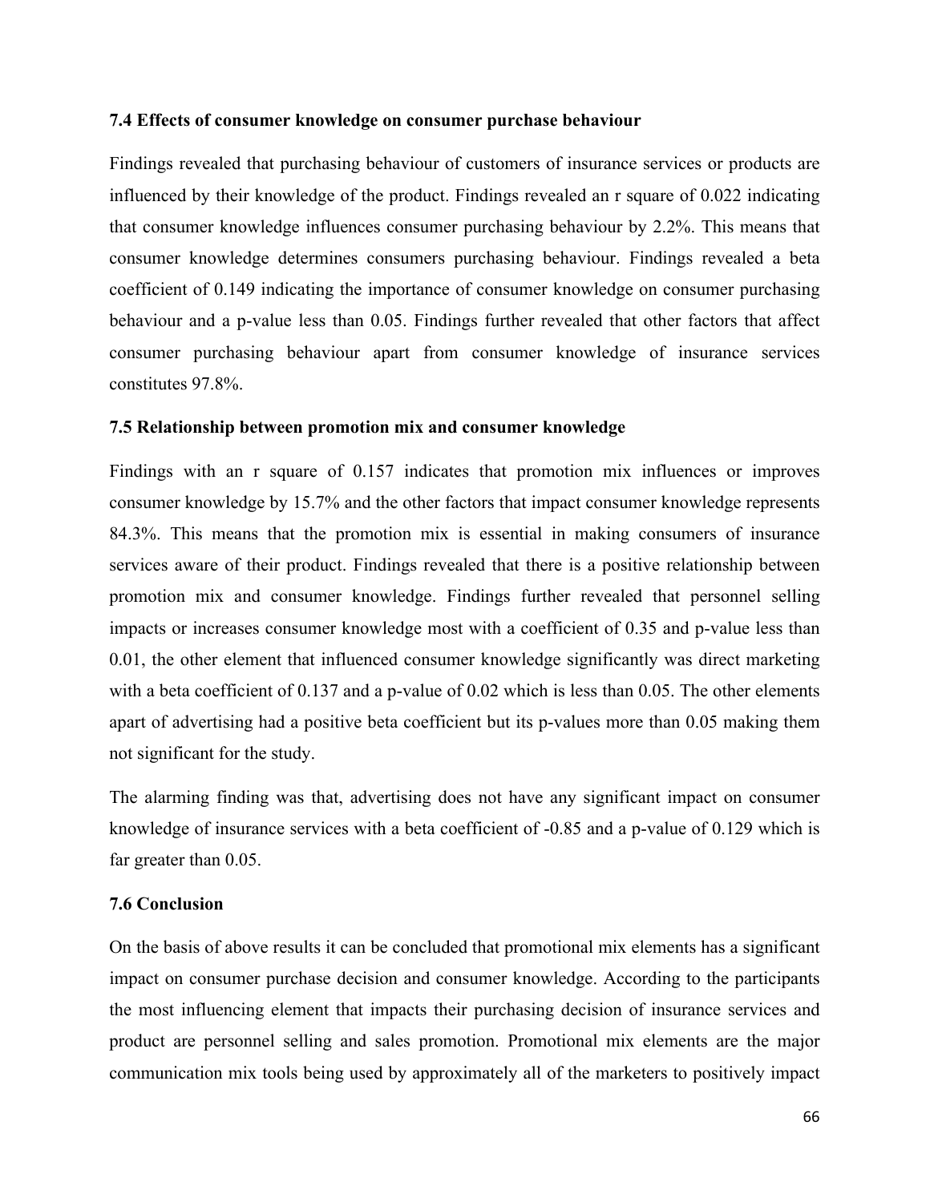### 7.4 Effects of consumer knowledge on consumer purchase behaviour

Findings revealed that purchasing behaviour of customers of insurance services or products are influenced by their knowledge of the product. Findings revealed an r square of 0.022 indicating that consumer knowledge influences consumer purchasing behaviour by 2.2%. This means that consumer knowledge determines consumers purchasing behaviour. Findings revealed a beta coefficient of 0.149 indicating the importance of consumer knowledge on consumer purchasing behaviour and a p-value less than 0.05. Findings further revealed that other factors that affect consumer purchasing behaviour apart from consumer knowledge of insurance services constitutes 97.8%.

### 7.5 Relationship between promotion mix and consumer knowledge

Findings with an r square of 0.157 indicates that promotion mix influences or improves consumer knowledge by 15.7% and the other factors that impact consumer knowledge represents 84.3%. This means that the promotion mix is essential in making consumers of insurance services aware of their product. Findings revealed that there is a positive relationship between promotion mix and consumer knowledge. Findings further revealed that personnel selling impacts or increases consumer knowledge most with a coefficient of 0.35 and p-value less than 0.01, the other element that influenced consumer knowledge significantly was direct marketing with a beta coefficient of 0.137 and a p-value of 0.02 which is less than 0.05. The other elements apart of advertising had a positive beta coefficient but its p-values more than 0.05 making them not significant for the study.

The alarming finding was that, advertising does not have any significant impact on consumer knowledge of insurance services with a beta coefficient of -0.85 and a p-value of 0.129 which is far greater than 0.05.

### 7.6 Conclusion

On the basis of above results it can be concluded that promotional mix elements has a significant impact on consumer purchase decision and consumer knowledge. According to the participants the most influencing element that impacts their purchasing decision of insurance services and product are personnel selling and sales promotion. Promotional mix elements are the major communication mix tools being used by approximately all of the marketers to positively impact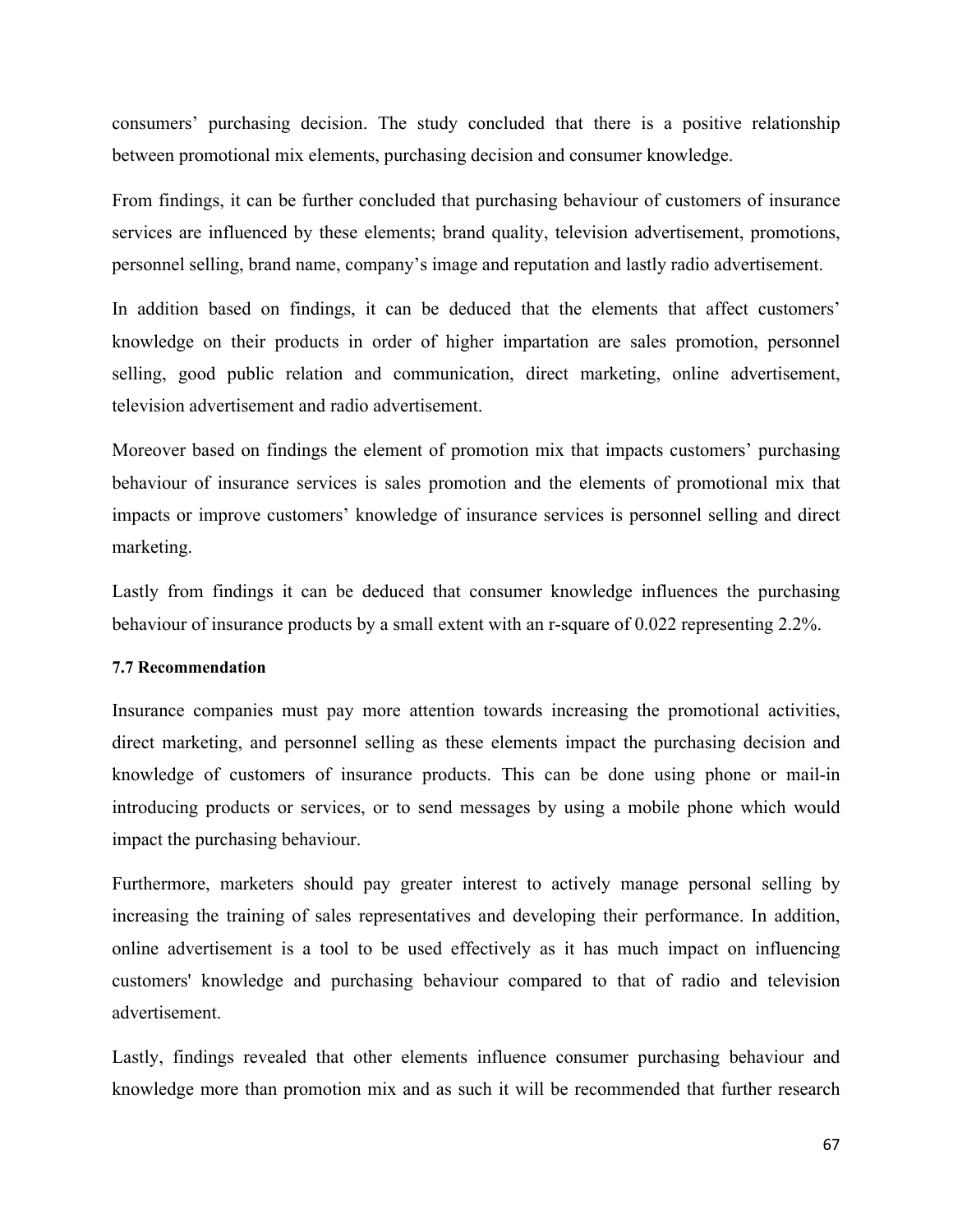consumers' purchasing decision. The study concluded that there is a positive relationship between promotional mix elements, purchasing decision and consumer knowledge.

From findings, it can be further concluded that purchasing behaviour of customers of insurance services are influenced by these elements; brand quality, television advertisement, promotions, personnel selling, brand name, company's image and reputation and lastly radio advertisement.

In addition based on findings, it can be deduced that the elements that affect customers' knowledge on their products in order of higher impartation are sales promotion, personnel selling, good public relation and communication, direct marketing, online advertisement, television advertisement and radio advertisement.

Moreover based on findings the element of promotion mix that impacts customers' purchasing behaviour of insurance services is sales promotion and the elements of promotional mix that impacts or improve customers' knowledge of insurance services is personnel selling and direct marketing.

Lastly from findings it can be deduced that consumer knowledge influences the purchasing behaviour of insurance products by a small extent with an r-square of 0.022 representing 2.2%.

### 7.7 Recommendation

Insurance companies must pay more attention towards increasing the promotional activities, direct marketing, and personnel selling as these elements impact the purchasing decision and knowledge of customers of insurance products. This can be done using phone or mail-in introducing products or services, or to send messages by using a mobile phone which would impact the purchasing behaviour.

Furthermore, marketers should pay greater interest to actively manage personal selling by increasing the training of sales representatives and developing their performance. In addition, online advertisement is a tool to be used effectively as it has much impact on influencing customers' knowledge and purchasing behaviour compared to that of radio and television advertisement.

Lastly, findings revealed that other elements influence consumer purchasing behaviour and knowledge more than promotion mix and as such it will be recommended that further research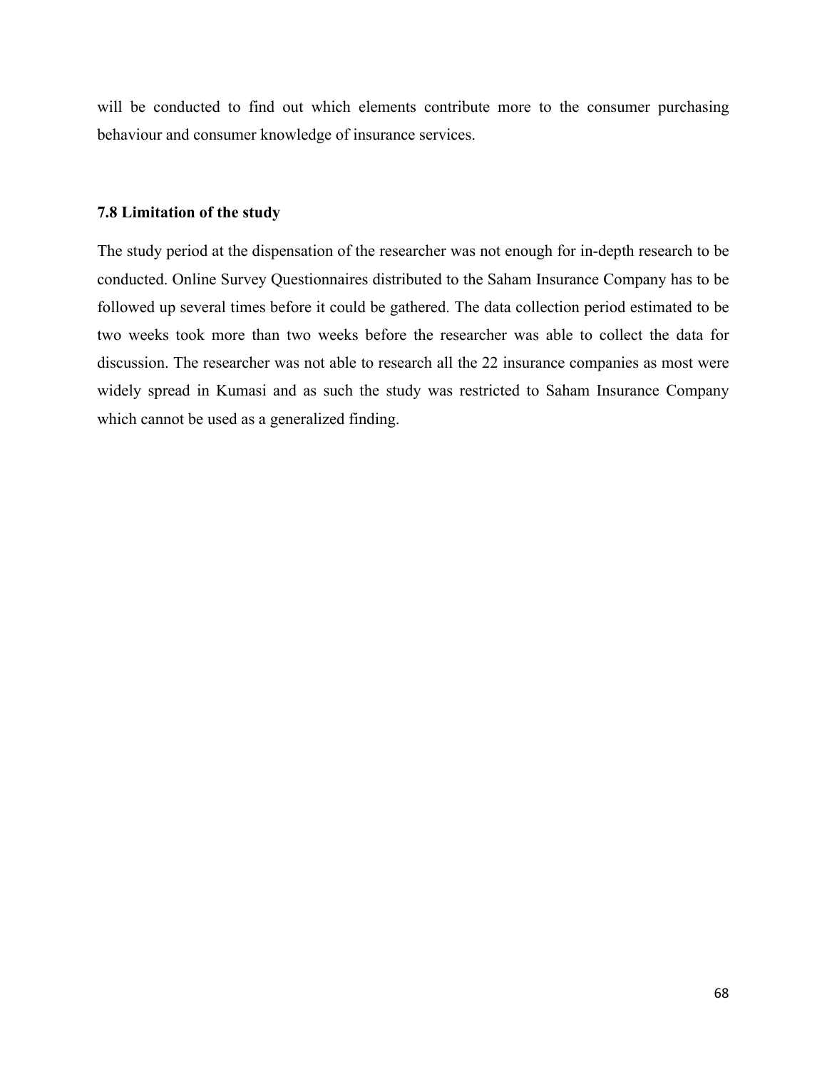will be conducted to find out which elements contribute more to the consumer purchasing behaviour and consumer knowledge of insurance services.

### 7.8 Limitation of the study

The study period at the dispensation of the researcher was not enough for in-depth research to be conducted. Online Survey Questionnaires distributed to the Saham Insurance Company has to be followed up several times before it could be gathered. The data collection period estimated to be two weeks took more than two weeks before the researcher was able to collect the data for discussion. The researcher was not able to research all the 22 insurance companies as most were widely spread in Kumasi and as such the study was restricted to Saham Insurance Company which cannot be used as a generalized finding.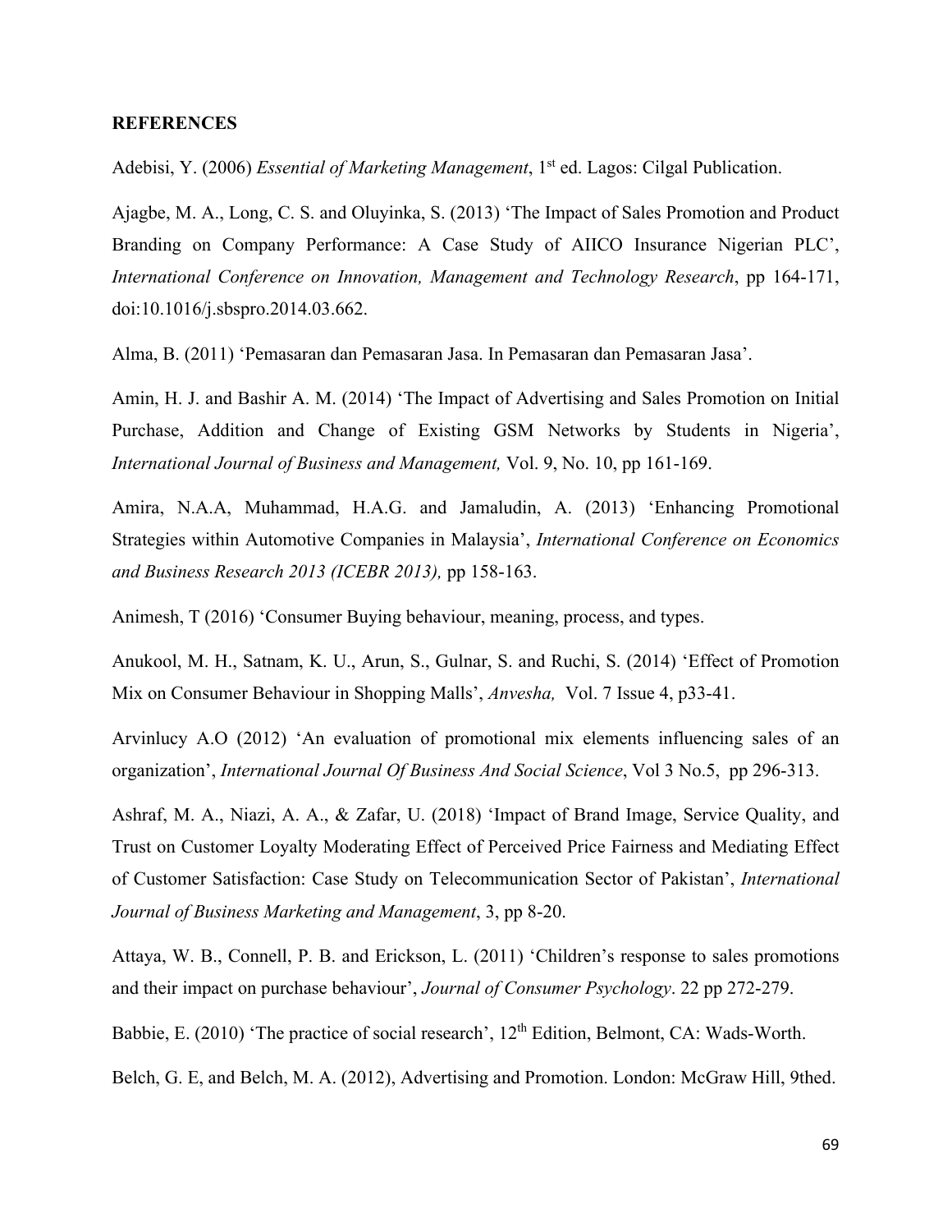**REFERENCES**

Adebisi, Y. (2006) *Essential of Marketing Management*, 1st ed. Lagos: Cilgal Publication.

Ajagbe, M. A., Long, C. S. and Oluyinka, S. (2013) 'The Impact of Sales Promotion and Product Branding on Company Performance: A Case Study of AIICO Insurance Nigerian PLC', *International Conference on Innovation, Management and Technology Research*, pp 164-171, doi:10.1016/j.sbspro.2014.03.662.

Alma, B. (2011) 'Pemasaran dan Pemasaran Jasa. In Pemasaran dan Pemasaran Jasa'.

Amin, H. J. and Bashir A. M. (2014) 'The Impact of Advertising and Sales Promotion on Initial Purchase, Addition and Change of Existing GSM Networks by Students in Nigeria', *International Journal of Business and Management,* Vol. 9, No. 10, pp 161-169.

Amira, N.A.A, Muhammad, H.A.G. and Jamaludin, A. (2013) 'Enhancing Promotional Strategies within Automotive Companies in Malaysia', *International Conference on Economics and Business Research 2013 (ICEBR 2013),* pp 158-163.

Animesh, T (2016) 'Consumer Buying behaviour, meaning, process, and types.

Anukool, M. H., Satnam, K. U., Arun, S., Gulnar, S. and Ruchi, S. (2014) 'Effect of Promotion Mix on Consumer Behaviour in Shopping Malls', *Anvesha,* Vol. 7 Issue 4, p33-41.

Arvinlucy A.O (2012) 'An evaluation of promotional mix elements influencing sales of an organization', *International Journal Of Business And Social Science*, Vol 3 No.5, pp 296-313.

Ashraf, M. A., Niazi, A. A., & Zafar, U. (2018) 'Impact of Brand Image, Service Quality, and Trust on Customer Loyalty Moderating Effect of Perceived Price Fairness and Mediating Effect of Customer Satisfaction: Case Study on Telecommunication Sector of Pakistan', *International Journal of Business Marketing and Management*, 3, pp 8-20.

Attaya, W. B., Connell, P. B. and Erickson, L. (2011) 'Children's response to sales promotions and their impact on purchase behaviour', *Journal of Consumer Psychology*. 22 pp 272-279.

Babbie, E. (2010) 'The practice of social research', 12th Edition, Belmont, CA: Wads-Worth.

Belch, G. E, and Belch, M. A. (2012), Advertising and Promotion. London: McGraw Hill, 9thed.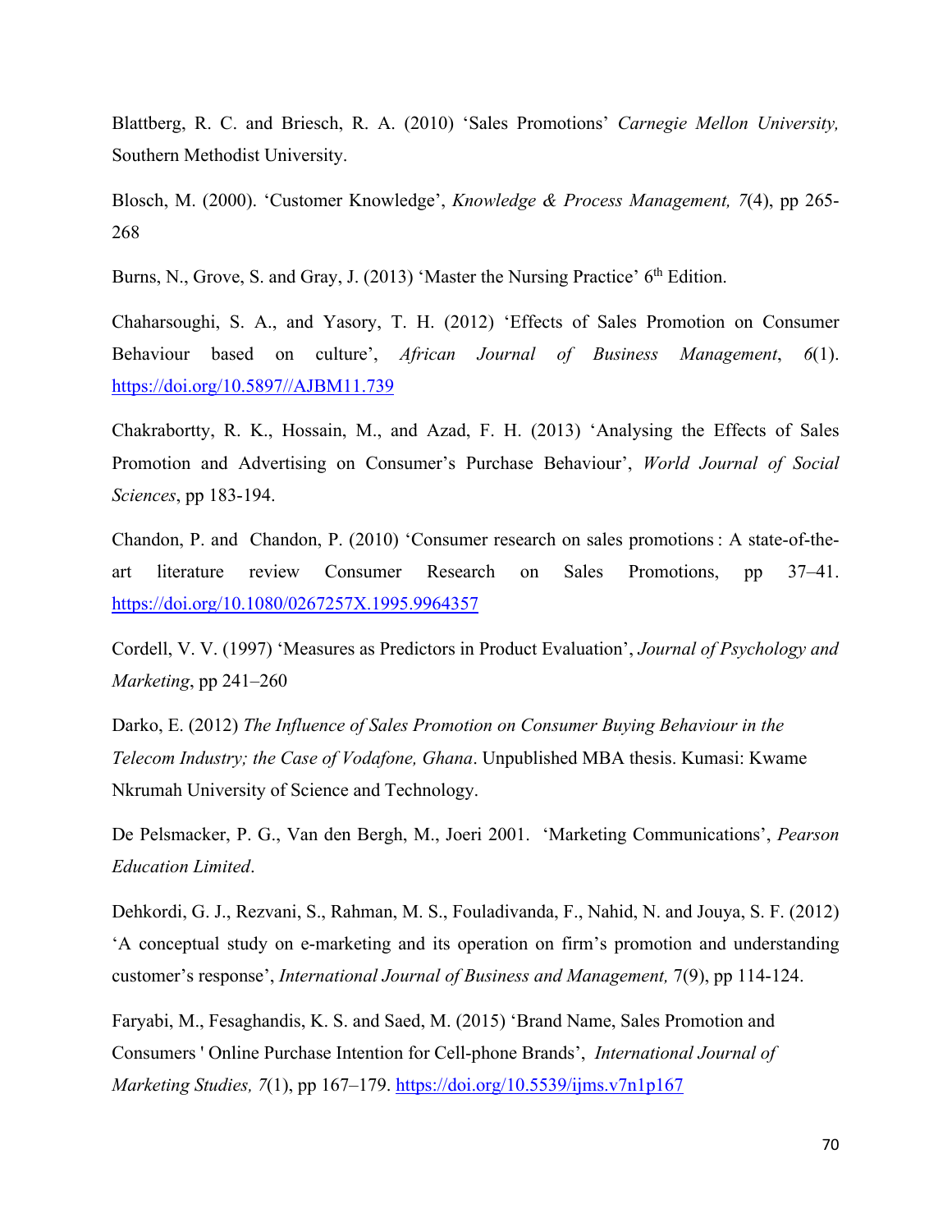Blattberg, R. C. and Briesch, R. A. (2010) 'Sales Promotions' *Carnegie Mellon University,* Southern Methodist University.

Blosch, M. (2000). 'Customer Knowledge', *Knowledge & Process Management, 7*(4), pp 265-268

Burns, N., Grove, S. and Gray, J. (2013) 'Master the Nursing Practice' 6th Edition.

Chaharsoughi, S. A., and Yasory, T. H. (2012) 'Effects of Sales Promotion on Consumer Behaviour based on culture', *African Journal of Business Management*, *6*(1). https://doi.org/10.5897//AJBM11.739

Chakrabortty, R. K., Hossain, M., and Azad, F. H. (2013) 'Analysing the Effects of Sales Promotion and Advertising on Consumer's Purchase Behaviour', *World Journal of Social Sciences*, pp 183-194.

Chandon, P. and Chandon, P. (2010) 'Consumer research on sales promotions : A state-of-the-art literature review Consumer Research on Sales Promotions, pp 37–41. https://doi.org/10.1080/0267257X.1995.9964357

Cordell, V. V. (1997) 'Measures as Predictors in Product Evaluation', *Journal of Psychology and Marketing*, pp 241–260

Darko, E. (2012) *The Influence of Sales Promotion on Consumer Buying Behaviour in the Telecom Industry; the Case of Vodafone, Ghana*. Unpublished MBA thesis. Kumasi: Kwame Nkrumah University of Science and Technology.

De Pelsmacker, P. G., Van den Bergh, M., Joeri 2001. 'Marketing Communications', *Pearson Education Limited*.

Dehkordi, G. J., Rezvani, S., Rahman, M. S., Fouladivanda, F., Nahid, N. and Jouya, S. F. (2012) 'A conceptual study on e-marketing and its operation on firm's promotion and understanding customer's response', *International Journal of Business and Management,* 7(9), pp 114-124.

Faryabi, M., Fesaghandis, K. S. and Saed, M. (2015) 'Brand Name, Sales Promotion and Consumers ' Online Purchase Intention for Cell-phone Brands', *International Journal of Marketing Studies, 7*(1), pp 167–179. https://doi.org/10.5539/ijms.v7n1p167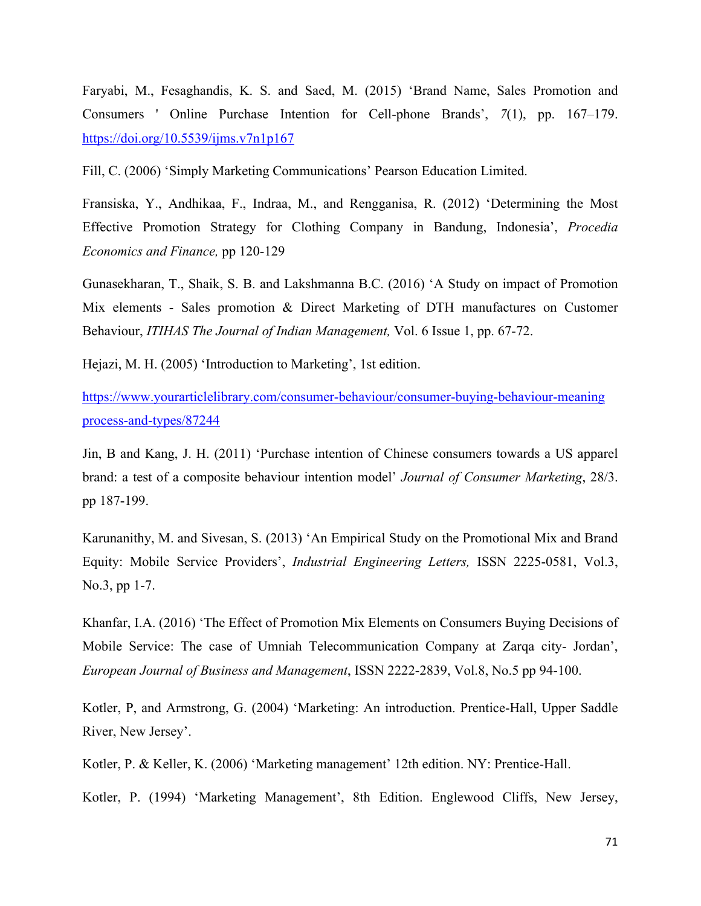Faryabi, M., Fesaghandis, K. S. and Saed, M. (2015) 'Brand Name, Sales Promotion and Consumers ' Online Purchase Intention for Cell-phone Brands', *7*(1), pp. 167–179. https://doi.org/10.5539/ijms.v7n1p167

Fill, C. (2006) 'Simply Marketing Communications' Pearson Education Limited.

Fransiska, Y., Andhikaa, F., Indraa, M., and Rengganisa, R. (2012) 'Determining the Most Effective Promotion Strategy for Clothing Company in Bandung, Indonesia', *Procedia Economics and Finance,* pp 120-129

Gunasekharan, T., Shaik, S. B. and Lakshmanna B.C. (2016) 'A Study on impact of Promotion Mix elements - Sales promotion & Direct Marketing of DTH manufactures on Customer Behaviour, *ITIHAS The Journal of Indian Management,* Vol. 6 Issue 1, pp. 67-72.

Hejazi, M. H. (2005) 'Introduction to Marketing', 1st edition.

https://www.yourarticlelibrary.com/consumer-behaviour/consumer-buying-behaviour-meaning process-and-types/87244

Jin, B and Kang, J. H. (2011) 'Purchase intention of Chinese consumers towards a US apparel brand: a test of a composite behaviour intention model' *Journal of Consumer Marketing*, 28/3. pp 187-199.

Karunanithy, M. and Sivesan, S. (2013) 'An Empirical Study on the Promotional Mix and Brand Equity: Mobile Service Providers', *Industrial Engineering Letters,* ISSN 2225-0581, Vol.3, No.3, pp 1-7.

Khanfar, I.A. (2016) 'The Effect of Promotion Mix Elements on Consumers Buying Decisions of Mobile Service: The case of Umniah Telecommunication Company at Zarqa city- Jordan', *European Journal of Business and Management*, ISSN 2222-2839, Vol.8, No.5 pp 94-100.

Kotler, P, and Armstrong, G. (2004) 'Marketing: An introduction. Prentice-Hall, Upper Saddle River, New Jersey'.

Kotler, P. & Keller, K. (2006) 'Marketing management' 12th edition. NY: Prentice-Hall.

Kotler, P. (1994) 'Marketing Management', 8th Edition. Englewood Cliffs, New Jersey,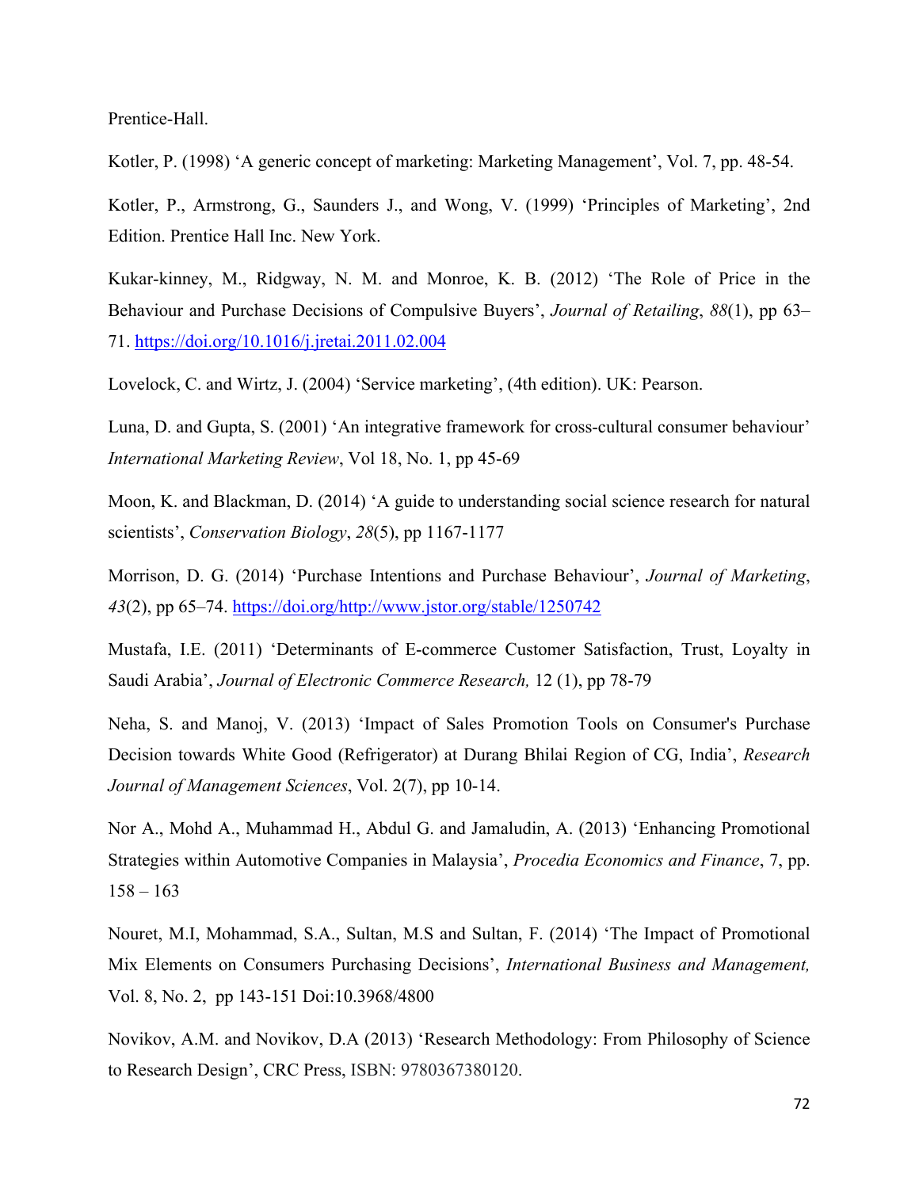Prentice-Hall.

Kotler, P. (1998) 'A generic concept of marketing: Marketing Management', Vol. 7, pp. 48-54.

Kotler, P., Armstrong, G., Saunders J., and Wong, V. (1999) 'Principles of Marketing', 2nd Edition. Prentice Hall Inc. New York.

Kukar-kinney, M., Ridgway, N. M. and Monroe, K. B. (2012) 'The Role of Price in the Behaviour and Purchase Decisions of Compulsive Buyers', *Journal of Retailing*, *88*(1), pp 63–71. https://doi.org/10.1016/j.jretai.2011.02.004

Lovelock, C. and Wirtz, J. (2004) 'Service marketing', (4th edition). UK: Pearson.

Luna, D. and Gupta, S. (2001) 'An integrative framework for cross-cultural consumer behaviour' *International Marketing Review*, Vol 18, No. 1, pp 45-69

Moon, K. and Blackman, D. (2014) 'A guide to understanding social science research for natural scientists', *Conservation Biology*, *28*(5), pp 1167-1177

Morrison, D. G. (2014) 'Purchase Intentions and Purchase Behaviour', *Journal of Marketing*, *43*(2), pp 65–74. https://doi.org/http://www.jstor.org/stable/1250742

Mustafa, I.E. (2011) 'Determinants of E-commerce Customer Satisfaction, Trust, Loyalty in Saudi Arabia', *Journal of Electronic Commerce Research,* 12 (1), pp 78-79

Neha, S. and Manoj, V. (2013) 'Impact of Sales Promotion Tools on Consumer's Purchase Decision towards White Good (Refrigerator) at Durang Bhilai Region of CG, India', *Research Journal of Management Sciences*, Vol. 2(7), pp 10-14.

Nor A., Mohd A., Muhammad H., Abdul G. and Jamaludin, A. (2013) 'Enhancing Promotional Strategies within Automotive Companies in Malaysia', *Procedia Economics and Finance*, 7, pp. 158 – 163

Nouret, M.I, Mohammad, S.A., Sultan, M.S and Sultan, F. (2014) 'The Impact of Promotional Mix Elements on Consumers Purchasing Decisions', *International Business and Management,* Vol. 8, No. 2, pp 143-151 Doi:10.3968/4800

Novikov, A.M. and Novikov, D.A (2013) 'Research Methodology: From Philosophy of Science to Research Design', CRC Press, ISBN: 9780367380120.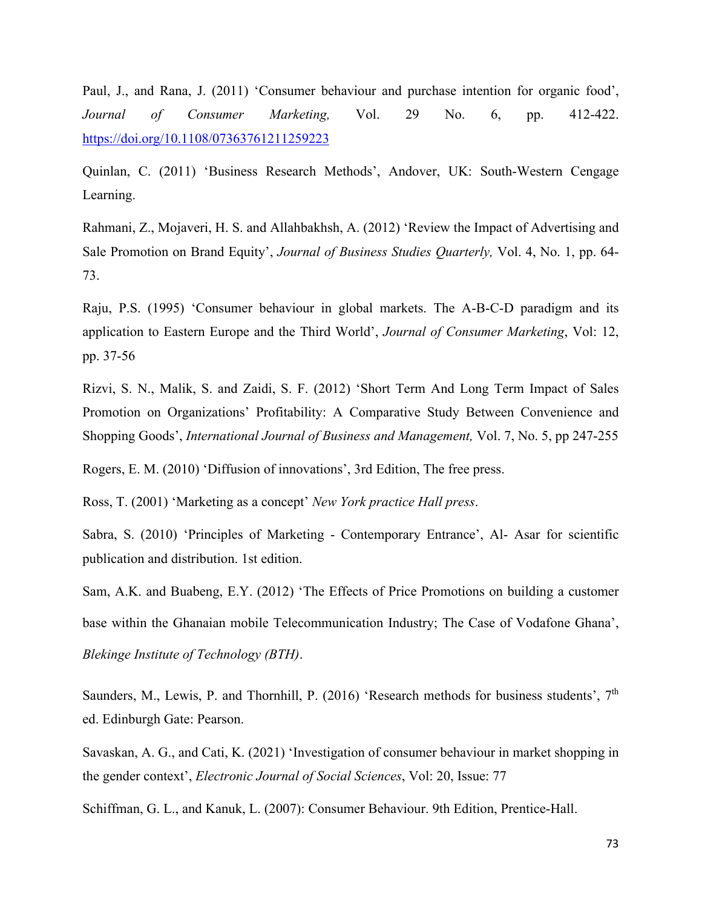Paul, J., and Rana, J. (2011) 'Consumer behaviour and purchase intention for organic food', *Journal of Consumer Marketing,* Vol. 29 No. 6, pp. 412-422. https://doi.org/10.1108/07363761211259223

Quinlan, C. (2011) 'Business Research Methods', Andover, UK: South-Western Cengage Learning.

Rahmani, Z., Mojaveri, H. S. and Allahbakhsh, A. (2012) 'Review the Impact of Advertising and Sale Promotion on Brand Equity', *Journal of Business Studies Quarterly,* Vol. 4, No. 1, pp. 64-73.

Raju, P.S. (1995) 'Consumer behaviour in global markets. The A-B-C-D paradigm and its application to Eastern Europe and the Third World', *Journal of Consumer Marketing*, Vol: 12, pp. 37-56

Rizvi, S. N., Malik, S. and Zaidi, S. F. (2012) 'Short Term And Long Term Impact of Sales Promotion on Organizations' Profitability: A Comparative Study Between Convenience and Shopping Goods', *International Journal of Business and Management,* Vol. 7, No. 5, pp 247-255

Rogers, E. M. (2010) 'Diffusion of innovations', 3rd Edition, The free press.

Ross, T. (2001) 'Marketing as a concept' *New York practice Hall press*.

Sabra, S. (2010) 'Principles of Marketing - Contemporary Entrance', Al- Asar for scientific publication and distribution. 1st edition.

Sam, A.K. and Buabeng, E.Y. (2012) 'The Effects of Price Promotions on building a customer base within the Ghanaian mobile Telecommunication Industry; The Case of Vodafone Ghana', *Blekinge Institute of Technology (BTH)*.

Saunders, M., Lewis, P. and Thornhill, P. (2016) 'Research methods for business students', 7th ed. Edinburgh Gate: Pearson.

Savaskan, A. G., and Cati, K. (2021) 'Investigation of consumer behaviour in market shopping in the gender context', *Electronic Journal of Social Sciences*, Vol: 20, Issue: 77

Schiffman, G. L., and Kanuk, L. (2007): Consumer Behaviour. 9th Edition, Prentice-Hall.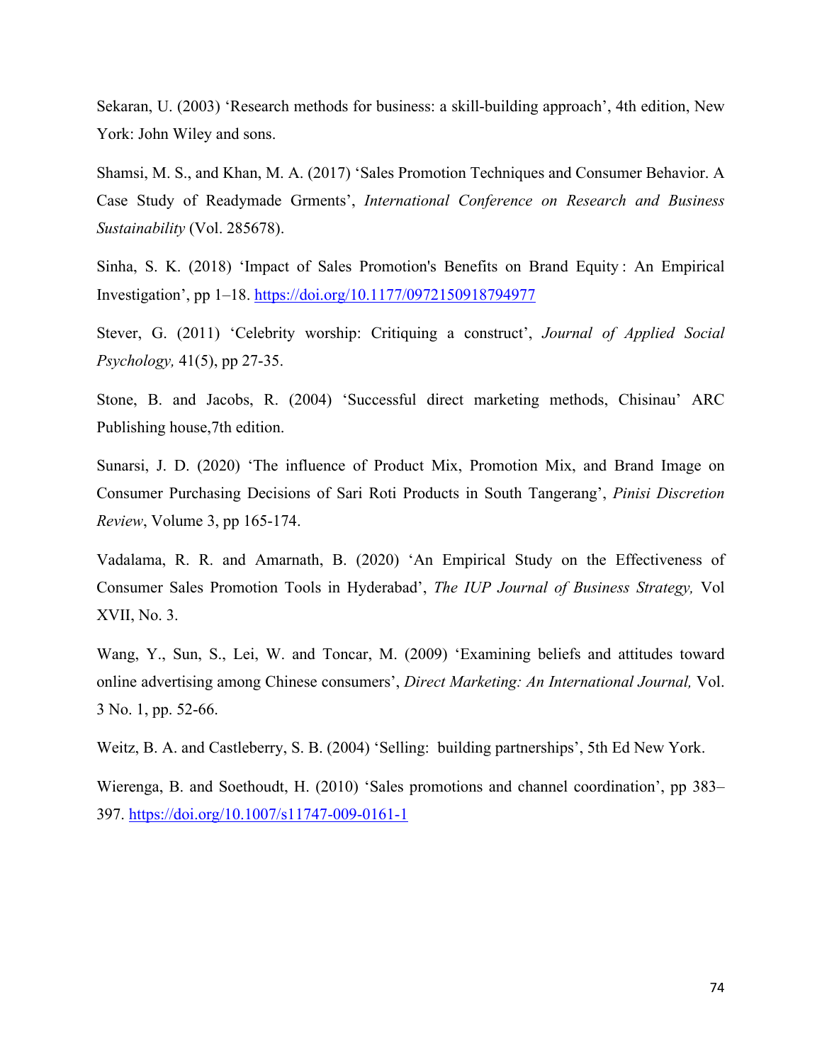Sekaran, U. (2003) ‘Research methods for business: a skill-building approach’, 4th edition, New York: John Wiley and sons.

Shamsi, M. S., and Khan, M. A. (2017) ‘Sales Promotion Techniques and Consumer Behavior. A Case Study of Readymade Grments’, *International Conference on Research and Business Sustainability* (Vol. 285678).

Sinha, S. K. (2018) ‘Impact of Sales Promotion's Benefits on Brand Equity : An Empirical Investigation’, pp 1–18. https://doi.org/10.1177/0972150918794977

Stever, G. (2011) ‘Celebrity worship: Critiquing a construct’, *Journal of Applied Social Psychology,* 41(5), pp 27-35.

Stone, B. and Jacobs, R. (2004) ‘Successful direct marketing methods, Chisinau’ ARC Publishing house,7th edition.

Sunarsi, J. D. (2020) ‘The influence of Product Mix, Promotion Mix, and Brand Image on Consumer Purchasing Decisions of Sari Roti Products in South Tangerang’, *Pinisi Discretion Review*, Volume 3, pp 165-174.

Vadalama, R. R. and Amarnath, B. (2020) ‘An Empirical Study on the Effectiveness of Consumer Sales Promotion Tools in Hyderabad’, *The IUP Journal of Business Strategy,* Vol XVII, No. 3.

Wang, Y., Sun, S., Lei, W. and Toncar, M. (2009) ‘Examining beliefs and attitudes toward online advertising among Chinese consumers’, *Direct Marketing: An International Journal,* Vol. 3 No. 1, pp. 52-66.

Weitz, B. A. and Castleberry, S. B. (2004) ‘Selling: building partnerships’, 5th Ed New York.

Wierenga, B. and Soethoudt, H. (2010) ‘Sales promotions and channel coordination’, pp 383–397. https://doi.org/10.1007/s11747-009-0161-1